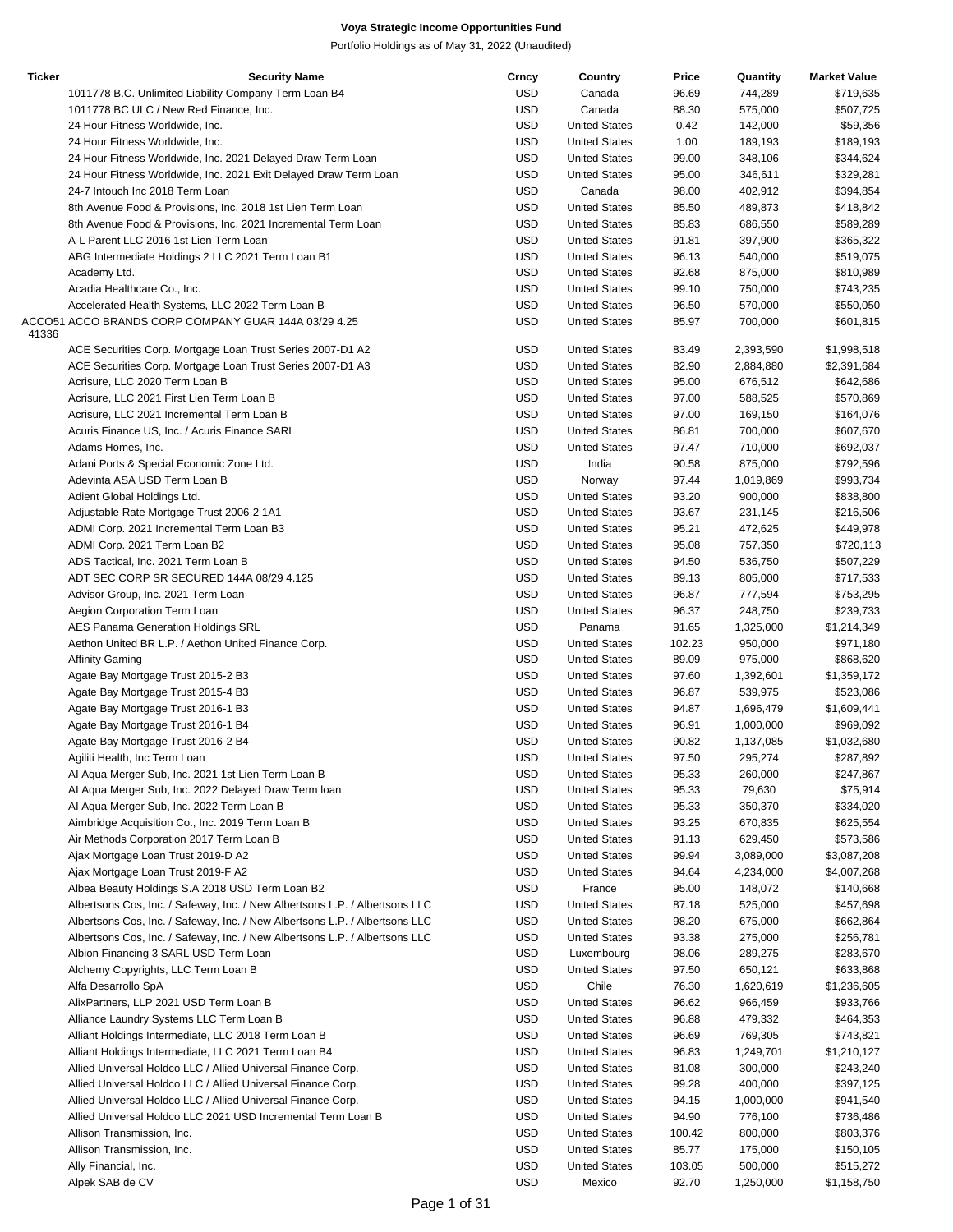**Voya Strategic Income Opportunities Fund**

Portfolio Holdings as of May 31, 2022 (Unaudited)

| Ticker | Security Name | Crncy | Country | Price | Quantity | Market Value |
|---|---|---|---|---|---|---|
| | 1011778 B.C. Unlimited Liability Company Term Loan B4 | USD | Canada | 96.69 | 744,289 | $719,635 |
| | 1011778 BC ULC / New Red Finance, Inc. | USD | Canada | 88.30 | 575,000 | $507,725 |
| | 24 Hour Fitness Worldwide, Inc. | USD | United States | 0.42 | 142,000 | $59,356 |
| | 24 Hour Fitness Worldwide, Inc. | USD | United States | 1.00 | 189,193 | $189,193 |
| | 24 Hour Fitness Worldwide, Inc. 2021 Delayed Draw Term Loan | USD | United States | 99.00 | 348,106 | $344,624 |
| | 24 Hour Fitness Worldwide, Inc. 2021 Exit Delayed Draw Term Loan | USD | United States | 95.00 | 346,611 | $329,281 |
| | 24-7 Intouch Inc 2018 Term Loan | USD | Canada | 98.00 | 402,912 | $394,854 |
| | 8th Avenue Food & Provisions, Inc. 2018 1st Lien Term Loan | USD | United States | 85.50 | 489,873 | $418,842 |
| | 8th Avenue Food & Provisions, Inc. 2021 Incremental Term Loan | USD | United States | 85.83 | 686,550 | $589,289 |
| | A-L Parent LLC 2016 1st Lien Term Loan | USD | United States | 91.81 | 397,900 | $365,322 |
| | ABG Intermediate Holdings 2 LLC 2021 Term Loan B1 | USD | United States | 96.13 | 540,000 | $519,075 |
| | Academy Ltd. | USD | United States | 92.68 | 875,000 | $810,989 |
| | Acadia Healthcare Co., Inc. | USD | United States | 99.10 | 750,000 | $743,235 |
| | Accelerated Health Systems, LLC 2022 Term Loan B | USD | United States | 96.50 | 570,000 | $550,050 |
| ACCO5141336 | ACCO BRANDS CORP COMPANY GUAR 144A 03/29 4.25 | USD | United States | 85.97 | 700,000 | $601,815 |
| | ACE Securities Corp. Mortgage Loan Trust Series 2007-D1 A2 | USD | United States | 83.49 | 2,393,590 | $1,998,518 |
| | ACE Securities Corp. Mortgage Loan Trust Series 2007-D1 A3 | USD | United States | 82.90 | 2,884,880 | $2,391,684 |
| | Acrisure, LLC 2020 Term Loan B | USD | United States | 95.00 | 676,512 | $642,686 |
| | Acrisure, LLC 2021 First Lien Term Loan B | USD | United States | 97.00 | 588,525 | $570,869 |
| | Acrisure, LLC 2021 Incremental Term Loan B | USD | United States | 97.00 | 169,150 | $164,076 |
| | Acuris Finance US, Inc. / Acuris Finance SARL | USD | United States | 86.81 | 700,000 | $607,670 |
| | Adams Homes, Inc. | USD | United States | 97.47 | 710,000 | $692,037 |
| | Adani Ports & Special Economic Zone Ltd. | USD | India | 90.58 | 875,000 | $792,596 |
| | Adevinta ASA USD Term Loan B | USD | Norway | 97.44 | 1,019,869 | $993,734 |
| | Adient Global Holdings Ltd. | USD | United States | 93.20 | 900,000 | $838,800 |
| | Adjustable Rate Mortgage Trust 2006-2 1A1 | USD | United States | 93.67 | 231,145 | $216,506 |
| | ADMI Corp. 2021 Incremental Term Loan B3 | USD | United States | 95.21 | 472,625 | $449,978 |
| | ADMI Corp. 2021 Term Loan B2 | USD | United States | 95.08 | 757,350 | $720,113 |
| | ADS Tactical, Inc. 2021 Term Loan B | USD | United States | 94.50 | 536,750 | $507,229 |
| | ADT SEC CORP SR SECURED 144A 08/29 4.125 | USD | United States | 89.13 | 805,000 | $717,533 |
| | Advisor Group, Inc. 2021 Term Loan | USD | United States | 96.87 | 777,594 | $753,295 |
| | Aegion Corporation Term Loan | USD | United States | 96.37 | 248,750 | $239,733 |
| | AES Panama Generation Holdings SRL | USD | Panama | 91.65 | 1,325,000 | $1,214,349 |
| | Aethon United BR L.P. / Aethon United Finance Corp. | USD | United States | 102.23 | 950,000 | $971,180 |
| | Affinity Gaming | USD | United States | 89.09 | 975,000 | $868,620 |
| | Agate Bay Mortgage Trust 2015-2 B3 | USD | United States | 97.60 | 1,392,601 | $1,359,172 |
| | Agate Bay Mortgage Trust 2015-4 B3 | USD | United States | 96.87 | 539,975 | $523,086 |
| | Agate Bay Mortgage Trust 2016-1 B3 | USD | United States | 94.87 | 1,696,479 | $1,609,441 |
| | Agate Bay Mortgage Trust 2016-1 B4 | USD | United States | 96.91 | 1,000,000 | $969,092 |
| | Agate Bay Mortgage Trust 2016-2 B4 | USD | United States | 90.82 | 1,137,085 | $1,032,680 |
| | Agiliti Health, Inc Term Loan | USD | United States | 97.50 | 295,274 | $287,892 |
| | AI Aqua Merger Sub, Inc. 2021 1st Lien Term Loan B | USD | United States | 95.33 | 260,000 | $247,867 |
| | AI Aqua Merger Sub, Inc. 2022 Delayed Draw Term loan | USD | United States | 95.33 | 79,630 | $75,914 |
| | AI Aqua Merger Sub, Inc. 2022 Term Loan B | USD | United States | 95.33 | 350,370 | $334,020 |
| | Aimbridge Acquisition Co., Inc. 2019 Term Loan B | USD | United States | 93.25 | 670,835 | $625,554 |
| | Air Methods Corporation 2017 Term Loan B | USD | United States | 91.13 | 629,450 | $573,586 |
| | Ajax Mortgage Loan Trust 2019-D A2 | USD | United States | 99.94 | 3,089,000 | $3,087,208 |
| | Ajax Mortgage Loan Trust 2019-F A2 | USD | United States | 94.64 | 4,234,000 | $4,007,268 |
| | Albea Beauty Holdings S.A 2018 USD Term Loan B2 | USD | France | 95.00 | 148,072 | $140,668 |
| | Albertsons Cos, Inc. / Safeway, Inc. / New Albertsons L.P. / Albertsons LLC | USD | United States | 87.18 | 525,000 | $457,698 |
| | Albertsons Cos, Inc. / Safeway, Inc. / New Albertsons L.P. / Albertsons LLC | USD | United States | 98.20 | 675,000 | $662,864 |
| | Albertsons Cos, Inc. / Safeway, Inc. / New Albertsons L.P. / Albertsons LLC | USD | United States | 93.38 | 275,000 | $256,781 |
| | Albion Financing 3 SARL USD Term Loan | USD | Luxembourg | 98.06 | 289,275 | $283,670 |
| | Alchemy Copyrights, LLC Term Loan B | USD | United States | 97.50 | 650,121 | $633,868 |
| | Alfa Desarrollo SpA | USD | Chile | 76.30 | 1,620,619 | $1,236,605 |
| | AlixPartners, LLP 2021 USD Term Loan B | USD | United States | 96.62 | 966,459 | $933,766 |
| | Alliance Laundry Systems LLC Term Loan B | USD | United States | 96.88 | 479,332 | $464,353 |
| | Alliant Holdings Intermediate, LLC 2018 Term Loan B | USD | United States | 96.69 | 769,305 | $743,821 |
| | Alliant Holdings Intermediate, LLC 2021 Term Loan B4 | USD | United States | 96.83 | 1,249,701 | $1,210,127 |
| | Allied Universal Holdco LLC / Allied Universal Finance Corp. | USD | United States | 81.08 | 300,000 | $243,240 |
| | Allied Universal Holdco LLC / Allied Universal Finance Corp. | USD | United States | 99.28 | 400,000 | $397,125 |
| | Allied Universal Holdco LLC / Allied Universal Finance Corp. | USD | United States | 94.15 | 1,000,000 | $941,540 |
| | Allied Universal Holdco LLC 2021 USD Incremental Term Loan B | USD | United States | 94.90 | 776,100 | $736,486 |
| | Allison Transmission, Inc. | USD | United States | 100.42 | 800,000 | $803,376 |
| | Allison Transmission, Inc. | USD | United States | 85.77 | 175,000 | $150,105 |
| | Ally Financial, Inc. | USD | United States | 103.05 | 500,000 | $515,272 |
| | Alpek SAB de CV | USD | Mexico | 92.70 | 1,250,000 | $1,158,750 |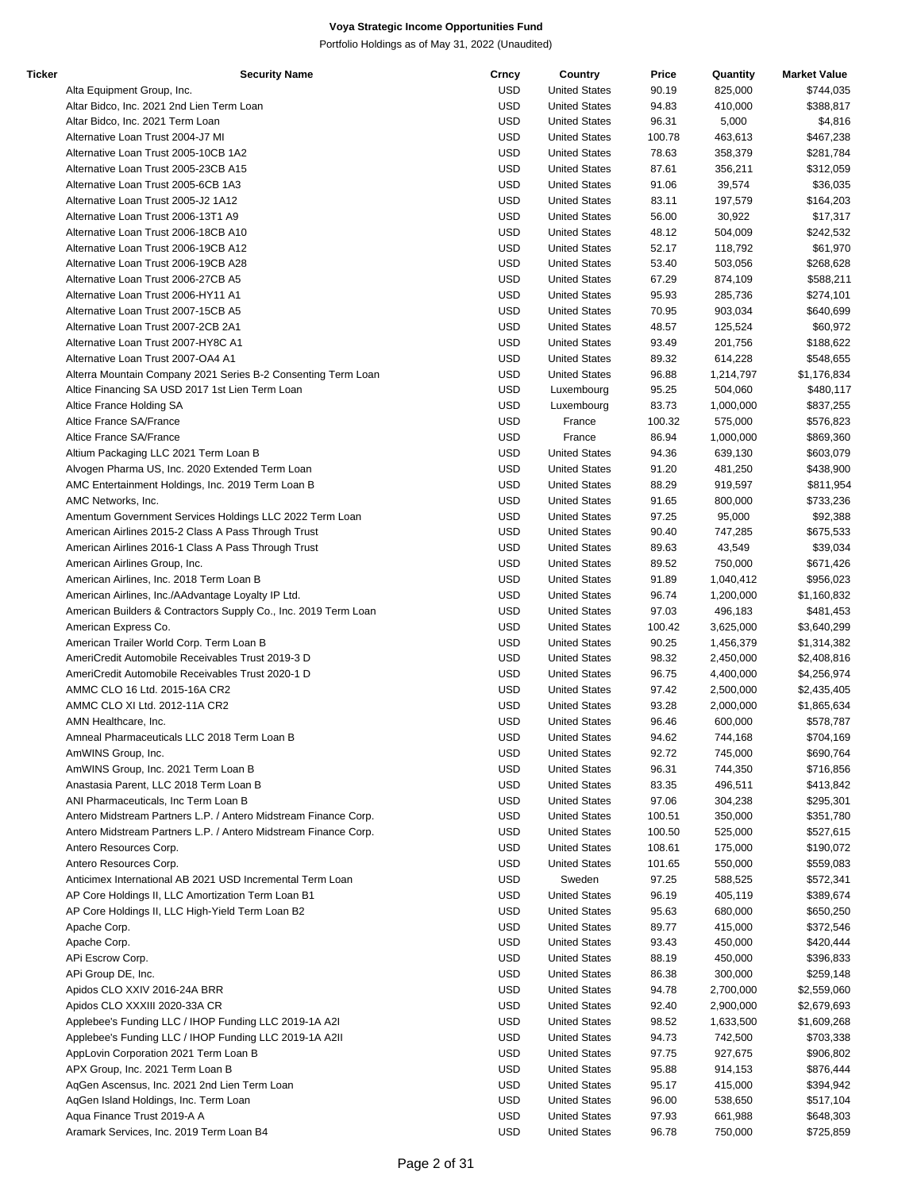**Voya Strategic Income Opportunities Fund**

Portfolio Holdings as of May 31, 2022 (Unaudited)

| Ticker | Security Name | Crncy | Country | Price | Quantity | Market Value |
|---|---|---|---|---|---|---|
| | Alta Equipment Group, Inc. | USD | United States | 90.19 | 825,000 | $744,035 |
| | Altar Bidco, Inc. 2021 2nd Lien Term Loan | USD | United States | 94.83 | 410,000 | $388,817 |
| | Altar Bidco, Inc. 2021 Term Loan | USD | United States | 96.31 | 5,000 | $4,816 |
| | Alternative Loan Trust 2004-J7 MI | USD | United States | 100.78 | 463,613 | $467,238 |
| | Alternative Loan Trust 2005-10CB 1A2 | USD | United States | 78.63 | 358,379 | $281,784 |
| | Alternative Loan Trust 2005-23CB A15 | USD | United States | 87.61 | 356,211 | $312,059 |
| | Alternative Loan Trust 2005-6CB 1A3 | USD | United States | 91.06 | 39,574 | $36,035 |
| | Alternative Loan Trust 2005-J2 1A12 | USD | United States | 83.11 | 197,579 | $164,203 |
| | Alternative Loan Trust 2006-13T1 A9 | USD | United States | 56.00 | 30,922 | $17,317 |
| | Alternative Loan Trust 2006-18CB A10 | USD | United States | 48.12 | 504,009 | $242,532 |
| | Alternative Loan Trust 2006-19CB A12 | USD | United States | 52.17 | 118,792 | $61,970 |
| | Alternative Loan Trust 2006-19CB A28 | USD | United States | 53.40 | 503,056 | $268,628 |
| | Alternative Loan Trust 2006-27CB A5 | USD | United States | 67.29 | 874,109 | $588,211 |
| | Alternative Loan Trust 2006-HY11 A1 | USD | United States | 95.93 | 285,736 | $274,101 |
| | Alternative Loan Trust 2007-15CB A5 | USD | United States | 70.95 | 903,034 | $640,699 |
| | Alternative Loan Trust 2007-2CB 2A1 | USD | United States | 48.57 | 125,524 | $60,972 |
| | Alternative Loan Trust 2007-HY8C A1 | USD | United States | 93.49 | 201,756 | $188,622 |
| | Alternative Loan Trust 2007-OA4 A1 | USD | United States | 89.32 | 614,228 | $548,655 |
| | Alterra Mountain Company 2021 Series B-2 Consenting Term Loan | USD | United States | 96.88 | 1,214,797 | $1,176,834 |
| | Altice Financing SA USD 2017 1st Lien Term Loan | USD | Luxembourg | 95.25 | 504,060 | $480,117 |
| | Altice France Holding SA | USD | Luxembourg | 83.73 | 1,000,000 | $837,255 |
| | Altice France SA/France | USD | France | 100.32 | 575,000 | $576,823 |
| | Altice France SA/France | USD | France | 86.94 | 1,000,000 | $869,360 |
| | Altium Packaging LLC 2021 Term Loan B | USD | United States | 94.36 | 639,130 | $603,079 |
| | Alvogen Pharma US, Inc. 2020 Extended Term Loan | USD | United States | 91.20 | 481,250 | $438,900 |
| | AMC Entertainment Holdings, Inc. 2019 Term Loan B | USD | United States | 88.29 | 919,597 | $811,954 |
| | AMC Networks, Inc. | USD | United States | 91.65 | 800,000 | $733,236 |
| | Amentum Government Services Holdings LLC 2022 Term Loan | USD | United States | 97.25 | 95,000 | $92,388 |
| | American Airlines 2015-2 Class A Pass Through Trust | USD | United States | 90.40 | 747,285 | $675,533 |
| | American Airlines 2016-1 Class A Pass Through Trust | USD | United States | 89.63 | 43,549 | $39,034 |
| | American Airlines Group, Inc. | USD | United States | 89.52 | 750,000 | $671,426 |
| | American Airlines, Inc. 2018 Term Loan B | USD | United States | 91.89 | 1,040,412 | $956,023 |
| | American Airlines, Inc./AAdvantage Loyalty IP Ltd. | USD | United States | 96.74 | 1,200,000 | $1,160,832 |
| | American Builders & Contractors Supply Co., Inc. 2019 Term Loan | USD | United States | 97.03 | 496,183 | $481,453 |
| | American Express Co. | USD | United States | 100.42 | 3,625,000 | $3,640,299 |
| | American Trailer World Corp. Term Loan B | USD | United States | 90.25 | 1,456,379 | $1,314,382 |
| | AmeriCredit Automobile Receivables Trust 2019-3 D | USD | United States | 98.32 | 2,450,000 | $2,408,816 |
| | AmeriCredit Automobile Receivables Trust 2020-1 D | USD | United States | 96.75 | 4,400,000 | $4,256,974 |
| | AMMC CLO 16 Ltd. 2015-16A CR2 | USD | United States | 97.42 | 2,500,000 | $2,435,405 |
| | AMMC CLO XI Ltd. 2012-11A CR2 | USD | United States | 93.28 | 2,000,000 | $1,865,634 |
| | AMN Healthcare, Inc. | USD | United States | 96.46 | 600,000 | $578,787 |
| | Amneal Pharmaceuticals LLC 2018 Term Loan B | USD | United States | 94.62 | 744,168 | $704,169 |
| | AmWINS Group, Inc. | USD | United States | 92.72 | 745,000 | $690,764 |
| | AmWINS Group, Inc. 2021 Term Loan B | USD | United States | 96.31 | 744,350 | $716,856 |
| | Anastasia Parent, LLC 2018 Term Loan B | USD | United States | 83.35 | 496,511 | $413,842 |
| | ANI Pharmaceuticals, Inc Term Loan B | USD | United States | 97.06 | 304,238 | $295,301 |
| | Antero Midstream Partners L.P. / Antero Midstream Finance Corp. | USD | United States | 100.51 | 350,000 | $351,780 |
| | Antero Midstream Partners L.P. / Antero Midstream Finance Corp. | USD | United States | 100.50 | 525,000 | $527,615 |
| | Antero Resources Corp. | USD | United States | 108.61 | 175,000 | $190,072 |
| | Antero Resources Corp. | USD | United States | 101.65 | 550,000 | $559,083 |
| | Anticimex International AB 2021 USD Incremental Term Loan | USD | Sweden | 97.25 | 588,525 | $572,341 |
| | AP Core Holdings II, LLC Amortization Term Loan B1 | USD | United States | 96.19 | 405,119 | $389,674 |
| | AP Core Holdings II, LLC High-Yield Term Loan B2 | USD | United States | 95.63 | 680,000 | $650,250 |
| | Apache Corp. | USD | United States | 89.77 | 415,000 | $372,546 |
| | Apache Corp. | USD | United States | 93.43 | 450,000 | $420,444 |
| | APi Escrow Corp. | USD | United States | 88.19 | 450,000 | $396,833 |
| | APi Group DE, Inc. | USD | United States | 86.38 | 300,000 | $259,148 |
| | Apidos CLO XXIV 2016-24A BRR | USD | United States | 94.78 | 2,700,000 | $2,559,060 |
| | Apidos CLO XXXIII 2020-33A CR | USD | United States | 92.40 | 2,900,000 | $2,679,693 |
| | Applebee's Funding LLC / IHOP Funding LLC 2019-1A A2I | USD | United States | 98.52 | 1,633,500 | $1,609,268 |
| | Applebee's Funding LLC / IHOP Funding LLC 2019-1A A2II | USD | United States | 94.73 | 742,500 | $703,338 |
| | AppLovin Corporation 2021 Term Loan B | USD | United States | 97.75 | 927,675 | $906,802 |
| | APX Group, Inc. 2021 Term Loan B | USD | United States | 95.88 | 914,153 | $876,444 |
| | AqGen Ascensus, Inc. 2021 2nd Lien Term Loan | USD | United States | 95.17 | 415,000 | $394,942 |
| | AqGen Island Holdings, Inc. Term Loan | USD | United States | 96.00 | 538,650 | $517,104 |
| | Aqua Finance Trust 2019-A A | USD | United States | 97.93 | 661,988 | $648,303 |
| | Aramark Services, Inc. 2019 Term Loan B4 | USD | United States | 96.78 | 750,000 | $725,859 |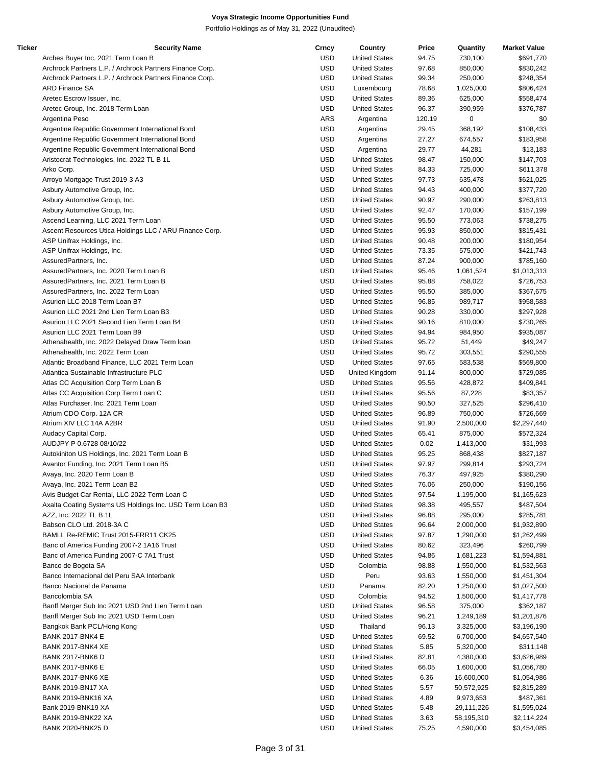# Voya Strategic Income Opportunities Fund

Portfolio Holdings as of May 31, 2022 (Unaudited)

| Ticker | Security Name | Crncy | Country | Price | Quantity | Market Value |
|---|---|---|---|---|---|---|
| | Arches Buyer Inc. 2021 Term Loan B | USD | United States | 94.75 | 730,100 | $691,770 |
| | Archrock Partners L.P. / Archrock Partners Finance Corp. | USD | United States | 97.68 | 850,000 | $830,242 |
| | Archrock Partners L.P. / Archrock Partners Finance Corp. | USD | United States | 99.34 | 250,000 | $248,354 |
| | ARD Finance SA | USD | Luxembourg | 78.68 | 1,025,000 | $806,424 |
| | Aretec Escrow Issuer, Inc. | USD | United States | 89.36 | 625,000 | $558,474 |
| | Aretec Group, Inc. 2018 Term Loan | USD | United States | 96.37 | 390,959 | $376,787 |
| | Argentina Peso | ARS | Argentina | 120.19 | 0 | $0 |
| | Argentine Republic Government International Bond | USD | Argentina | 29.45 | 368,192 | $108,433 |
| | Argentine Republic Government International Bond | USD | Argentina | 27.27 | 674,557 | $183,958 |
| | Argentine Republic Government International Bond | USD | Argentina | 29.77 | 44,281 | $13,183 |
| | Aristocrat Technologies, Inc. 2022 TL B 1L | USD | United States | 98.47 | 150,000 | $147,703 |
| | Arko Corp. | USD | United States | 84.33 | 725,000 | $611,378 |
| | Arroyo Mortgage Trust 2019-3 A3 | USD | United States | 97.73 | 635,478 | $621,025 |
| | Asbury Automotive Group, Inc. | USD | United States | 94.43 | 400,000 | $377,720 |
| | Asbury Automotive Group, Inc. | USD | United States | 90.97 | 290,000 | $263,813 |
| | Asbury Automotive Group, Inc. | USD | United States | 92.47 | 170,000 | $157,199 |
| | Ascend Learning, LLC 2021 Term Loan | USD | United States | 95.50 | 773,063 | $738,275 |
| | Ascent Resources Utica Holdings LLC / ARU Finance Corp. | USD | United States | 95.93 | 850,000 | $815,431 |
| | ASP Unifrax Holdings, Inc. | USD | United States | 90.48 | 200,000 | $180,954 |
| | ASP Unifrax Holdings, Inc. | USD | United States | 73.35 | 575,000 | $421,743 |
| | AssuredPartners, Inc. | USD | United States | 87.24 | 900,000 | $785,160 |
| | AssuredPartners, Inc. 2020 Term Loan B | USD | United States | 95.46 | 1,061,524 | $1,013,313 |
| | AssuredPartners, Inc. 2021 Term Loan B | USD | United States | 95.88 | 758,022 | $726,753 |
| | AssuredPartners, Inc. 2022 Term Loan | USD | United States | 95.50 | 385,000 | $367,675 |
| | Asurion LLC 2018 Term Loan B7 | USD | United States | 96.85 | 989,717 | $958,583 |
| | Asurion LLC 2021 2nd Lien Term Loan B3 | USD | United States | 90.28 | 330,000 | $297,928 |
| | Asurion LLC 2021 Second Lien Term Loan B4 | USD | United States | 90.16 | 810,000 | $730,265 |
| | Asurion LLC 2021 Term Loan B9 | USD | United States | 94.94 | 984,950 | $935,087 |
| | Athenahealth, Inc. 2022 Delayed Draw Term loan | USD | United States | 95.72 | 51,449 | $49,247 |
| | Athenahealth, Inc. 2022 Term Loan | USD | United States | 95.72 | 303,551 | $290,555 |
| | Atlantic Broadband Finance, LLC 2021 Term Loan | USD | United States | 97.65 | 583,538 | $569,800 |
| | Atlantica Sustainable Infrastructure PLC | USD | United Kingdom | 91.14 | 800,000 | $729,085 |
| | Atlas CC Acquisition Corp Term Loan B | USD | United States | 95.56 | 428,872 | $409,841 |
| | Atlas CC Acquisition Corp Term Loan C | USD | United States | 95.56 | 87,228 | $83,357 |
| | Atlas Purchaser, Inc. 2021 Term Loan | USD | United States | 90.50 | 327,525 | $296,410 |
| | Atrium CDO Corp. 12A CR | USD | United States | 96.89 | 750,000 | $726,669 |
| | Atrium XIV LLC 14A A2BR | USD | United States | 91.90 | 2,500,000 | $2,297,440 |
| | Audacy Capital Corp. | USD | United States | 65.41 | 875,000 | $572,324 |
| | AUDJPY P 0.6728 08/10/22 | USD | United States | 0.02 | 1,413,000 | $31,993 |
| | Autokiniton US Holdings, Inc. 2021 Term Loan B | USD | United States | 95.25 | 868,438 | $827,187 |
| | Avantor Funding, Inc. 2021 Term Loan B5 | USD | United States | 97.97 | 299,814 | $293,724 |
| | Avaya, Inc. 2020 Term Loan B | USD | United States | 76.37 | 497,925 | $380,290 |
| | Avaya, Inc. 2021 Term Loan B2 | USD | United States | 76.06 | 250,000 | $190,156 |
| | Avis Budget Car Rental, LLC 2022 Term Loan C | USD | United States | 97.54 | 1,195,000 | $1,165,623 |
| | Axalta Coating Systems US Holdings Inc. USD Term Loan B3 | USD | United States | 98.38 | 495,557 | $487,504 |
| | AZZ, Inc. 2022 TL B 1L | USD | United States | 96.88 | 295,000 | $285,781 |
| | Babson CLO Ltd. 2018-3A C | USD | United States | 96.64 | 2,000,000 | $1,932,890 |
| | BAMLL Re-REMIC Trust 2015-FRR11 CK25 | USD | United States | 97.87 | 1,290,000 | $1,262,499 |
| | Banc of America Funding 2007-2 1A16 Trust | USD | United States | 80.62 | 323,496 | $260,799 |
| | Banc of America Funding 2007-C 7A1 Trust | USD | United States | 94.86 | 1,681,223 | $1,594,881 |
| | Banco de Bogota SA | USD | Colombia | 98.88 | 1,550,000 | $1,532,563 |
| | Banco Internacional del Peru SAA Interbank | USD | Peru | 93.63 | 1,550,000 | $1,451,304 |
| | Banco Nacional de Panama | USD | Panama | 82.20 | 1,250,000 | $1,027,500 |
| | Bancolombia SA | USD | Colombia | 94.52 | 1,500,000 | $1,417,778 |
| | Banff Merger Sub Inc 2021 USD 2nd Lien Term Loan | USD | United States | 96.58 | 375,000 | $362,187 |
| | Banff Merger Sub Inc 2021 USD Term Loan | USD | United States | 96.21 | 1,249,189 | $1,201,876 |
| | Bangkok Bank PCL/Hong Kong | USD | Thailand | 96.13 | 3,325,000 | $3,196,190 |
| | BANK 2017-BNK4 E | USD | United States | 69.52 | 6,700,000 | $4,657,540 |
| | BANK 2017-BNK4 XE | USD | United States | 5.85 | 5,320,000 | $311,148 |
| | BANK 2017-BNK6 D | USD | United States | 82.81 | 4,380,000 | $3,626,989 |
| | BANK 2017-BNK6 E | USD | United States | 66.05 | 1,600,000 | $1,056,780 |
| | BANK 2017-BNK6 XE | USD | United States | 6.36 | 16,600,000 | $1,054,986 |
| | BANK 2019-BN17 XA | USD | United States | 5.57 | 50,572,925 | $2,815,289 |
| | BANK 2019-BNK16 XA | USD | United States | 4.89 | 9,973,653 | $487,361 |
| | Bank 2019-BNK19 XA | USD | United States | 5.48 | 29,111,226 | $1,595,024 |
| | BANK 2019-BNK22 XA | USD | United States | 3.63 | 58,195,310 | $2,114,224 |
| | BANK 2020-BNK25 D | USD | United States | 75.25 | 4,590,000 | $3,454,085 |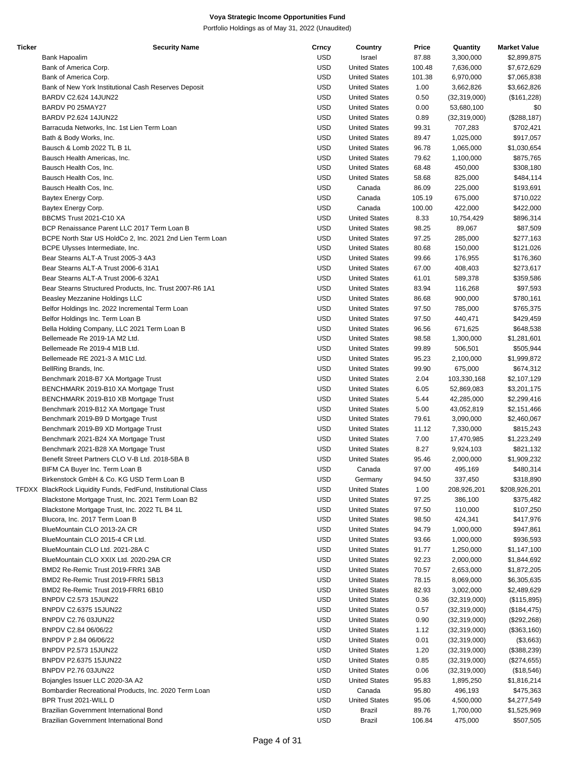# Voya Strategic Income Opportunities Fund

Portfolio Holdings as of May 31, 2022 (Unaudited)

| Ticker | Security Name | Crncy | Country | Price | Quantity | Market Value |
|---|---|---|---|---|---|---|
| | Bank Hapoalim | USD | Israel | 87.88 | 3,300,000 | $2,899,875 |
| | Bank of America Corp. | USD | United States | 100.48 | 7,636,000 | $7,672,629 |
| | Bank of America Corp. | USD | United States | 101.38 | 6,970,000 | $7,065,838 |
| | Bank of New York Institutional Cash Reserves Deposit | USD | United States | 1.00 | 3,662,826 | $3,662,826 |
| | BARDV C2.624 14JUN22 | USD | United States | 0.50 | (32,319,000) | ($161,228) |
| | BARDV P0 25MAY27 | USD | United States | 0.00 | 53,680,100 | $0 |
| | BARDV P2.624 14JUN22 | USD | United States | 0.89 | (32,319,000) | ($288,187) |
| | Barracuda Networks, Inc. 1st Lien Term Loan | USD | United States | 99.31 | 707,283 | $702,421 |
| | Bath & Body Works, Inc. | USD | United States | 89.47 | 1,025,000 | $917,057 |
| | Bausch & Lomb 2022 TL B 1L | USD | United States | 96.78 | 1,065,000 | $1,030,654 |
| | Bausch Health Americas, Inc. | USD | United States | 79.62 | 1,100,000 | $875,765 |
| | Bausch Health Cos, Inc. | USD | United States | 68.48 | 450,000 | $308,180 |
| | Bausch Health Cos, Inc. | USD | United States | 58.68 | 825,000 | $484,114 |
| | Bausch Health Cos, Inc. | USD | Canada | 86.09 | 225,000 | $193,691 |
| | Baytex Energy Corp. | USD | Canada | 105.19 | 675,000 | $710,022 |
| | Baytex Energy Corp. | USD | Canada | 100.00 | 422,000 | $422,000 |
| | BBCMS Trust 2021-C10 XA | USD | United States | 8.33 | 10,754,429 | $896,314 |
| | BCP Renaissance Parent LLC 2017 Term Loan B | USD | United States | 98.25 | 89,067 | $87,509 |
| | BCPE North Star US HoldCo 2, Inc. 2021 2nd Lien Term Loan | USD | United States | 97.25 | 285,000 | $277,163 |
| | BCPE Ulysses Intermediate, Inc. | USD | United States | 80.68 | 150,000 | $121,026 |
| | Bear Stearns ALT-A Trust 2005-3 4A3 | USD | United States | 99.66 | 176,955 | $176,360 |
| | Bear Stearns ALT-A Trust 2006-6 31A1 | USD | United States | 67.00 | 408,403 | $273,617 |
| | Bear Stearns ALT-A Trust 2006-6 32A1 | USD | United States | 61.01 | 589,378 | $359,586 |
| | Bear Stearns Structured Products, Inc. Trust 2007-R6 1A1 | USD | United States | 83.94 | 116,268 | $97,593 |
| | Beasley Mezzanine Holdings LLC | USD | United States | 86.68 | 900,000 | $780,161 |
| | Belfor Holdings Inc. 2022 Incremental Term Loan | USD | United States | 97.50 | 785,000 | $765,375 |
| | Belfor Holdings Inc. Term Loan B | USD | United States | 97.50 | 440,471 | $429,459 |
| | Bella Holding Company, LLC 2021 Term Loan B | USD | United States | 96.56 | 671,625 | $648,538 |
| | Bellemeade Re 2019-1A M2 Ltd. | USD | United States | 98.58 | 1,300,000 | $1,281,601 |
| | Bellemeade Re 2019-4 M1B Ltd. | USD | United States | 99.89 | 506,501 | $505,944 |
| | Bellemeade RE 2021-3 A M1C Ltd. | USD | United States | 95.23 | 2,100,000 | $1,999,872 |
| | BellRing Brands, Inc. | USD | United States | 99.90 | 675,000 | $674,312 |
| | Benchmark 2018-B7 XA Mortgage Trust | USD | United States | 2.04 | 103,330,168 | $2,107,129 |
| | BENCHMARK 2019-B10 XA Mortgage Trust | USD | United States | 6.05 | 52,869,083 | $3,201,175 |
| | BENCHMARK 2019-B10 XB Mortgage Trust | USD | United States | 5.44 | 42,285,000 | $2,299,416 |
| | Benchmark 2019-B12 XA Mortgage Trust | USD | United States | 5.00 | 43,052,819 | $2,151,466 |
| | Benchmark 2019-B9 D Mortgage Trust | USD | United States | 79.61 | 3,090,000 | $2,460,067 |
| | Benchmark 2019-B9 XD Mortgage Trust | USD | United States | 11.12 | 7,330,000 | $815,243 |
| | Benchmark 2021-B24 XA Mortgage Trust | USD | United States | 7.00 | 17,470,985 | $1,223,249 |
| | Benchmark 2021-B28 XA Mortgage Trust | USD | United States | 8.27 | 9,924,103 | $821,132 |
| | Benefit Street Partners CLO V-B Ltd. 2018-5BA B | USD | United States | 95.46 | 2,000,000 | $1,909,232 |
| | BIFM CA Buyer Inc. Term Loan B | USD | Canada | 97.00 | 495,169 | $480,314 |
| | Birkenstock GmbH & Co. KG USD Term Loan B | USD | Germany | 94.50 | 337,450 | $318,890 |
| TFDXX | BlackRock Liquidity Funds, FedFund, Institutional Class | USD | United States | 1.00 | 208,926,201 | $208,926,201 |
| | Blackstone Mortgage Trust, Inc. 2021 Term Loan B2 | USD | United States | 97.25 | 386,100 | $375,482 |
| | Blackstone Mortgage Trust, Inc. 2022 TL B4 1L | USD | United States | 97.50 | 110,000 | $107,250 |
| | Blucora, Inc. 2017 Term Loan B | USD | United States | 98.50 | 424,341 | $417,976 |
| | BlueMountain CLO 2013-2A CR | USD | United States | 94.79 | 1,000,000 | $947,861 |
| | BlueMountain CLO 2015-4 CR Ltd. | USD | United States | 93.66 | 1,000,000 | $936,593 |
| | BlueMountain CLO Ltd. 2021-28A C | USD | United States | 91.77 | 1,250,000 | $1,147,100 |
| | BlueMountain CLO XXIX Ltd. 2020-29A CR | USD | United States | 92.23 | 2,000,000 | $1,844,692 |
| | BMD2 Re-Remic Trust 2019-FRR1 3AB | USD | United States | 70.57 | 2,653,000 | $1,872,205 |
| | BMD2 Re-Remic Trust 2019-FRR1 5B13 | USD | United States | 78.15 | 8,069,000 | $6,305,635 |
| | BMD2 Re-Remic Trust 2019-FRR1 6B10 | USD | United States | 82.93 | 3,002,000 | $2,489,629 |
| | BNPDV C2.573 15JUN22 | USD | United States | 0.36 | (32,319,000) | ($115,895) |
| | BNPDV C2.6375 15JUN22 | USD | United States | 0.57 | (32,319,000) | ($184,475) |
| | BNPDV C2.76 03JUN22 | USD | United States | 0.90 | (32,319,000) | ($292,268) |
| | BNPDV C2.84 06/06/22 | USD | United States | 1.12 | (32,319,000) | ($363,160) |
| | BNPDV P 2.84 06/06/22 | USD | United States | 0.01 | (32,319,000) | ($3,663) |
| | BNPDV P2.573 15JUN22 | USD | United States | 1.20 | (32,319,000) | ($388,239) |
| | BNPDV P2.6375 15JUN22 | USD | United States | 0.85 | (32,319,000) | ($274,655) |
| | BNPDV P2.76 03JUN22 | USD | United States | 0.06 | (32,319,000) | ($18,546) |
| | Bojangles Issuer LLC 2020-3A A2 | USD | United States | 95.83 | 1,895,250 | $1,816,214 |
| | Bombardier Recreational Products, Inc. 2020 Term Loan | USD | Canada | 95.80 | 496,193 | $475,363 |
| | BPR Trust 2021-WILL D | USD | United States | 95.06 | 4,500,000 | $4,277,549 |
| | Brazilian Government International Bond | USD | Brazil | 89.76 | 1,700,000 | $1,525,969 |
| | Brazilian Government International Bond | USD | Brazil | 106.84 | 475,000 | $507,505 |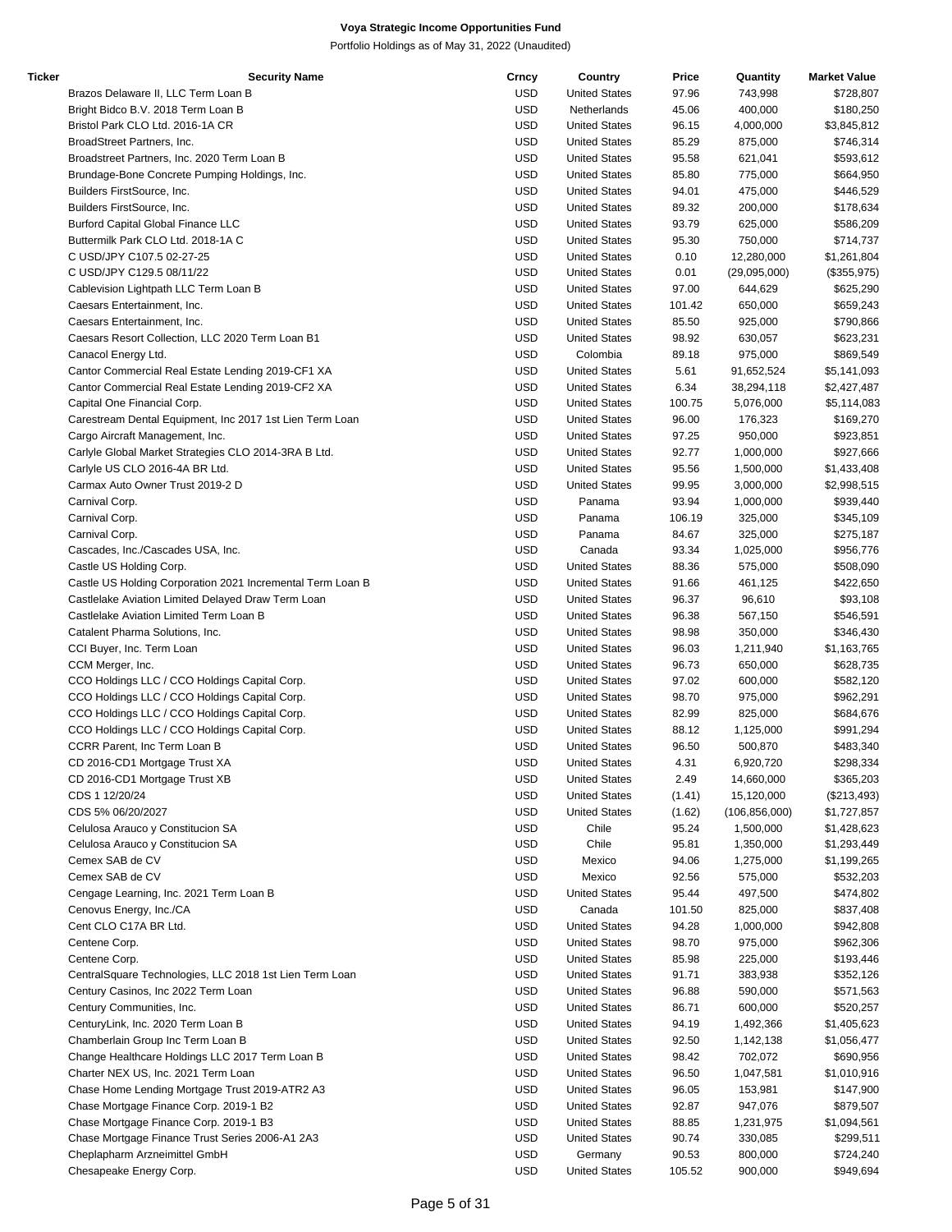**Voya Strategic Income Opportunities Fund**

Portfolio Holdings as of May 31, 2022 (Unaudited)

| Ticker | Security Name | Crncy | Country | Price | Quantity | Market Value |
|---|---|---|---|---|---|---|
| | Brazos Delaware II, LLC Term Loan B | USD | United States | 97.96 | 743,998 | $728,807 |
| | Bright Bidco B.V. 2018 Term Loan B | USD | Netherlands | 45.06 | 400,000 | $180,250 |
| | Bristol Park CLO Ltd. 2016-1A CR | USD | United States | 96.15 | 4,000,000 | $3,845,812 |
| | BroadStreet Partners, Inc. | USD | United States | 85.29 | 875,000 | $746,314 |
| | Broadstreet Partners, Inc. 2020 Term Loan B | USD | United States | 95.58 | 621,041 | $593,612 |
| | Brundage-Bone Concrete Pumping Holdings, Inc. | USD | United States | 85.80 | 775,000 | $664,950 |
| | Builders FirstSource, Inc. | USD | United States | 94.01 | 475,000 | $446,529 |
| | Builders FirstSource, Inc. | USD | United States | 89.32 | 200,000 | $178,634 |
| | Burford Capital Global Finance LLC | USD | United States | 93.79 | 625,000 | $586,209 |
| | Buttermilk Park CLO Ltd. 2018-1A C | USD | United States | 95.30 | 750,000 | $714,737 |
| | C USD/JPY C107.5 02-27-25 | USD | United States | 0.10 | 12,280,000 | $1,261,804 |
| | C USD/JPY C129.5 08/11/22 | USD | United States | 0.01 | (29,095,000) | ($355,975) |
| | Cablevision Lightpath LLC Term Loan B | USD | United States | 97.00 | 644,629 | $625,290 |
| | Caesars Entertainment, Inc. | USD | United States | 101.42 | 650,000 | $659,243 |
| | Caesars Entertainment, Inc. | USD | United States | 85.50 | 925,000 | $790,866 |
| | Caesars Resort Collection, LLC 2020 Term Loan B1 | USD | United States | 98.92 | 630,057 | $623,231 |
| | Canacol Energy Ltd. | USD | Colombia | 89.18 | 975,000 | $869,549 |
| | Cantor Commercial Real Estate Lending 2019-CF1 XA | USD | United States | 5.61 | 91,652,524 | $5,141,093 |
| | Cantor Commercial Real Estate Lending 2019-CF2 XA | USD | United States | 6.34 | 38,294,118 | $2,427,487 |
| | Capital One Financial Corp. | USD | United States | 100.75 | 5,076,000 | $5,114,083 |
| | Carestream Dental Equipment, Inc 2017 1st Lien Term Loan | USD | United States | 96.00 | 176,323 | $169,270 |
| | Cargo Aircraft Management, Inc. | USD | United States | 97.25 | 950,000 | $923,851 |
| | Carlyle Global Market Strategies CLO 2014-3RA B Ltd. | USD | United States | 92.77 | 1,000,000 | $927,666 |
| | Carlyle US CLO 2016-4A BR Ltd. | USD | United States | 95.56 | 1,500,000 | $1,433,408 |
| | Carmax Auto Owner Trust 2019-2 D | USD | United States | 99.95 | 3,000,000 | $2,998,515 |
| | Carnival Corp. | USD | Panama | 93.94 | 1,000,000 | $939,440 |
| | Carnival Corp. | USD | Panama | 106.19 | 325,000 | $345,109 |
| | Carnival Corp. | USD | Panama | 84.67 | 325,000 | $275,187 |
| | Cascades, Inc./Cascades USA, Inc. | USD | Canada | 93.34 | 1,025,000 | $956,776 |
| | Castle US Holding Corp. | USD | United States | 88.36 | 575,000 | $508,090 |
| | Castle US Holding Corporation 2021 Incremental Term Loan B | USD | United States | 91.66 | 461,125 | $422,650 |
| | Castlelake Aviation Limited Delayed Draw Term Loan | USD | United States | 96.37 | 96,610 | $93,108 |
| | Castlelake Aviation Limited Term Loan B | USD | United States | 96.38 | 567,150 | $546,591 |
| | Catalent Pharma Solutions, Inc. | USD | United States | 98.98 | 350,000 | $346,430 |
| | CCI Buyer, Inc. Term Loan | USD | United States | 96.03 | 1,211,940 | $1,163,765 |
| | CCM Merger, Inc. | USD | United States | 96.73 | 650,000 | $628,735 |
| | CCO Holdings LLC / CCO Holdings Capital Corp. | USD | United States | 97.02 | 600,000 | $582,120 |
| | CCO Holdings LLC / CCO Holdings Capital Corp. | USD | United States | 98.70 | 975,000 | $962,291 |
| | CCO Holdings LLC / CCO Holdings Capital Corp. | USD | United States | 82.99 | 825,000 | $684,676 |
| | CCO Holdings LLC / CCO Holdings Capital Corp. | USD | United States | 88.12 | 1,125,000 | $991,294 |
| | CCRR Parent, Inc Term Loan B | USD | United States | 96.50 | 500,870 | $483,340 |
| | CD 2016-CD1 Mortgage Trust XA | USD | United States | 4.31 | 6,920,720 | $298,334 |
| | CD 2016-CD1 Mortgage Trust XB | USD | United States | 2.49 | 14,660,000 | $365,203 |
| | CDS 1 12/20/24 | USD | United States | (1.41) | 15,120,000 | ($213,493) |
| | CDS 5% 06/20/2027 | USD | United States | (1.62) | (106,856,000) | $1,727,857 |
| | Celulosa Arauco y Constitucion SA | USD | Chile | 95.24 | 1,500,000 | $1,428,623 |
| | Celulosa Arauco y Constitucion SA | USD | Chile | 95.81 | 1,350,000 | $1,293,449 |
| | Cemex SAB de CV | USD | Mexico | 94.06 | 1,275,000 | $1,199,265 |
| | Cemex SAB de CV | USD | Mexico | 92.56 | 575,000 | $532,203 |
| | Cengage Learning, Inc. 2021 Term Loan B | USD | United States | 95.44 | 497,500 | $474,802 |
| | Cenovus Energy, Inc./CA | USD | Canada | 101.50 | 825,000 | $837,408 |
| | Cent CLO C17A BR Ltd. | USD | United States | 94.28 | 1,000,000 | $942,808 |
| | Centene Corp. | USD | United States | 98.70 | 975,000 | $962,306 |
| | Centene Corp. | USD | United States | 85.98 | 225,000 | $193,446 |
| | CentralSquare Technologies, LLC 2018 1st Lien Term Loan | USD | United States | 91.71 | 383,938 | $352,126 |
| | Century Casinos, Inc 2022 Term Loan | USD | United States | 96.88 | 590,000 | $571,563 |
| | Century Communities, Inc. | USD | United States | 86.71 | 600,000 | $520,257 |
| | CenturyLink, Inc. 2020 Term Loan B | USD | United States | 94.19 | 1,492,366 | $1,405,623 |
| | Chamberlain Group Inc Term Loan B | USD | United States | 92.50 | 1,142,138 | $1,056,477 |
| | Change Healthcare Holdings LLC 2017 Term Loan B | USD | United States | 98.42 | 702,072 | $690,956 |
| | Charter NEX US, Inc. 2021 Term Loan | USD | United States | 96.50 | 1,047,581 | $1,010,916 |
| | Chase Home Lending Mortgage Trust 2019-ATR2 A3 | USD | United States | 96.05 | 153,981 | $147,900 |
| | Chase Mortgage Finance Corp. 2019-1 B2 | USD | United States | 92.87 | 947,076 | $879,507 |
| | Chase Mortgage Finance Corp. 2019-1 B3 | USD | United States | 88.85 | 1,231,975 | $1,094,561 |
| | Chase Mortgage Finance Trust Series 2006-A1 2A3 | USD | United States | 90.74 | 330,085 | $299,511 |
| | Cheplapharm Arzneimittel GmbH | USD | Germany | 90.53 | 800,000 | $724,240 |
| | Chesapeake Energy Corp. | USD | United States | 105.52 | 900,000 | $949,694 |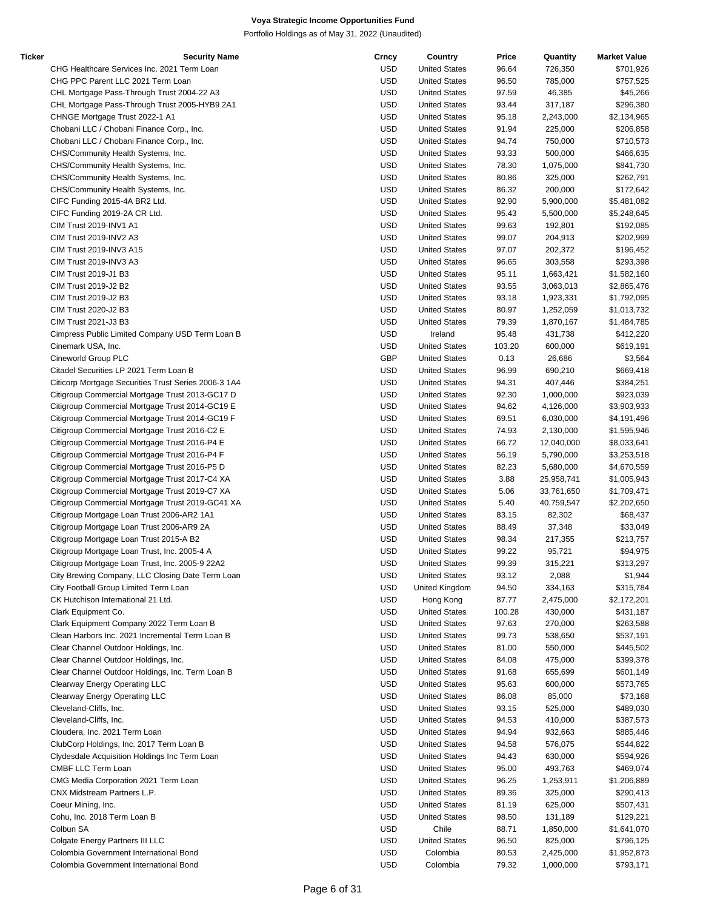# Voya Strategic Income Opportunities Fund

Portfolio Holdings as of May 31, 2022 (Unaudited)

| Ticker | Security Name | Crncy | Country | Price | Quantity | Market Value |
|---|---|---|---|---|---|---|
| | CHG Healthcare Services Inc. 2021 Term Loan | USD | United States | 96.64 | 726,350 | $701,926 |
| | CHG PPC Parent LLC 2021 Term Loan | USD | United States | 96.50 | 785,000 | $757,525 |
| | CHL Mortgage Pass-Through Trust 2004-22 A3 | USD | United States | 97.59 | 46,385 | $45,266 |
| | CHL Mortgage Pass-Through Trust 2005-HYB9 2A1 | USD | United States | 93.44 | 317,187 | $296,380 |
| | CHNGE Mortgage Trust 2022-1 A1 | USD | United States | 95.18 | 2,243,000 | $2,134,965 |
| | Chobani LLC / Chobani Finance Corp., Inc. | USD | United States | 91.94 | 225,000 | $206,858 |
| | Chobani LLC / Chobani Finance Corp., Inc. | USD | United States | 94.74 | 750,000 | $710,573 |
| | CHS/Community Health Systems, Inc. | USD | United States | 93.33 | 500,000 | $466,635 |
| | CHS/Community Health Systems, Inc. | USD | United States | 78.30 | 1,075,000 | $841,730 |
| | CHS/Community Health Systems, Inc. | USD | United States | 80.86 | 325,000 | $262,791 |
| | CHS/Community Health Systems, Inc. | USD | United States | 86.32 | 200,000 | $172,642 |
| | CIFC Funding 2015-4A BR2 Ltd. | USD | United States | 92.90 | 5,900,000 | $5,481,082 |
| | CIFC Funding 2019-2A CR Ltd. | USD | United States | 95.43 | 5,500,000 | $5,248,645 |
| | CIM Trust 2019-INV1 A1 | USD | United States | 99.63 | 192,801 | $192,085 |
| | CIM Trust 2019-INV2 A3 | USD | United States | 99.07 | 204,913 | $202,999 |
| | CIM Trust 2019-INV3 A15 | USD | United States | 97.07 | 202,372 | $196,452 |
| | CIM Trust 2019-INV3 A3 | USD | United States | 96.65 | 303,558 | $293,398 |
| | CIM Trust 2019-J1 B3 | USD | United States | 95.11 | 1,663,421 | $1,582,160 |
| | CIM Trust 2019-J2 B2 | USD | United States | 93.55 | 3,063,013 | $2,865,476 |
| | CIM Trust 2019-J2 B3 | USD | United States | 93.18 | 1,923,331 | $1,792,095 |
| | CIM Trust 2020-J2 B3 | USD | United States | 80.97 | 1,252,059 | $1,013,732 |
| | CIM Trust 2021-J3 B3 | USD | United States | 79.39 | 1,870,167 | $1,484,785 |
| | Cimpress Public Limited Company USD Term Loan B | USD | Ireland | 95.48 | 431,738 | $412,220 |
| | Cinemark USA, Inc. | USD | United States | 103.20 | 600,000 | $619,191 |
| | Cineworld Group PLC | GBP | United States | 0.13 | 26,686 | $3,564 |
| | Citadel Securities LP 2021 Term Loan B | USD | United States | 96.99 | 690,210 | $669,418 |
| | Citicorp Mortgage Securities Trust Series 2006-3 1A4 | USD | United States | 94.31 | 407,446 | $384,251 |
| | Citigroup Commercial Mortgage Trust 2013-GC17 D | USD | United States | 92.30 | 1,000,000 | $923,039 |
| | Citigroup Commercial Mortgage Trust 2014-GC19 E | USD | United States | 94.62 | 4,126,000 | $3,903,933 |
| | Citigroup Commercial Mortgage Trust 2014-GC19 F | USD | United States | 69.51 | 6,030,000 | $4,191,496 |
| | Citigroup Commercial Mortgage Trust 2016-C2 E | USD | United States | 74.93 | 2,130,000 | $1,595,946 |
| | Citigroup Commercial Mortgage Trust 2016-P4 E | USD | United States | 66.72 | 12,040,000 | $8,033,641 |
| | Citigroup Commercial Mortgage Trust 2016-P4 F | USD | United States | 56.19 | 5,790,000 | $3,253,518 |
| | Citigroup Commercial Mortgage Trust 2016-P5 D | USD | United States | 82.23 | 5,680,000 | $4,670,559 |
| | Citigroup Commercial Mortgage Trust 2017-C4 XA | USD | United States | 3.88 | 25,958,741 | $1,005,943 |
| | Citigroup Commercial Mortgage Trust 2019-C7 XA | USD | United States | 5.06 | 33,761,650 | $1,709,471 |
| | Citigroup Commercial Mortgage Trust 2019-GC41 XA | USD | United States | 5.40 | 40,759,547 | $2,202,650 |
| | Citigroup Mortgage Loan Trust 2006-AR2 1A1 | USD | United States | 83.15 | 82,302 | $68,437 |
| | Citigroup Mortgage Loan Trust 2006-AR9 2A | USD | United States | 88.49 | 37,348 | $33,049 |
| | Citigroup Mortgage Loan Trust 2015-A B2 | USD | United States | 98.34 | 217,355 | $213,757 |
| | Citigroup Mortgage Loan Trust, Inc. 2005-4 A | USD | United States | 99.22 | 95,721 | $94,975 |
| | Citigroup Mortgage Loan Trust, Inc. 2005-9 22A2 | USD | United States | 99.39 | 315,221 | $313,297 |
| | City Brewing Company, LLC Closing Date Term Loan | USD | United States | 93.12 | 2,088 | $1,944 |
| | City Football Group Limited Term Loan | USD | United Kingdom | 94.50 | 334,163 | $315,784 |
| | CK Hutchison International 21 Ltd. | USD | Hong Kong | 87.77 | 2,475,000 | $2,172,201 |
| | Clark Equipment Co. | USD | United States | 100.28 | 430,000 | $431,187 |
| | Clark Equipment Company 2022 Term Loan B | USD | United States | 97.63 | 270,000 | $263,588 |
| | Clean Harbors Inc. 2021 Incremental Term Loan B | USD | United States | 99.73 | 538,650 | $537,191 |
| | Clear Channel Outdoor Holdings, Inc. | USD | United States | 81.00 | 550,000 | $445,502 |
| | Clear Channel Outdoor Holdings, Inc. | USD | United States | 84.08 | 475,000 | $399,378 |
| | Clear Channel Outdoor Holdings, Inc. Term Loan B | USD | United States | 91.68 | 655,699 | $601,149 |
| | Clearway Energy Operating LLC | USD | United States | 95.63 | 600,000 | $573,765 |
| | Clearway Energy Operating LLC | USD | United States | 86.08 | 85,000 | $73,168 |
| | Cleveland-Cliffs, Inc. | USD | United States | 93.15 | 525,000 | $489,030 |
| | Cleveland-Cliffs, Inc. | USD | United States | 94.53 | 410,000 | $387,573 |
| | Cloudera, Inc. 2021 Term Loan | USD | United States | 94.94 | 932,663 | $885,446 |
| | ClubCorp Holdings, Inc. 2017 Term Loan B | USD | United States | 94.58 | 576,075 | $544,822 |
| | Clydesdale Acquisition Holdings Inc Term Loan | USD | United States | 94.43 | 630,000 | $594,926 |
| | CMBF LLC Term Loan | USD | United States | 95.00 | 493,763 | $469,074 |
| | CMG Media Corporation 2021 Term Loan | USD | United States | 96.25 | 1,253,911 | $1,206,889 |
| | CNX Midstream Partners L.P. | USD | United States | 89.36 | 325,000 | $290,413 |
| | Coeur Mining, Inc. | USD | United States | 81.19 | 625,000 | $507,431 |
| | Cohu, Inc. 2018 Term Loan B | USD | United States | 98.50 | 131,189 | $129,221 |
| | Colbun SA | USD | Chile | 88.71 | 1,850,000 | $1,641,070 |
| | Colgate Energy Partners III LLC | USD | United States | 96.50 | 825,000 | $796,125 |
| | Colombia Government International Bond | USD | Colombia | 80.53 | 2,425,000 | $1,952,873 |
| | Colombia Government International Bond | USD | Colombia | 79.32 | 1,000,000 | $793,171 |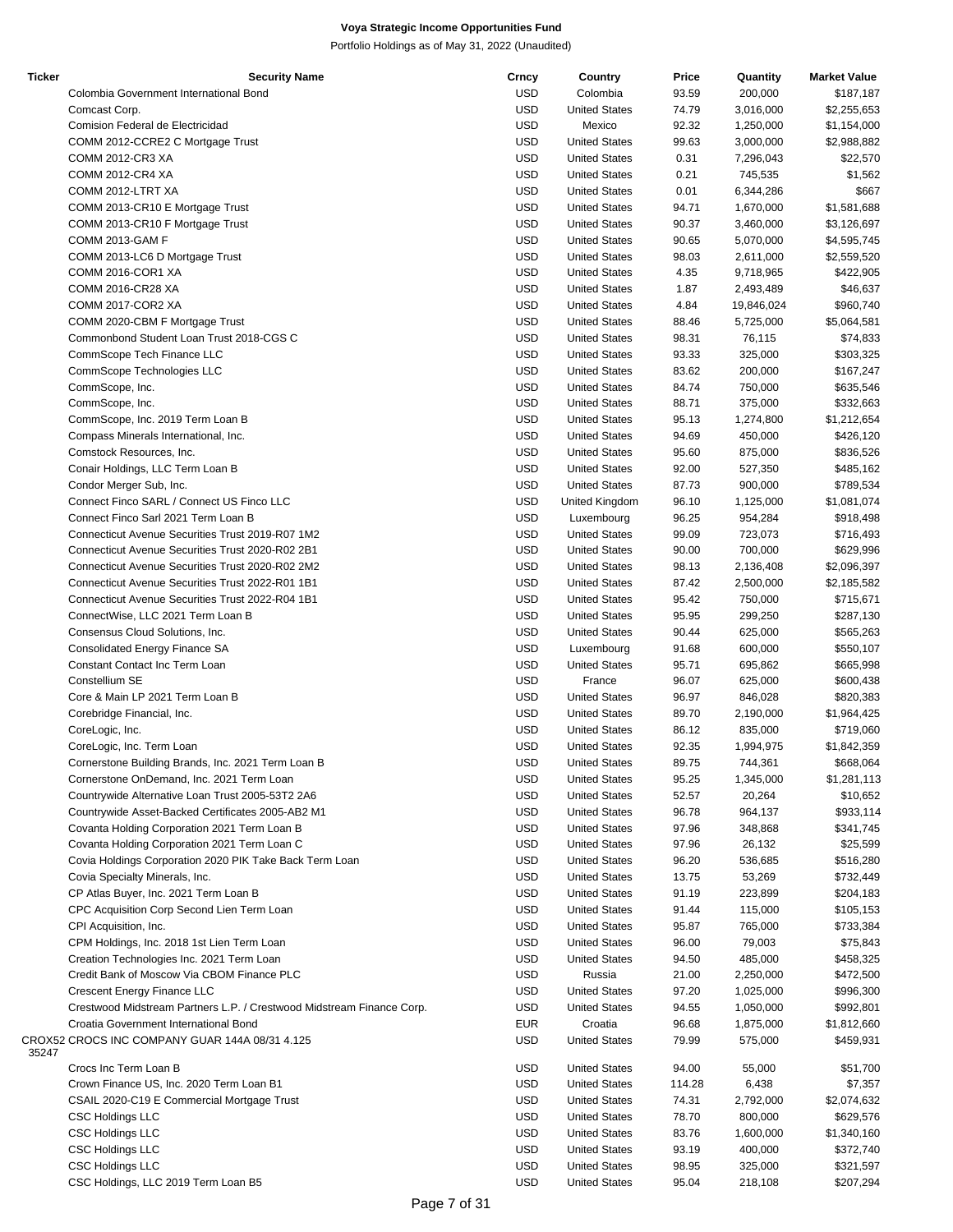# Voya Strategic Income Opportunities Fund

Portfolio Holdings as of May 31, 2022 (Unaudited)

| Ticker | Security Name | Crncy | Country | Price | Quantity | Market Value |
|---|---|---|---|---|---|---|
| | Colombia Government International Bond | USD | Colombia | 93.59 | 200,000 | $187,187 |
| | Comcast Corp. | USD | United States | 74.79 | 3,016,000 | $2,255,653 |
| | Comision Federal de Electricidad | USD | Mexico | 92.32 | 1,250,000 | $1,154,000 |
| | COMM 2012-CCRE2 C Mortgage Trust | USD | United States | 99.63 | 3,000,000 | $2,988,882 |
| | COMM 2012-CR3 XA | USD | United States | 0.31 | 7,296,043 | $22,570 |
| | COMM 2012-CR4 XA | USD | United States | 0.21 | 745,535 | $1,562 |
| | COMM 2012-LTRT XA | USD | United States | 0.01 | 6,344,286 | $667 |
| | COMM 2013-CR10 E Mortgage Trust | USD | United States | 94.71 | 1,670,000 | $1,581,688 |
| | COMM 2013-CR10 F Mortgage Trust | USD | United States | 90.37 | 3,460,000 | $3,126,697 |
| | COMM 2013-GAM F | USD | United States | 90.65 | 5,070,000 | $4,595,745 |
| | COMM 2013-LC6 D Mortgage Trust | USD | United States | 98.03 | 2,611,000 | $2,559,520 |
| | COMM 2016-COR1 XA | USD | United States | 4.35 | 9,718,965 | $422,905 |
| | COMM 2016-CR28 XA | USD | United States | 1.87 | 2,493,489 | $46,637 |
| | COMM 2017-COR2 XA | USD | United States | 4.84 | 19,846,024 | $960,740 |
| | COMM 2020-CBM F Mortgage Trust | USD | United States | 88.46 | 5,725,000 | $5,064,581 |
| | Commonbond Student Loan Trust 2018-CGS C | USD | United States | 98.31 | 76,115 | $74,833 |
| | CommScope Tech Finance LLC | USD | United States | 93.33 | 325,000 | $303,325 |
| | CommScope Technologies LLC | USD | United States | 83.62 | 200,000 | $167,247 |
| | CommScope, Inc. | USD | United States | 84.74 | 750,000 | $635,546 |
| | CommScope, Inc. | USD | United States | 88.71 | 375,000 | $332,663 |
| | CommScope, Inc. 2019 Term Loan B | USD | United States | 95.13 | 1,274,800 | $1,212,654 |
| | Compass Minerals International, Inc. | USD | United States | 94.69 | 450,000 | $426,120 |
| | Comstock Resources, Inc. | USD | United States | 95.60 | 875,000 | $836,526 |
| | Conair Holdings, LLC Term Loan B | USD | United States | 92.00 | 527,350 | $485,162 |
| | Condor Merger Sub, Inc. | USD | United States | 87.73 | 900,000 | $789,534 |
| | Connect Finco SARL / Connect US Finco LLC | USD | United Kingdom | 96.10 | 1,125,000 | $1,081,074 |
| | Connect Finco Sarl 2021 Term Loan B | USD | Luxembourg | 96.25 | 954,284 | $918,498 |
| | Connecticut Avenue Securities Trust 2019-R07 1M2 | USD | United States | 99.09 | 723,073 | $716,493 |
| | Connecticut Avenue Securities Trust 2020-R02 2B1 | USD | United States | 90.00 | 700,000 | $629,996 |
| | Connecticut Avenue Securities Trust 2020-R02 2M2 | USD | United States | 98.13 | 2,136,408 | $2,096,397 |
| | Connecticut Avenue Securities Trust 2022-R01 1B1 | USD | United States | 87.42 | 2,500,000 | $2,185,582 |
| | Connecticut Avenue Securities Trust 2022-R04 1B1 | USD | United States | 95.42 | 750,000 | $715,671 |
| | ConnectWise, LLC 2021 Term Loan B | USD | United States | 95.95 | 299,250 | $287,130 |
| | Consensus Cloud Solutions, Inc. | USD | United States | 90.44 | 625,000 | $565,263 |
| | Consolidated Energy Finance SA | USD | Luxembourg | 91.68 | 600,000 | $550,107 |
| | Constant Contact Inc Term Loan | USD | United States | 95.71 | 695,862 | $665,998 |
| | Constellium SE | USD | France | 96.07 | 625,000 | $600,438 |
| | Core & Main LP 2021 Term Loan B | USD | United States | 96.97 | 846,028 | $820,383 |
| | Corebridge Financial, Inc. | USD | United States | 89.70 | 2,190,000 | $1,964,425 |
| | CoreLogic, Inc. | USD | United States | 86.12 | 835,000 | $719,060 |
| | CoreLogic, Inc. Term Loan | USD | United States | 92.35 | 1,994,975 | $1,842,359 |
| | Cornerstone Building Brands, Inc. 2021 Term Loan B | USD | United States | 89.75 | 744,361 | $668,064 |
| | Cornerstone OnDemand, Inc. 2021 Term Loan | USD | United States | 95.25 | 1,345,000 | $1,281,113 |
| | Countrywide Alternative Loan Trust 2005-53T2 2A6 | USD | United States | 52.57 | 20,264 | $10,652 |
| | Countrywide Asset-Backed Certificates 2005-AB2 M1 | USD | United States | 96.78 | 964,137 | $933,114 |
| | Covanta Holding Corporation 2021 Term Loan B | USD | United States | 97.96 | 348,868 | $341,745 |
| | Covanta Holding Corporation 2021 Term Loan C | USD | United States | 97.96 | 26,132 | $25,599 |
| | Covia Holdings Corporation 2020 PIK Take Back Term Loan | USD | United States | 96.20 | 536,685 | $516,280 |
| | Covia Specialty Minerals, Inc. | USD | United States | 13.75 | 53,269 | $732,449 |
| | CP Atlas Buyer, Inc. 2021 Term Loan B | USD | United States | 91.19 | 223,899 | $204,183 |
| | CPC Acquisition Corp Second Lien Term Loan | USD | United States | 91.44 | 115,000 | $105,153 |
| | CPI Acquisition, Inc. | USD | United States | 95.87 | 765,000 | $733,384 |
| | CPM Holdings, Inc. 2018 1st Lien Term Loan | USD | United States | 96.00 | 79,003 | $75,843 |
| | Creation Technologies Inc. 2021 Term Loan | USD | United States | 94.50 | 485,000 | $458,325 |
| | Credit Bank of Moscow Via CBOM Finance PLC | USD | Russia | 21.00 | 2,250,000 | $472,500 |
| | Crescent Energy Finance LLC | USD | United States | 97.20 | 1,025,000 | $996,300 |
| | Crestwood Midstream Partners L.P. / Crestwood Midstream Finance Corp. | USD | United States | 94.55 | 1,050,000 | $992,801 |
| | Croatia Government International Bond | EUR | Croatia | 96.68 | 1,875,000 | $1,812,660 |
| CROX5235247 | CROCS INC COMPANY GUAR 144A 08/31 4.125 | USD | United States | 79.99 | 575,000 | $459,931 |
| | Crocs Inc Term Loan B | USD | United States | 94.00 | 55,000 | $51,700 |
| | Crown Finance US, Inc. 2020 Term Loan B1 | USD | United States | 114.28 | 6,438 | $7,357 |
| | CSAIL 2020-C19 E Commercial Mortgage Trust | USD | United States | 74.31 | 2,792,000 | $2,074,632 |
| | CSC Holdings LLC | USD | United States | 78.70 | 800,000 | $629,576 |
| | CSC Holdings LLC | USD | United States | 83.76 | 1,600,000 | $1,340,160 |
| | CSC Holdings LLC | USD | United States | 93.19 | 400,000 | $372,740 |
| | CSC Holdings LLC | USD | United States | 98.95 | 325,000 | $321,597 |
| | CSC Holdings, LLC 2019 Term Loan B5 | USD | United States | 95.04 | 218,108 | $207,294 |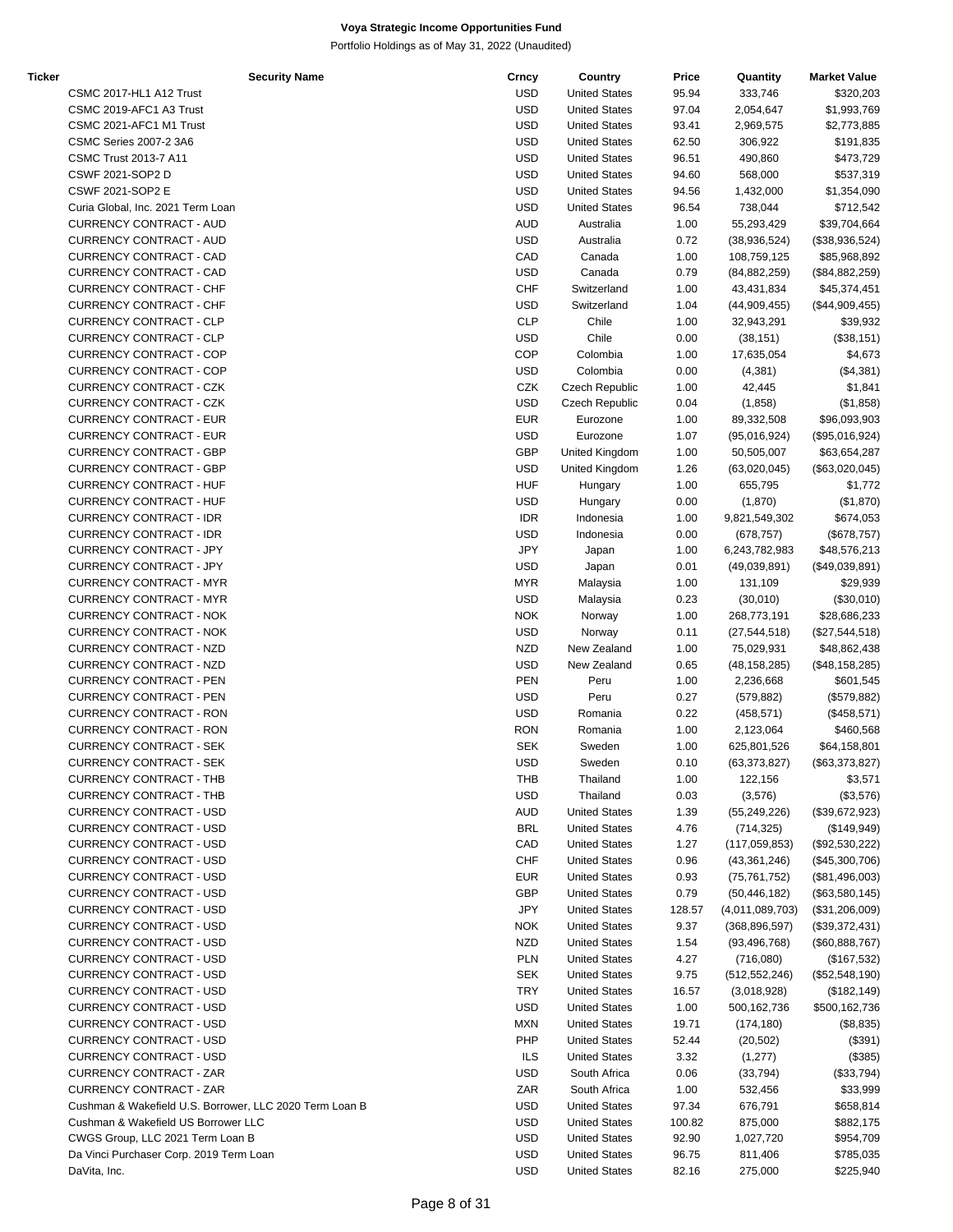**Voya Strategic Income Opportunities Fund**

Portfolio Holdings as of May 31, 2022 (Unaudited)

| Ticker | Security Name | Crncy | Country | Price | Quantity | Market Value |
|---|---|---|---|---|---|---|
| | CSMC 2017-HL1 A12 Trust | USD | United States | 95.94 | 333,746 | $320,203 |
| | CSMC 2019-AFC1 A3 Trust | USD | United States | 97.04 | 2,054,647 | $1,993,769 |
| | CSMC 2021-AFC1 M1 Trust | USD | United States | 93.41 | 2,969,575 | $2,773,885 |
| | CSMC Series 2007-2 3A6 | USD | United States | 62.50 | 306,922 | $191,835 |
| | CSMC Trust 2013-7 A11 | USD | United States | 96.51 | 490,860 | $473,729 |
| | CSWF 2021-SOP2 D | USD | United States | 94.60 | 568,000 | $537,319 |
| | CSWF 2021-SOP2 E | USD | United States | 94.56 | 1,432,000 | $1,354,090 |
| | Curia Global, Inc. 2021 Term Loan | USD | United States | 96.54 | 738,044 | $712,542 |
| | CURRENCY CONTRACT - AUD | AUD | Australia | 1.00 | 55,293,429 | $39,704,664 |
| | CURRENCY CONTRACT - AUD | USD | Australia | 0.72 | (38,936,524) | ($38,936,524) |
| | CURRENCY CONTRACT - CAD | CAD | Canada | 1.00 | 108,759,125 | $85,968,892 |
| | CURRENCY CONTRACT - CAD | USD | Canada | 0.79 | (84,882,259) | ($84,882,259) |
| | CURRENCY CONTRACT - CHF | CHF | Switzerland | 1.00 | 43,431,834 | $45,374,451 |
| | CURRENCY CONTRACT - CHF | USD | Switzerland | 1.04 | (44,909,455) | ($44,909,455) |
| | CURRENCY CONTRACT - CLP | CLP | Chile | 1.00 | 32,943,291 | $39,932 |
| | CURRENCY CONTRACT - CLP | USD | Chile | 0.00 | (38,151) | ($38,151) |
| | CURRENCY CONTRACT - COP | COP | Colombia | 1.00 | 17,635,054 | $4,673 |
| | CURRENCY CONTRACT - COP | USD | Colombia | 0.00 | (4,381) | ($4,381) |
| | CURRENCY CONTRACT - CZK | CZK | Czech Republic | 1.00 | 42,445 | $1,841 |
| | CURRENCY CONTRACT - CZK | USD | Czech Republic | 0.04 | (1,858) | ($1,858) |
| | CURRENCY CONTRACT - EUR | EUR | Eurozone | 1.00 | 89,332,508 | $96,093,903 |
| | CURRENCY CONTRACT - EUR | USD | Eurozone | 1.07 | (95,016,924) | ($95,016,924) |
| | CURRENCY CONTRACT - GBP | GBP | United Kingdom | 1.00 | 50,505,007 | $63,654,287 |
| | CURRENCY CONTRACT - GBP | USD | United Kingdom | 1.26 | (63,020,045) | ($63,020,045) |
| | CURRENCY CONTRACT - HUF | HUF | Hungary | 1.00 | 655,795 | $1,772 |
| | CURRENCY CONTRACT - HUF | USD | Hungary | 0.00 | (1,870) | ($1,870) |
| | CURRENCY CONTRACT - IDR | IDR | Indonesia | 1.00 | 9,821,549,302 | $674,053 |
| | CURRENCY CONTRACT - IDR | USD | Indonesia | 0.00 | (678,757) | ($678,757) |
| | CURRENCY CONTRACT - JPY | JPY | Japan | 1.00 | 6,243,782,983 | $48,576,213 |
| | CURRENCY CONTRACT - JPY | USD | Japan | 0.01 | (49,039,891) | ($49,039,891) |
| | CURRENCY CONTRACT - MYR | MYR | Malaysia | 1.00 | 131,109 | $29,939 |
| | CURRENCY CONTRACT - MYR | USD | Malaysia | 0.23 | (30,010) | ($30,010) |
| | CURRENCY CONTRACT - NOK | NOK | Norway | 1.00 | 268,773,191 | $28,686,233 |
| | CURRENCY CONTRACT - NOK | USD | Norway | 0.11 | (27,544,518) | ($27,544,518) |
| | CURRENCY CONTRACT - NZD | NZD | New Zealand | 1.00 | 75,029,931 | $48,862,438 |
| | CURRENCY CONTRACT - NZD | USD | New Zealand | 0.65 | (48,158,285) | ($48,158,285) |
| | CURRENCY CONTRACT - PEN | PEN | Peru | 1.00 | 2,236,668 | $601,545 |
| | CURRENCY CONTRACT - PEN | USD | Peru | 0.27 | (579,882) | ($579,882) |
| | CURRENCY CONTRACT - RON | USD | Romania | 0.22 | (458,571) | ($458,571) |
| | CURRENCY CONTRACT - RON | RON | Romania | 1.00 | 2,123,064 | $460,568 |
| | CURRENCY CONTRACT - SEK | SEK | Sweden | 1.00 | 625,801,526 | $64,158,801 |
| | CURRENCY CONTRACT - SEK | USD | Sweden | 0.10 | (63,373,827) | ($63,373,827) |
| | CURRENCY CONTRACT - THB | THB | Thailand | 1.00 | 122,156 | $3,571 |
| | CURRENCY CONTRACT - THB | USD | Thailand | 0.03 | (3,576) | ($3,576) |
| | CURRENCY CONTRACT - USD | AUD | United States | 1.39 | (55,249,226) | ($39,672,923) |
| | CURRENCY CONTRACT - USD | BRL | United States | 4.76 | (714,325) | ($149,949) |
| | CURRENCY CONTRACT - USD | CAD | United States | 1.27 | (117,059,853) | ($92,530,222) |
| | CURRENCY CONTRACT - USD | CHF | United States | 0.96 | (43,361,246) | ($45,300,706) |
| | CURRENCY CONTRACT - USD | EUR | United States | 0.93 | (75,761,752) | ($81,496,003) |
| | CURRENCY CONTRACT - USD | GBP | United States | 0.79 | (50,446,182) | ($63,580,145) |
| | CURRENCY CONTRACT - USD | JPY | United States | 128.57 | (4,011,089,703) | ($31,206,009) |
| | CURRENCY CONTRACT - USD | NOK | United States | 9.37 | (368,896,597) | ($39,372,431) |
| | CURRENCY CONTRACT - USD | NZD | United States | 1.54 | (93,496,768) | ($60,888,767) |
| | CURRENCY CONTRACT - USD | PLN | United States | 4.27 | (716,080) | ($167,532) |
| | CURRENCY CONTRACT - USD | SEK | United States | 9.75 | (512,552,246) | ($52,548,190) |
| | CURRENCY CONTRACT - USD | TRY | United States | 16.57 | (3,018,928) | ($182,149) |
| | CURRENCY CONTRACT - USD | USD | United States | 1.00 | 500,162,736 | $500,162,736 |
| | CURRENCY CONTRACT - USD | MXN | United States | 19.71 | (174,180) | ($8,835) |
| | CURRENCY CONTRACT - USD | PHP | United States | 52.44 | (20,502) | ($391) |
| | CURRENCY CONTRACT - USD | ILS | United States | 3.32 | (1,277) | ($385) |
| | CURRENCY CONTRACT - ZAR | USD | South Africa | 0.06 | (33,794) | ($33,794) |
| | CURRENCY CONTRACT - ZAR | ZAR | South Africa | 1.00 | 532,456 | $33,999 |
| | Cushman & Wakefield U.S. Borrower, LLC 2020 Term Loan B | USD | United States | 97.34 | 676,791 | $658,814 |
| | Cushman & Wakefield US Borrower LLC | USD | United States | 100.82 | 875,000 | $882,175 |
| | CWGS Group, LLC 2021 Term Loan B | USD | United States | 92.90 | 1,027,720 | $954,709 |
| | Da Vinci Purchaser Corp. 2019 Term Loan | USD | United States | 96.75 | 811,406 | $785,035 |
| | DaVita, Inc. | USD | United States | 82.16 | 275,000 | $225,940 |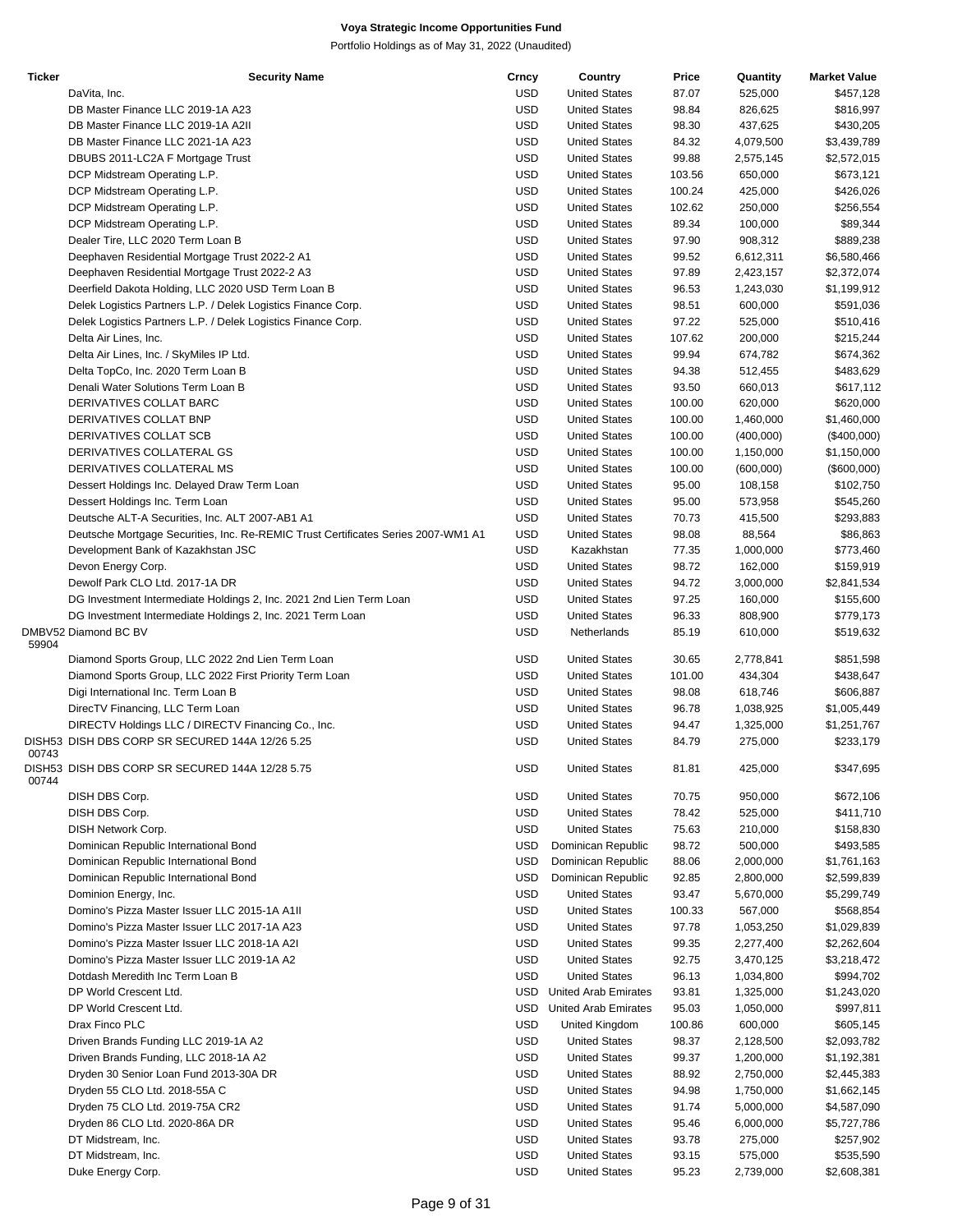# Voya Strategic Income Opportunities Fund

Portfolio Holdings as of May 31, 2022 (Unaudited)

| Ticker | Security Name | Crncy | Country | Price | Quantity | Market Value |
|---|---|---|---|---|---|---|
| | DaVita, Inc. | USD | United States | 87.07 | 525,000 | $457,128 |
| | DB Master Finance LLC 2019-1A A23 | USD | United States | 98.84 | 826,625 | $816,997 |
| | DB Master Finance LLC 2019-1A A2II | USD | United States | 98.30 | 437,625 | $430,205 |
| | DB Master Finance LLC 2021-1A A23 | USD | United States | 84.32 | 4,079,500 | $3,439,789 |
| | DBUBS 2011-LC2A F Mortgage Trust | USD | United States | 99.88 | 2,575,145 | $2,572,015 |
| | DCP Midstream Operating L.P. | USD | United States | 103.56 | 650,000 | $673,121 |
| | DCP Midstream Operating L.P. | USD | United States | 100.24 | 425,000 | $426,026 |
| | DCP Midstream Operating L.P. | USD | United States | 102.62 | 250,000 | $256,554 |
| | DCP Midstream Operating L.P. | USD | United States | 89.34 | 100,000 | $89,344 |
| | Dealer Tire, LLC 2020 Term Loan B | USD | United States | 97.90 | 908,312 | $889,238 |
| | Deephaven Residential Mortgage Trust 2022-2 A1 | USD | United States | 99.52 | 6,612,311 | $6,580,466 |
| | Deephaven Residential Mortgage Trust 2022-2 A3 | USD | United States | 97.89 | 2,423,157 | $2,372,074 |
| | Deerfield Dakota Holding, LLC 2020 USD Term Loan B | USD | United States | 96.53 | 1,243,030 | $1,199,912 |
| | Delek Logistics Partners L.P. / Delek Logistics Finance Corp. | USD | United States | 98.51 | 600,000 | $591,036 |
| | Delek Logistics Partners L.P. / Delek Logistics Finance Corp. | USD | United States | 97.22 | 525,000 | $510,416 |
| | Delta Air Lines, Inc. | USD | United States | 107.62 | 200,000 | $215,244 |
| | Delta Air Lines, Inc. / SkyMiles IP Ltd. | USD | United States | 99.94 | 674,782 | $674,362 |
| | Delta TopCo, Inc. 2020 Term Loan B | USD | United States | 94.38 | 512,455 | $483,629 |
| | Denali Water Solutions Term Loan B | USD | United States | 93.50 | 660,013 | $617,112 |
| | DERIVATIVES COLLAT BARC | USD | United States | 100.00 | 620,000 | $620,000 |
| | DERIVATIVES COLLAT BNP | USD | United States | 100.00 | 1,460,000 | $1,460,000 |
| | DERIVATIVES COLLAT SCB | USD | United States | 100.00 | (400,000) | ($400,000) |
| | DERIVATIVES COLLATERAL GS | USD | United States | 100.00 | 1,150,000 | $1,150,000 |
| | DERIVATIVES COLLATERAL MS | USD | United States | 100.00 | (600,000) | ($600,000) |
| | Dessert Holdings Inc. Delayed Draw Term Loan | USD | United States | 95.00 | 108,158 | $102,750 |
| | Dessert Holdings Inc. Term Loan | USD | United States | 95.00 | 573,958 | $545,260 |
| | Deutsche ALT-A Securities, Inc. ALT 2007-AB1 A1 | USD | United States | 70.73 | 415,500 | $293,883 |
| | Deutsche Mortgage Securities, Inc. Re-REMIC Trust Certificates Series 2007-WM1 A1 | USD | United States | 98.08 | 88,564 | $86,863 |
| | Development Bank of Kazakhstan JSC | USD | Kazakhstan | 77.35 | 1,000,000 | $773,460 |
| | Devon Energy Corp. | USD | United States | 98.72 | 162,000 | $159,919 |
| | Dewolf Park CLO Ltd. 2017-1A DR | USD | United States | 94.72 | 3,000,000 | $2,841,534 |
| | DG Investment Intermediate Holdings 2, Inc. 2021 2nd Lien Term Loan | USD | United States | 97.25 | 160,000 | $155,600 |
| | DG Investment Intermediate Holdings 2, Inc. 2021 Term Loan | USD | United States | 96.33 | 808,900 | $779,173 |
| DMBV5259904 | Diamond BC BV | USD | Netherlands | 85.19 | 610,000 | $519,632 |
| | Diamond Sports Group, LLC 2022 2nd Lien Term Loan | USD | United States | 30.65 | 2,778,841 | $851,598 |
| | Diamond Sports Group, LLC 2022 First Priority Term Loan | USD | United States | 101.00 | 434,304 | $438,647 |
| | Digi International Inc. Term Loan B | USD | United States | 98.08 | 618,746 | $606,887 |
| | DirecTV Financing, LLC Term Loan | USD | United States | 96.78 | 1,038,925 | $1,005,449 |
| | DIRECTV Holdings LLC / DIRECTV Financing Co., Inc. | USD | United States | 94.47 | 1,325,000 | $1,251,767 |
| DISH5300743 | DISH DBS CORP SR SECURED 144A 12/26 5.25 | USD | United States | 84.79 | 275,000 | $233,179 |
| DISH5300744 | DISH DBS CORP SR SECURED 144A 12/28 5.75 | USD | United States | 81.81 | 425,000 | $347,695 |
| | DISH DBS Corp. | USD | United States | 70.75 | 950,000 | $672,106 |
| | DISH DBS Corp. | USD | United States | 78.42 | 525,000 | $411,710 |
| | DISH Network Corp. | USD | United States | 75.63 | 210,000 | $158,830 |
| | Dominican Republic International Bond | USD | Dominican Republic | 98.72 | 500,000 | $493,585 |
| | Dominican Republic International Bond | USD | Dominican Republic | 88.06 | 2,000,000 | $1,761,163 |
| | Dominican Republic International Bond | USD | Dominican Republic | 92.85 | 2,800,000 | $2,599,839 |
| | Dominion Energy, Inc. | USD | United States | 93.47 | 5,670,000 | $5,299,749 |
| | Domino's Pizza Master Issuer LLC 2015-1A A1II | USD | United States | 100.33 | 567,000 | $568,854 |
| | Domino's Pizza Master Issuer LLC 2017-1A A23 | USD | United States | 97.78 | 1,053,250 | $1,029,839 |
| | Domino's Pizza Master Issuer LLC 2018-1A A2I | USD | United States | 99.35 | 2,277,400 | $2,262,604 |
| | Domino's Pizza Master Issuer LLC 2019-1A A2 | USD | United States | 92.75 | 3,470,125 | $3,218,472 |
| | Dotdash Meredith Inc Term Loan B | USD | United States | 96.13 | 1,034,800 | $994,702 |
| | DP World Crescent Ltd. | USD | United Arab Emirates | 93.81 | 1,325,000 | $1,243,020 |
| | DP World Crescent Ltd. | USD | United Arab Emirates | 95.03 | 1,050,000 | $997,811 |
| | Drax Finco PLC | USD | United Kingdom | 100.86 | 600,000 | $605,145 |
| | Driven Brands Funding LLC 2019-1A A2 | USD | United States | 98.37 | 2,128,500 | $2,093,782 |
| | Driven Brands Funding, LLC 2018-1A A2 | USD | United States | 99.37 | 1,200,000 | $1,192,381 |
| | Dryden 30 Senior Loan Fund 2013-30A DR | USD | United States | 88.92 | 2,750,000 | $2,445,383 |
| | Dryden 55 CLO Ltd. 2018-55A C | USD | United States | 94.98 | 1,750,000 | $1,662,145 |
| | Dryden 75 CLO Ltd. 2019-75A CR2 | USD | United States | 91.74 | 5,000,000 | $4,587,090 |
| | Dryden 86 CLO Ltd. 2020-86A DR | USD | United States | 95.46 | 6,000,000 | $5,727,786 |
| | DT Midstream, Inc. | USD | United States | 93.78 | 275,000 | $257,902 |
| | DT Midstream, Inc. | USD | United States | 93.15 | 575,000 | $535,590 |
| | Duke Energy Corp. | USD | United States | 95.23 | 2,739,000 | $2,608,381 |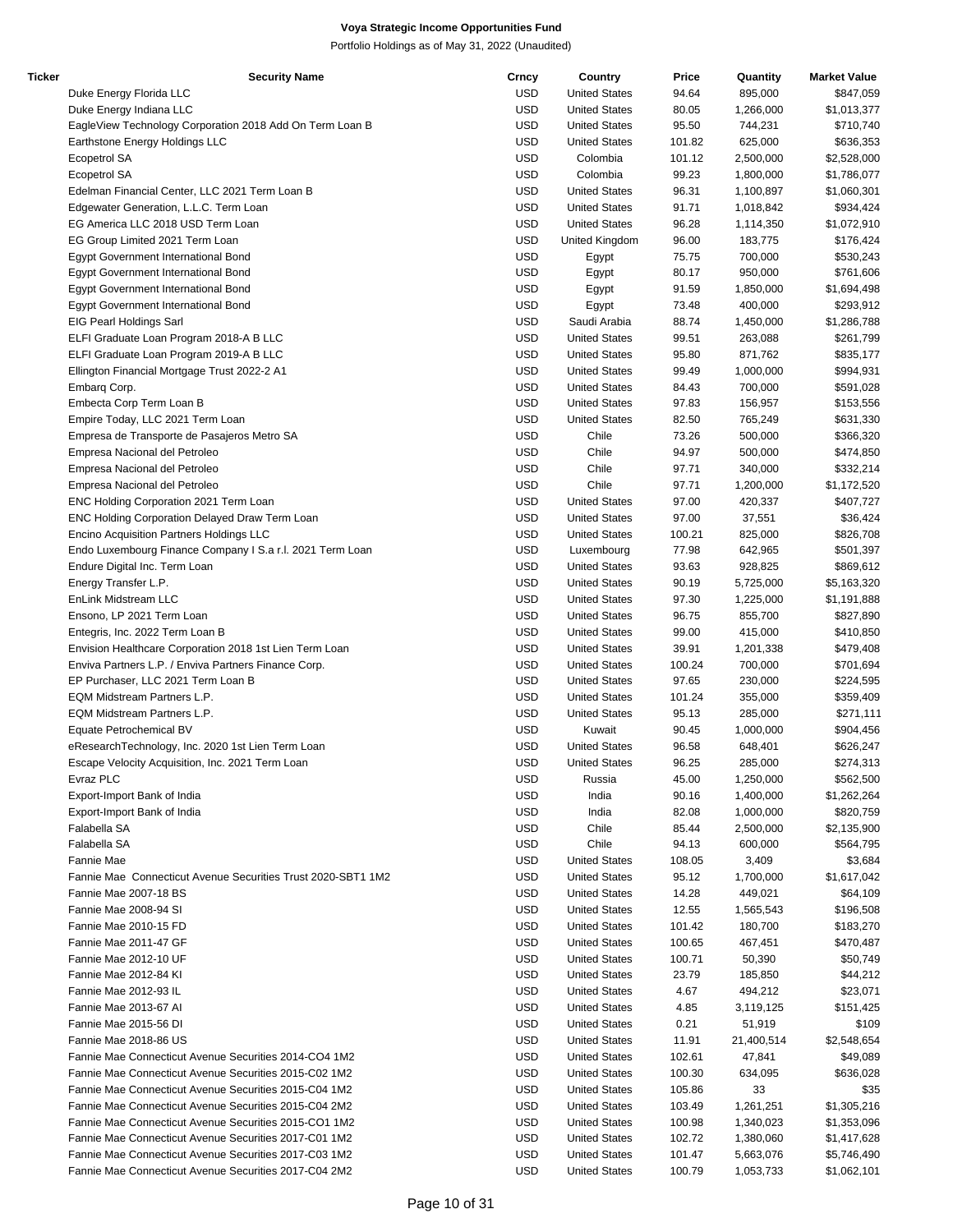# Voya Strategic Income Opportunities Fund

Portfolio Holdings as of May 31, 2022 (Unaudited)

| Ticker | Security Name | Crncy | Country | Price | Quantity | Market Value |
|---|---|---|---|---|---|---|
| | Duke Energy Florida LLC | USD | United States | 94.64 | 895,000 | $847,059 |
| | Duke Energy Indiana LLC | USD | United States | 80.05 | 1,266,000 | $1,013,377 |
| | EagleView Technology Corporation 2018 Add On Term Loan B | USD | United States | 95.50 | 744,231 | $710,740 |
| | Earthstone Energy Holdings LLC | USD | United States | 101.82 | 625,000 | $636,353 |
| | Ecopetrol SA | USD | Colombia | 101.12 | 2,500,000 | $2,528,000 |
| | Ecopetrol SA | USD | Colombia | 99.23 | 1,800,000 | $1,786,077 |
| | Edelman Financial Center, LLC 2021 Term Loan B | USD | United States | 96.31 | 1,100,897 | $1,060,301 |
| | Edgewater Generation, L.L.C. Term Loan | USD | United States | 91.71 | 1,018,842 | $934,424 |
| | EG America LLC 2018 USD Term Loan | USD | United States | 96.28 | 1,114,350 | $1,072,910 |
| | EG Group Limited 2021 Term Loan | USD | United Kingdom | 96.00 | 183,775 | $176,424 |
| | Egypt Government International Bond | USD | Egypt | 75.75 | 700,000 | $530,243 |
| | Egypt Government International Bond | USD | Egypt | 80.17 | 950,000 | $761,606 |
| | Egypt Government International Bond | USD | Egypt | 91.59 | 1,850,000 | $1,694,498 |
| | Egypt Government International Bond | USD | Egypt | 73.48 | 400,000 | $293,912 |
| | EIG Pearl Holdings Sarl | USD | Saudi Arabia | 88.74 | 1,450,000 | $1,286,788 |
| | ELFI Graduate Loan Program 2018-A B LLC | USD | United States | 99.51 | 263,088 | $261,799 |
| | ELFI Graduate Loan Program 2019-A B LLC | USD | United States | 95.80 | 871,762 | $835,177 |
| | Ellington Financial Mortgage Trust 2022-2 A1 | USD | United States | 99.49 | 1,000,000 | $994,931 |
| | Embarq Corp. | USD | United States | 84.43 | 700,000 | $591,028 |
| | Embecta Corp Term Loan B | USD | United States | 97.83 | 156,957 | $153,556 |
| | Empire Today, LLC 2021 Term Loan | USD | United States | 82.50 | 765,249 | $631,330 |
| | Empresa de Transporte de Pasajeros Metro SA | USD | Chile | 73.26 | 500,000 | $366,320 |
| | Empresa Nacional del Petroleo | USD | Chile | 94.97 | 500,000 | $474,850 |
| | Empresa Nacional del Petroleo | USD | Chile | 97.71 | 340,000 | $332,214 |
| | Empresa Nacional del Petroleo | USD | Chile | 97.71 | 1,200,000 | $1,172,520 |
| | ENC Holding Corporation 2021 Term Loan | USD | United States | 97.00 | 420,337 | $407,727 |
| | ENC Holding Corporation Delayed Draw Term Loan | USD | United States | 97.00 | 37,551 | $36,424 |
| | Encino Acquisition Partners Holdings LLC | USD | United States | 100.21 | 825,000 | $826,708 |
| | Endo Luxembourg Finance Company I S.a r.l. 2021 Term Loan | USD | Luxembourg | 77.98 | 642,965 | $501,397 |
| | Endure Digital Inc. Term Loan | USD | United States | 93.63 | 928,825 | $869,612 |
| | Energy Transfer L.P. | USD | United States | 90.19 | 5,725,000 | $5,163,320 |
| | EnLink Midstream LLC | USD | United States | 97.30 | 1,225,000 | $1,191,888 |
| | Ensono, LP 2021 Term Loan | USD | United States | 96.75 | 855,700 | $827,890 |
| | Entegris, Inc. 2022 Term Loan B | USD | United States | 99.00 | 415,000 | $410,850 |
| | Envision Healthcare Corporation 2018 1st Lien Term Loan | USD | United States | 39.91 | 1,201,338 | $479,408 |
| | Enviva Partners L.P. / Enviva Partners Finance Corp. | USD | United States | 100.24 | 700,000 | $701,694 |
| | EP Purchaser, LLC 2021 Term Loan B | USD | United States | 97.65 | 230,000 | $224,595 |
| | EQM Midstream Partners L.P. | USD | United States | 101.24 | 355,000 | $359,409 |
| | EQM Midstream Partners L.P. | USD | United States | 95.13 | 285,000 | $271,111 |
| | Equate Petrochemical BV | USD | Kuwait | 90.45 | 1,000,000 | $904,456 |
| | eResearchTechnology, Inc. 2020 1st Lien Term Loan | USD | United States | 96.58 | 648,401 | $626,247 |
| | Escape Velocity Acquisition, Inc. 2021 Term Loan | USD | United States | 96.25 | 285,000 | $274,313 |
| | Evraz PLC | USD | Russia | 45.00 | 1,250,000 | $562,500 |
| | Export-Import Bank of India | USD | India | 90.16 | 1,400,000 | $1,262,264 |
| | Export-Import Bank of India | USD | India | 82.08 | 1,000,000 | $820,759 |
| | Falabella SA | USD | Chile | 85.44 | 2,500,000 | $2,135,900 |
| | Falabella SA | USD | Chile | 94.13 | 600,000 | $564,795 |
| | Fannie Mae | USD | United States | 108.05 | 3,409 | $3,684 |
| | Fannie Mae Connecticut Avenue Securities Trust 2020-SBT1 1M2 | USD | United States | 95.12 | 1,700,000 | $1,617,042 |
| | Fannie Mae 2007-18 BS | USD | United States | 14.28 | 449,021 | $64,109 |
| | Fannie Mae 2008-94 SI | USD | United States | 12.55 | 1,565,543 | $196,508 |
| | Fannie Mae 2010-15 FD | USD | United States | 101.42 | 180,700 | $183,270 |
| | Fannie Mae 2011-47 GF | USD | United States | 100.65 | 467,451 | $470,487 |
| | Fannie Mae 2012-10 UF | USD | United States | 100.71 | 50,390 | $50,749 |
| | Fannie Mae 2012-84 KI | USD | United States | 23.79 | 185,850 | $44,212 |
| | Fannie Mae 2012-93 IL | USD | United States | 4.67 | 494,212 | $23,071 |
| | Fannie Mae 2013-67 AI | USD | United States | 4.85 | 3,119,125 | $151,425 |
| | Fannie Mae 2015-56 DI | USD | United States | 0.21 | 51,919 | $109 |
| | Fannie Mae 2018-86 US | USD | United States | 11.91 | 21,400,514 | $2,548,654 |
| | Fannie Mae Connecticut Avenue Securities 2014-CO4 1M2 | USD | United States | 102.61 | 47,841 | $49,089 |
| | Fannie Mae Connecticut Avenue Securities 2015-C02 1M2 | USD | United States | 100.30 | 634,095 | $636,028 |
| | Fannie Mae Connecticut Avenue Securities 2015-C04 1M2 | USD | United States | 105.86 | 33 | $35 |
| | Fannie Mae Connecticut Avenue Securities 2015-C04 2M2 | USD | United States | 103.49 | 1,261,251 | $1,305,216 |
| | Fannie Mae Connecticut Avenue Securities 2015-CO1 1M2 | USD | United States | 100.98 | 1,340,023 | $1,353,096 |
| | Fannie Mae Connecticut Avenue Securities 2017-C01 1M2 | USD | United States | 102.72 | 1,380,060 | $1,417,628 |
| | Fannie Mae Connecticut Avenue Securities 2017-C03 1M2 | USD | United States | 101.47 | 5,663,076 | $5,746,490 |
| | Fannie Mae Connecticut Avenue Securities 2017-C04 2M2 | USD | United States | 100.79 | 1,053,733 | $1,062,101 |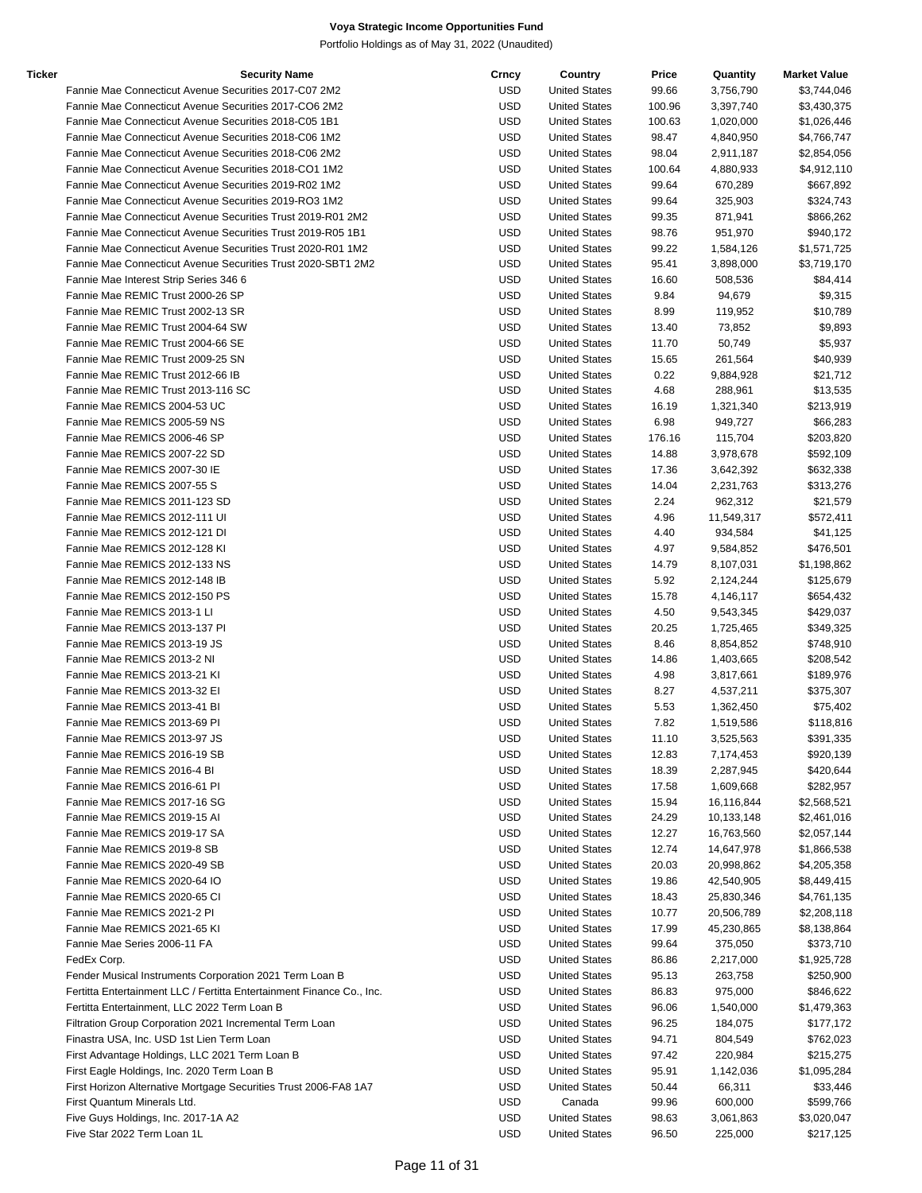# Voya Strategic Income Opportunities Fund

Portfolio Holdings as of May 31, 2022 (Unaudited)

| Ticker | Security Name | Crncy | Country | Price | Quantity | Market Value |
|---|---|---|---|---|---|---|
| | Fannie Mae Connecticut Avenue Securities 2017-C07 2M2 | USD | United States | 99.66 | 3,756,790 | $3,744,046 |
| | Fannie Mae Connecticut Avenue Securities 2017-CO6 2M2 | USD | United States | 100.96 | 3,397,740 | $3,430,375 |
| | Fannie Mae Connecticut Avenue Securities 2018-C05 1B1 | USD | United States | 100.63 | 1,020,000 | $1,026,446 |
| | Fannie Mae Connecticut Avenue Securities 2018-C06 1M2 | USD | United States | 98.47 | 4,840,950 | $4,766,747 |
| | Fannie Mae Connecticut Avenue Securities 2018-C06 2M2 | USD | United States | 98.04 | 2,911,187 | $2,854,056 |
| | Fannie Mae Connecticut Avenue Securities 2018-CO1 1M2 | USD | United States | 100.64 | 4,880,933 | $4,912,110 |
| | Fannie Mae Connecticut Avenue Securities 2019-R02 1M2 | USD | United States | 99.64 | 670,289 | $667,892 |
| | Fannie Mae Connecticut Avenue Securities 2019-RO3 1M2 | USD | United States | 99.64 | 325,903 | $324,743 |
| | Fannie Mae Connecticut Avenue Securities Trust 2019-R01 2M2 | USD | United States | 99.35 | 871,941 | $866,262 |
| | Fannie Mae Connecticut Avenue Securities Trust 2019-R05 1B1 | USD | United States | 98.76 | 951,970 | $940,172 |
| | Fannie Mae Connecticut Avenue Securities Trust 2020-R01 1M2 | USD | United States | 99.22 | 1,584,126 | $1,571,725 |
| | Fannie Mae Connecticut Avenue Securities Trust 2020-SBT1 2M2 | USD | United States | 95.41 | 3,898,000 | $3,719,170 |
| | Fannie Mae Interest Strip Series 346 6 | USD | United States | 16.60 | 508,536 | $84,414 |
| | Fannie Mae REMIC Trust 2000-26 SP | USD | United States | 9.84 | 94,679 | $9,315 |
| | Fannie Mae REMIC Trust 2002-13 SR | USD | United States | 8.99 | 119,952 | $10,789 |
| | Fannie Mae REMIC Trust 2004-64 SW | USD | United States | 13.40 | 73,852 | $9,893 |
| | Fannie Mae REMIC Trust 2004-66 SE | USD | United States | 11.70 | 50,749 | $5,937 |
| | Fannie Mae REMIC Trust 2009-25 SN | USD | United States | 15.65 | 261,564 | $40,939 |
| | Fannie Mae REMIC Trust 2012-66 IB | USD | United States | 0.22 | 9,884,928 | $21,712 |
| | Fannie Mae REMIC Trust 2013-116 SC | USD | United States | 4.68 | 288,961 | $13,535 |
| | Fannie Mae REMICS 2004-53 UC | USD | United States | 16.19 | 1,321,340 | $213,919 |
| | Fannie Mae REMICS 2005-59 NS | USD | United States | 6.98 | 949,727 | $66,283 |
| | Fannie Mae REMICS 2006-46 SP | USD | United States | 176.16 | 115,704 | $203,820 |
| | Fannie Mae REMICS 2007-22 SD | USD | United States | 14.88 | 3,978,678 | $592,109 |
| | Fannie Mae REMICS 2007-30 IE | USD | United States | 17.36 | 3,642,392 | $632,338 |
| | Fannie Mae REMICS 2007-55 S | USD | United States | 14.04 | 2,231,763 | $313,276 |
| | Fannie Mae REMICS 2011-123 SD | USD | United States | 2.24 | 962,312 | $21,579 |
| | Fannie Mae REMICS 2012-111 UI | USD | United States | 4.96 | 11,549,317 | $572,411 |
| | Fannie Mae REMICS 2012-121 DI | USD | United States | 4.40 | 934,584 | $41,125 |
| | Fannie Mae REMICS 2012-128 KI | USD | United States | 4.97 | 9,584,852 | $476,501 |
| | Fannie Mae REMICS 2012-133 NS | USD | United States | 14.79 | 8,107,031 | $1,198,862 |
| | Fannie Mae REMICS 2012-148 IB | USD | United States | 5.92 | 2,124,244 | $125,679 |
| | Fannie Mae REMICS 2012-150 PS | USD | United States | 15.78 | 4,146,117 | $654,432 |
| | Fannie Mae REMICS 2013-1 LI | USD | United States | 4.50 | 9,543,345 | $429,037 |
| | Fannie Mae REMICS 2013-137 PI | USD | United States | 20.25 | 1,725,465 | $349,325 |
| | Fannie Mae REMICS 2013-19 JS | USD | United States | 8.46 | 8,854,852 | $748,910 |
| | Fannie Mae REMICS 2013-2 NI | USD | United States | 14.86 | 1,403,665 | $208,542 |
| | Fannie Mae REMICS 2013-21 KI | USD | United States | 4.98 | 3,817,661 | $189,976 |
| | Fannie Mae REMICS 2013-32 EI | USD | United States | 8.27 | 4,537,211 | $375,307 |
| | Fannie Mae REMICS 2013-41 BI | USD | United States | 5.53 | 1,362,450 | $75,402 |
| | Fannie Mae REMICS 2013-69 PI | USD | United States | 7.82 | 1,519,586 | $118,816 |
| | Fannie Mae REMICS 2013-97 JS | USD | United States | 11.10 | 3,525,563 | $391,335 |
| | Fannie Mae REMICS 2016-19 SB | USD | United States | 12.83 | 7,174,453 | $920,139 |
| | Fannie Mae REMICS 2016-4 BI | USD | United States | 18.39 | 2,287,945 | $420,644 |
| | Fannie Mae REMICS 2016-61 PI | USD | United States | 17.58 | 1,609,668 | $282,957 |
| | Fannie Mae REMICS 2017-16 SG | USD | United States | 15.94 | 16,116,844 | $2,568,521 |
| | Fannie Mae REMICS 2019-15 AI | USD | United States | 24.29 | 10,133,148 | $2,461,016 |
| | Fannie Mae REMICS 2019-17 SA | USD | United States | 12.27 | 16,763,560 | $2,057,144 |
| | Fannie Mae REMICS 2019-8 SB | USD | United States | 12.74 | 14,647,978 | $1,866,538 |
| | Fannie Mae REMICS 2020-49 SB | USD | United States | 20.03 | 20,998,862 | $4,205,358 |
| | Fannie Mae REMICS 2020-64 IO | USD | United States | 19.86 | 42,540,905 | $8,449,415 |
| | Fannie Mae REMICS 2020-65 CI | USD | United States | 18.43 | 25,830,346 | $4,761,135 |
| | Fannie Mae REMICS 2021-2 PI | USD | United States | 10.77 | 20,506,789 | $2,208,118 |
| | Fannie Mae REMICS 2021-65 KI | USD | United States | 17.99 | 45,230,865 | $8,138,864 |
| | Fannie Mae Series 2006-11 FA | USD | United States | 99.64 | 375,050 | $373,710 |
| | FedEx Corp. | USD | United States | 86.86 | 2,217,000 | $1,925,728 |
| | Fender Musical Instruments Corporation 2021 Term Loan B | USD | United States | 95.13 | 263,758 | $250,900 |
| | Fertitta Entertainment LLC / Fertitta Entertainment Finance Co., Inc. | USD | United States | 86.83 | 975,000 | $846,622 |
| | Fertitta Entertainment, LLC 2022 Term Loan B | USD | United States | 96.06 | 1,540,000 | $1,479,363 |
| | Filtration Group Corporation 2021 Incremental Term Loan | USD | United States | 96.25 | 184,075 | $177,172 |
| | Finastra USA, Inc. USD 1st Lien Term Loan | USD | United States | 94.71 | 804,549 | $762,023 |
| | First Advantage Holdings, LLC 2021 Term Loan B | USD | United States | 97.42 | 220,984 | $215,275 |
| | First Eagle Holdings, Inc. 2020 Term Loan B | USD | United States | 95.91 | 1,142,036 | $1,095,284 |
| | First Horizon Alternative Mortgage Securities Trust 2006-FA8 1A7 | USD | United States | 50.44 | 66,311 | $33,446 |
| | First Quantum Minerals Ltd. | USD | Canada | 99.96 | 600,000 | $599,766 |
| | Five Guys Holdings, Inc. 2017-1A A2 | USD | United States | 98.63 | 3,061,863 | $3,020,047 |
| | Five Star 2022 Term Loan 1L | USD | United States | 96.50 | 225,000 | $217,125 |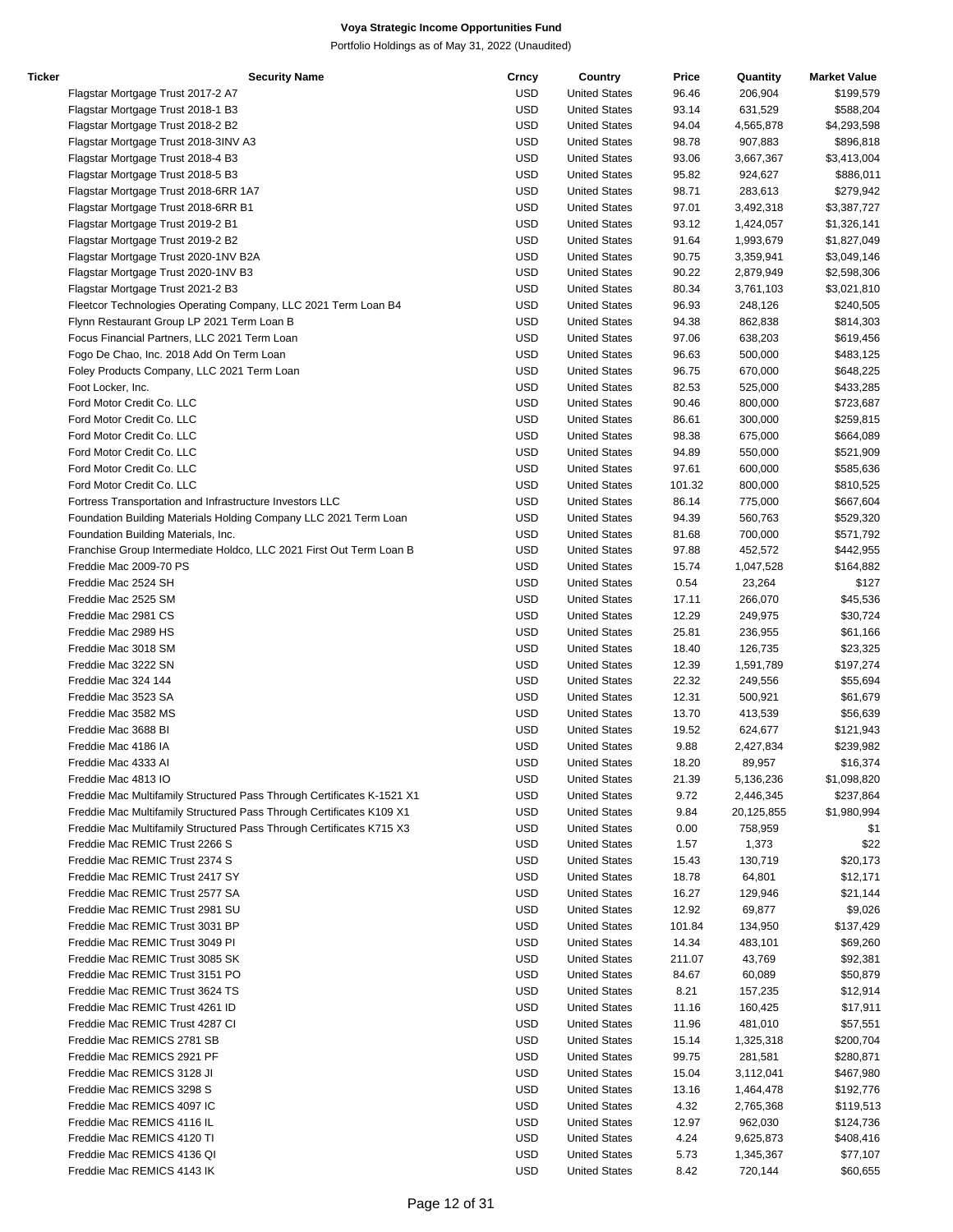**Voya Strategic Income Opportunities Fund**

Portfolio Holdings as of May 31, 2022 (Unaudited)

| Ticker | Security Name | Crncy | Country | Price | Quantity | Market Value |
|---|---|---|---|---|---|---|
| | Flagstar Mortgage Trust 2017-2 A7 | USD | United States | 96.46 | 206,904 | $199,579 |
| | Flagstar Mortgage Trust 2018-1 B3 | USD | United States | 93.14 | 631,529 | $588,204 |
| | Flagstar Mortgage Trust 2018-2 B2 | USD | United States | 94.04 | 4,565,878 | $4,293,598 |
| | Flagstar Mortgage Trust 2018-3INV A3 | USD | United States | 98.78 | 907,883 | $896,818 |
| | Flagstar Mortgage Trust 2018-4 B3 | USD | United States | 93.06 | 3,667,367 | $3,413,004 |
| | Flagstar Mortgage Trust 2018-5 B3 | USD | United States | 95.82 | 924,627 | $886,011 |
| | Flagstar Mortgage Trust 2018-6RR 1A7 | USD | United States | 98.71 | 283,613 | $279,942 |
| | Flagstar Mortgage Trust 2018-6RR B1 | USD | United States | 97.01 | 3,492,318 | $3,387,727 |
| | Flagstar Mortgage Trust 2019-2 B1 | USD | United States | 93.12 | 1,424,057 | $1,326,141 |
| | Flagstar Mortgage Trust 2019-2 B2 | USD | United States | 91.64 | 1,993,679 | $1,827,049 |
| | Flagstar Mortgage Trust 2020-1NV B2A | USD | United States | 90.75 | 3,359,941 | $3,049,146 |
| | Flagstar Mortgage Trust 2020-1NV B3 | USD | United States | 90.22 | 2,879,949 | $2,598,306 |
| | Flagstar Mortgage Trust 2021-2 B3 | USD | United States | 80.34 | 3,761,103 | $3,021,810 |
| | Fleetcor Technologies Operating Company, LLC 2021 Term Loan B4 | USD | United States | 96.93 | 248,126 | $240,505 |
| | Flynn Restaurant Group LP 2021 Term Loan B | USD | United States | 94.38 | 862,838 | $814,303 |
| | Focus Financial Partners, LLC 2021 Term Loan | USD | United States | 97.06 | 638,203 | $619,456 |
| | Fogo De Chao, Inc. 2018 Add On Term Loan | USD | United States | 96.63 | 500,000 | $483,125 |
| | Foley Products Company, LLC 2021 Term Loan | USD | United States | 96.75 | 670,000 | $648,225 |
| | Foot Locker, Inc. | USD | United States | 82.53 | 525,000 | $433,285 |
| | Ford Motor Credit Co. LLC | USD | United States | 90.46 | 800,000 | $723,687 |
| | Ford Motor Credit Co. LLC | USD | United States | 86.61 | 300,000 | $259,815 |
| | Ford Motor Credit Co. LLC | USD | United States | 98.38 | 675,000 | $664,089 |
| | Ford Motor Credit Co. LLC | USD | United States | 94.89 | 550,000 | $521,909 |
| | Ford Motor Credit Co. LLC | USD | United States | 97.61 | 600,000 | $585,636 |
| | Ford Motor Credit Co. LLC | USD | United States | 101.32 | 800,000 | $810,525 |
| | Fortress Transportation and Infrastructure Investors LLC | USD | United States | 86.14 | 775,000 | $667,604 |
| | Foundation Building Materials Holding Company LLC 2021 Term Loan | USD | United States | 94.39 | 560,763 | $529,320 |
| | Foundation Building Materials, Inc. | USD | United States | 81.68 | 700,000 | $571,792 |
| | Franchise Group Intermediate Holdco, LLC 2021 First Out Term Loan B | USD | United States | 97.88 | 452,572 | $442,955 |
| | Freddie Mac 2009-70 PS | USD | United States | 15.74 | 1,047,528 | $164,882 |
| | Freddie Mac 2524 SH | USD | United States | 0.54 | 23,264 | $127 |
| | Freddie Mac 2525 SM | USD | United States | 17.11 | 266,070 | $45,536 |
| | Freddie Mac 2981 CS | USD | United States | 12.29 | 249,975 | $30,724 |
| | Freddie Mac 2989 HS | USD | United States | 25.81 | 236,955 | $61,166 |
| | Freddie Mac 3018 SM | USD | United States | 18.40 | 126,735 | $23,325 |
| | Freddie Mac 3222 SN | USD | United States | 12.39 | 1,591,789 | $197,274 |
| | Freddie Mac 324 144 | USD | United States | 22.32 | 249,556 | $55,694 |
| | Freddie Mac 3523 SA | USD | United States | 12.31 | 500,921 | $61,679 |
| | Freddie Mac 3582 MS | USD | United States | 13.70 | 413,539 | $56,639 |
| | Freddie Mac 3688 BI | USD | United States | 19.52 | 624,677 | $121,943 |
| | Freddie Mac 4186 IA | USD | United States | 9.88 | 2,427,834 | $239,982 |
| | Freddie Mac 4333 AI | USD | United States | 18.20 | 89,957 | $16,374 |
| | Freddie Mac 4813 IO | USD | United States | 21.39 | 5,136,236 | $1,098,820 |
| | Freddie Mac Multifamily Structured Pass Through Certificates K-1521 X1 | USD | United States | 9.72 | 2,446,345 | $237,864 |
| | Freddie Mac Multifamily Structured Pass Through Certificates K109 X1 | USD | United States | 9.84 | 20,125,855 | $1,980,994 |
| | Freddie Mac Multifamily Structured Pass Through Certificates K715 X3 | USD | United States | 0.00 | 758,959 | $1 |
| | Freddie Mac REMIC Trust 2266 S | USD | United States | 1.57 | 1,373 | $22 |
| | Freddie Mac REMIC Trust 2374 S | USD | United States | 15.43 | 130,719 | $20,173 |
| | Freddie Mac REMIC Trust 2417 SY | USD | United States | 18.78 | 64,801 | $12,171 |
| | Freddie Mac REMIC Trust 2577 SA | USD | United States | 16.27 | 129,946 | $21,144 |
| | Freddie Mac REMIC Trust 2981 SU | USD | United States | 12.92 | 69,877 | $9,026 |
| | Freddie Mac REMIC Trust 3031 BP | USD | United States | 101.84 | 134,950 | $137,429 |
| | Freddie Mac REMIC Trust 3049 PI | USD | United States | 14.34 | 483,101 | $69,260 |
| | Freddie Mac REMIC Trust 3085 SK | USD | United States | 211.07 | 43,769 | $92,381 |
| | Freddie Mac REMIC Trust 3151 PO | USD | United States | 84.67 | 60,089 | $50,879 |
| | Freddie Mac REMIC Trust 3624 TS | USD | United States | 8.21 | 157,235 | $12,914 |
| | Freddie Mac REMIC Trust 4261 ID | USD | United States | 11.16 | 160,425 | $17,911 |
| | Freddie Mac REMIC Trust 4287 CI | USD | United States | 11.96 | 481,010 | $57,551 |
| | Freddie Mac REMICS 2781 SB | USD | United States | 15.14 | 1,325,318 | $200,704 |
| | Freddie Mac REMICS 2921 PF | USD | United States | 99.75 | 281,581 | $280,871 |
| | Freddie Mac REMICS 3128 JI | USD | United States | 15.04 | 3,112,041 | $467,980 |
| | Freddie Mac REMICS 3298 S | USD | United States | 13.16 | 1,464,478 | $192,776 |
| | Freddie Mac REMICS 4097 IC | USD | United States | 4.32 | 2,765,368 | $119,513 |
| | Freddie Mac REMICS 4116 IL | USD | United States | 12.97 | 962,030 | $124,736 |
| | Freddie Mac REMICS 4120 TI | USD | United States | 4.24 | 9,625,873 | $408,416 |
| | Freddie Mac REMICS 4136 QI | USD | United States | 5.73 | 1,345,367 | $77,107 |
| | Freddie Mac REMICS 4143 IK | USD | United States | 8.42 | 720,144 | $60,655 |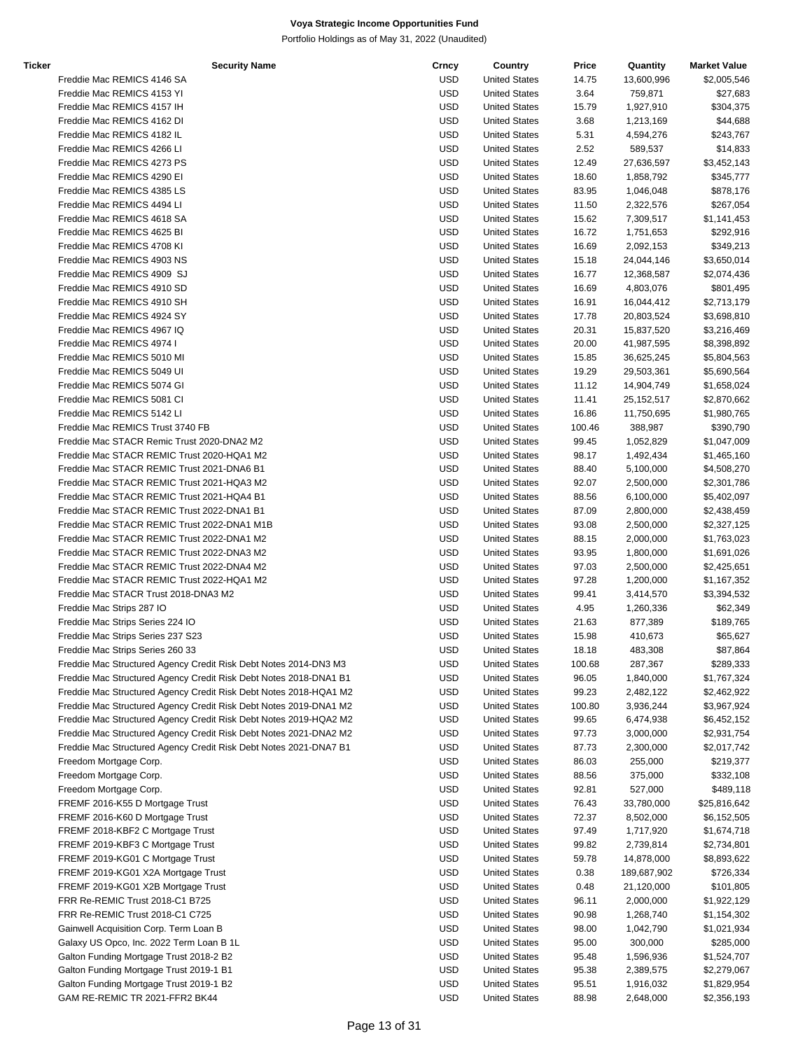# Voya Strategic Income Opportunities Fund

Portfolio Holdings as of May 31, 2022 (Unaudited)

| Ticker | Security Name | Crncy | Country | Price | Quantity | Market Value |
|---|---|---|---|---|---|---|
| | Freddie Mac REMICS 4146 SA | USD | United States | 14.75 | 13,600,996 | $2,005,546 |
| | Freddie Mac REMICS 4153 YI | USD | United States | 3.64 | 759,871 | $27,683 |
| | Freddie Mac REMICS 4157 IH | USD | United States | 15.79 | 1,927,910 | $304,375 |
| | Freddie Mac REMICS 4162 DI | USD | United States | 3.68 | 1,213,169 | $44,688 |
| | Freddie Mac REMICS 4182 IL | USD | United States | 5.31 | 4,594,276 | $243,767 |
| | Freddie Mac REMICS 4266 LI | USD | United States | 2.52 | 589,537 | $14,833 |
| | Freddie Mac REMICS 4273 PS | USD | United States | 12.49 | 27,636,597 | $3,452,143 |
| | Freddie Mac REMICS 4290 EI | USD | United States | 18.60 | 1,858,792 | $345,777 |
| | Freddie Mac REMICS 4385 LS | USD | United States | 83.95 | 1,046,048 | $878,176 |
| | Freddie Mac REMICS 4494 LI | USD | United States | 11.50 | 2,322,576 | $267,054 |
| | Freddie Mac REMICS 4618 SA | USD | United States | 15.62 | 7,309,517 | $1,141,453 |
| | Freddie Mac REMICS 4625 BI | USD | United States | 16.72 | 1,751,653 | $292,916 |
| | Freddie Mac REMICS 4708 KI | USD | United States | 16.69 | 2,092,153 | $349,213 |
| | Freddie Mac REMICS 4903 NS | USD | United States | 15.18 | 24,044,146 | $3,650,014 |
| | Freddie Mac REMICS 4909 SJ | USD | United States | 16.77 | 12,368,587 | $2,074,436 |
| | Freddie Mac REMICS 4910 SD | USD | United States | 16.69 | 4,803,076 | $801,495 |
| | Freddie Mac REMICS 4910 SH | USD | United States | 16.91 | 16,044,412 | $2,713,179 |
| | Freddie Mac REMICS 4924 SY | USD | United States | 17.78 | 20,803,524 | $3,698,810 |
| | Freddie Mac REMICS 4967 IQ | USD | United States | 20.31 | 15,837,520 | $3,216,469 |
| | Freddie Mac REMICS 4974 I | USD | United States | 20.00 | 41,987,595 | $8,398,892 |
| | Freddie Mac REMICS 5010 MI | USD | United States | 15.85 | 36,625,245 | $5,804,563 |
| | Freddie Mac REMICS 5049 UI | USD | United States | 19.29 | 29,503,361 | $5,690,564 |
| | Freddie Mac REMICS 5074 GI | USD | United States | 11.12 | 14,904,749 | $1,658,024 |
| | Freddie Mac REMICS 5081 CI | USD | United States | 11.41 | 25,152,517 | $2,870,662 |
| | Freddie Mac REMICS 5142 LI | USD | United States | 16.86 | 11,750,695 | $1,980,765 |
| | Freddie Mac REMICS Trust 3740 FB | USD | United States | 100.46 | 388,987 | $390,790 |
| | Freddie Mac STACR Remic Trust 2020-DNA2 M2 | USD | United States | 99.45 | 1,052,829 | $1,047,009 |
| | Freddie Mac STACR REMIC Trust 2020-HQA1 M2 | USD | United States | 98.17 | 1,492,434 | $1,465,160 |
| | Freddie Mac STACR REMIC Trust 2021-DNA6 B1 | USD | United States | 88.40 | 5,100,000 | $4,508,270 |
| | Freddie Mac STACR REMIC Trust 2021-HQA3 M2 | USD | United States | 92.07 | 2,500,000 | $2,301,786 |
| | Freddie Mac STACR REMIC Trust 2021-HQA4 B1 | USD | United States | 88.56 | 6,100,000 | $5,402,097 |
| | Freddie Mac STACR REMIC Trust 2022-DNA1 B1 | USD | United States | 87.09 | 2,800,000 | $2,438,459 |
| | Freddie Mac STACR REMIC Trust 2022-DNA1 M1B | USD | United States | 93.08 | 2,500,000 | $2,327,125 |
| | Freddie Mac STACR REMIC Trust 2022-DNA1 M2 | USD | United States | 88.15 | 2,000,000 | $1,763,023 |
| | Freddie Mac STACR REMIC Trust 2022-DNA3 M2 | USD | United States | 93.95 | 1,800,000 | $1,691,026 |
| | Freddie Mac STACR REMIC Trust 2022-DNA4 M2 | USD | United States | 97.03 | 2,500,000 | $2,425,651 |
| | Freddie Mac STACR REMIC Trust 2022-HQA1 M2 | USD | United States | 97.28 | 1,200,000 | $1,167,352 |
| | Freddie Mac STACR Trust 2018-DNA3 M2 | USD | United States | 99.41 | 3,414,570 | $3,394,532 |
| | Freddie Mac Strips 287 IO | USD | United States | 4.95 | 1,260,336 | $62,349 |
| | Freddie Mac Strips Series 224 IO | USD | United States | 21.63 | 877,389 | $189,765 |
| | Freddie Mac Strips Series 237 S23 | USD | United States | 15.98 | 410,673 | $65,627 |
| | Freddie Mac Strips Series 260 33 | USD | United States | 18.18 | 483,308 | $87,864 |
| | Freddie Mac Structured Agency Credit Risk Debt Notes 2014-DN3 M3 | USD | United States | 100.68 | 287,367 | $289,333 |
| | Freddie Mac Structured Agency Credit Risk Debt Notes 2018-DNA1 B1 | USD | United States | 96.05 | 1,840,000 | $1,767,324 |
| | Freddie Mac Structured Agency Credit Risk Debt Notes 2018-HQA1 M2 | USD | United States | 99.23 | 2,482,122 | $2,462,922 |
| | Freddie Mac Structured Agency Credit Risk Debt Notes 2019-DNA1 M2 | USD | United States | 100.80 | 3,936,244 | $3,967,924 |
| | Freddie Mac Structured Agency Credit Risk Debt Notes 2019-HQA2 M2 | USD | United States | 99.65 | 6,474,938 | $6,452,152 |
| | Freddie Mac Structured Agency Credit Risk Debt Notes 2021-DNA2 M2 | USD | United States | 97.73 | 3,000,000 | $2,931,754 |
| | Freddie Mac Structured Agency Credit Risk Debt Notes 2021-DNA7 B1 | USD | United States | 87.73 | 2,300,000 | $2,017,742 |
| | Freedom Mortgage Corp. | USD | United States | 86.03 | 255,000 | $219,377 |
| | Freedom Mortgage Corp. | USD | United States | 88.56 | 375,000 | $332,108 |
| | Freedom Mortgage Corp. | USD | United States | 92.81 | 527,000 | $489,118 |
| | FREMF 2016-K55 D Mortgage Trust | USD | United States | 76.43 | 33,780,000 | $25,816,642 |
| | FREMF 2016-K60 D Mortgage Trust | USD | United States | 72.37 | 8,502,000 | $6,152,505 |
| | FREMF 2018-KBF2 C Mortgage Trust | USD | United States | 97.49 | 1,717,920 | $1,674,718 |
| | FREMF 2019-KBF3 C Mortgage Trust | USD | United States | 99.82 | 2,739,814 | $2,734,801 |
| | FREMF 2019-KG01 C Mortgage Trust | USD | United States | 59.78 | 14,878,000 | $8,893,622 |
| | FREMF 2019-KG01 X2A Mortgage Trust | USD | United States | 0.38 | 189,687,902 | $726,334 |
| | FREMF 2019-KG01 X2B Mortgage Trust | USD | United States | 0.48 | 21,120,000 | $101,805 |
| | FRR Re-REMIC Trust 2018-C1 B725 | USD | United States | 96.11 | 2,000,000 | $1,922,129 |
| | FRR Re-REMIC Trust 2018-C1 C725 | USD | United States | 90.98 | 1,268,740 | $1,154,302 |
| | Gainwell Acquisition Corp. Term Loan B | USD | United States | 98.00 | 1,042,790 | $1,021,934 |
| | Galaxy US Opco, Inc. 2022 Term Loan B 1L | USD | United States | 95.00 | 300,000 | $285,000 |
| | Galton Funding Mortgage Trust 2018-2 B2 | USD | United States | 95.48 | 1,596,936 | $1,524,707 |
| | Galton Funding Mortgage Trust 2019-1 B1 | USD | United States | 95.38 | 2,389,575 | $2,279,067 |
| | Galton Funding Mortgage Trust 2019-1 B2 | USD | United States | 95.51 | 1,916,032 | $1,829,954 |
| | GAM RE-REMIC TR 2021-FFR2 BK44 | USD | United States | 88.98 | 2,648,000 | $2,356,193 |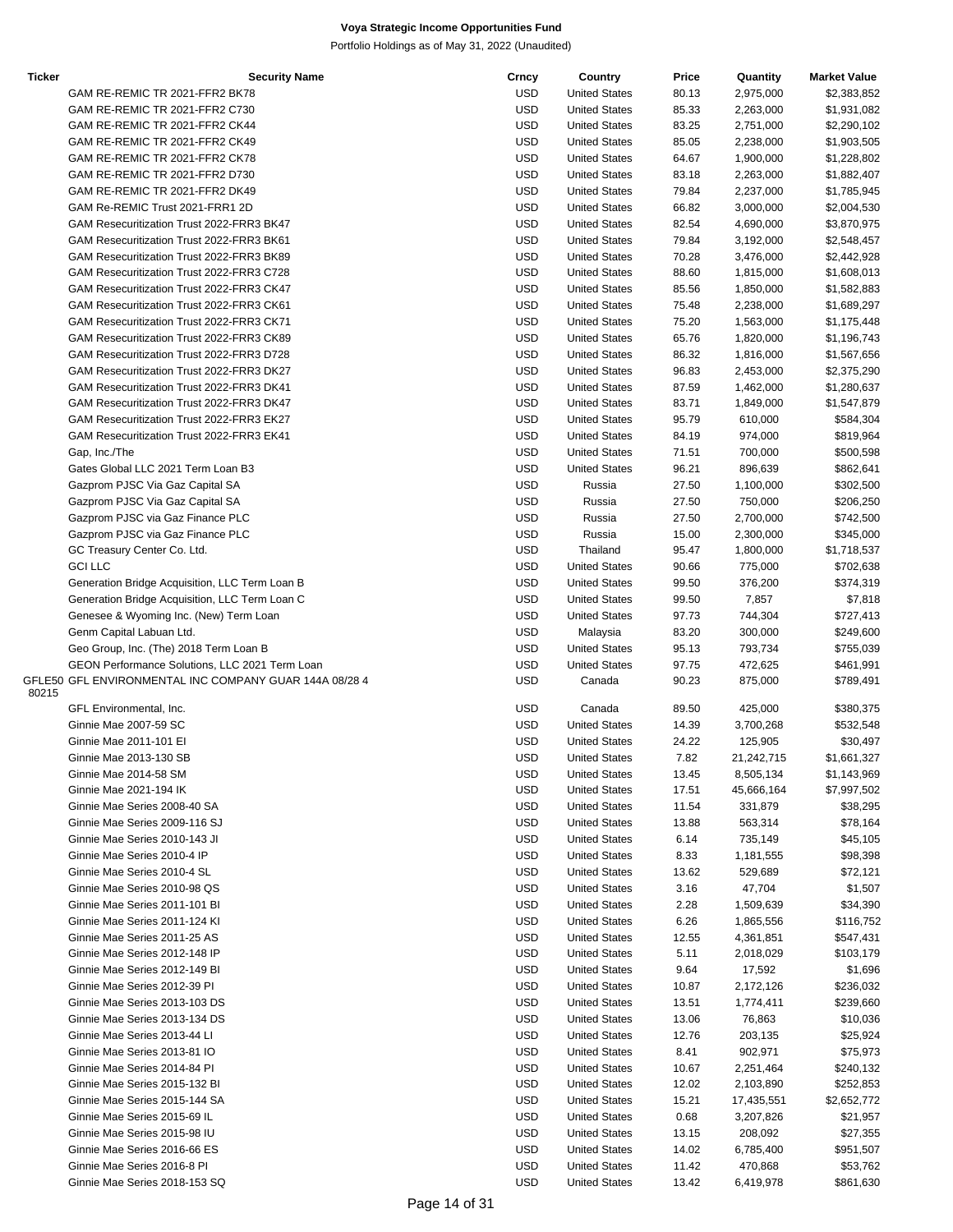# Voya Strategic Income Opportunities Fund

Portfolio Holdings as of May 31, 2022 (Unaudited)

| Ticker | Security Name | Crncy | Country | Price | Quantity | Market Value |
|---|---|---|---|---|---|---|
| | GAM RE-REMIC TR 2021-FFR2 BK78 | USD | United States | 80.13 | 2,975,000 | $2,383,852 |
| | GAM RE-REMIC TR 2021-FFR2 C730 | USD | United States | 85.33 | 2,263,000 | $1,931,082 |
| | GAM RE-REMIC TR 2021-FFR2 CK44 | USD | United States | 83.25 | 2,751,000 | $2,290,102 |
| | GAM RE-REMIC TR 2021-FFR2 CK49 | USD | United States | 85.05 | 2,238,000 | $1,903,505 |
| | GAM RE-REMIC TR 2021-FFR2 CK78 | USD | United States | 64.67 | 1,900,000 | $1,228,802 |
| | GAM RE-REMIC TR 2021-FFR2 D730 | USD | United States | 83.18 | 2,263,000 | $1,882,407 |
| | GAM RE-REMIC TR 2021-FFR2 DK49 | USD | United States | 79.84 | 2,237,000 | $1,785,945 |
| | GAM Re-REMIC Trust 2021-FRR1 2D | USD | United States | 66.82 | 3,000,000 | $2,004,530 |
| | GAM Resecuritization Trust 2022-FRR3 BK47 | USD | United States | 82.54 | 4,690,000 | $3,870,975 |
| | GAM Resecuritization Trust 2022-FRR3 BK61 | USD | United States | 79.84 | 3,192,000 | $2,548,457 |
| | GAM Resecuritization Trust 2022-FRR3 BK89 | USD | United States | 70.28 | 3,476,000 | $2,442,928 |
| | GAM Resecuritization Trust 2022-FRR3 C728 | USD | United States | 88.60 | 1,815,000 | $1,608,013 |
| | GAM Resecuritization Trust 2022-FRR3 CK47 | USD | United States | 85.56 | 1,850,000 | $1,582,883 |
| | GAM Resecuritization Trust 2022-FRR3 CK61 | USD | United States | 75.48 | 2,238,000 | $1,689,297 |
| | GAM Resecuritization Trust 2022-FRR3 CK71 | USD | United States | 75.20 | 1,563,000 | $1,175,448 |
| | GAM Resecuritization Trust 2022-FRR3 CK89 | USD | United States | 65.76 | 1,820,000 | $1,196,743 |
| | GAM Resecuritization Trust 2022-FRR3 D728 | USD | United States | 86.32 | 1,816,000 | $1,567,656 |
| | GAM Resecuritization Trust 2022-FRR3 DK27 | USD | United States | 96.83 | 2,453,000 | $2,375,290 |
| | GAM Resecuritization Trust 2022-FRR3 DK41 | USD | United States | 87.59 | 1,462,000 | $1,280,637 |
| | GAM Resecuritization Trust 2022-FRR3 DK47 | USD | United States | 83.71 | 1,849,000 | $1,547,879 |
| | GAM Resecuritization Trust 2022-FRR3 EK27 | USD | United States | 95.79 | 610,000 | $584,304 |
| | GAM Resecuritization Trust 2022-FRR3 EK41 | USD | United States | 84.19 | 974,000 | $819,964 |
| | Gap, Inc./The | USD | United States | 71.51 | 700,000 | $500,598 |
| | Gates Global LLC 2021 Term Loan B3 | USD | United States | 96.21 | 896,639 | $862,641 |
| | Gazprom PJSC Via Gaz Capital SA | USD | Russia | 27.50 | 1,100,000 | $302,500 |
| | Gazprom PJSC Via Gaz Capital SA | USD | Russia | 27.50 | 750,000 | $206,250 |
| | Gazprom PJSC via Gaz Finance PLC | USD | Russia | 27.50 | 2,700,000 | $742,500 |
| | Gazprom PJSC via Gaz Finance PLC | USD | Russia | 15.00 | 2,300,000 | $345,000 |
| | GC Treasury Center Co. Ltd. | USD | Thailand | 95.47 | 1,800,000 | $1,718,537 |
| | GCI LLC | USD | United States | 90.66 | 775,000 | $702,638 |
| | Generation Bridge Acquisition, LLC Term Loan B | USD | United States | 99.50 | 376,200 | $374,319 |
| | Generation Bridge Acquisition, LLC Term Loan C | USD | United States | 99.50 | 7,857 | $7,818 |
| | Genesee & Wyoming Inc. (New) Term Loan | USD | United States | 97.73 | 744,304 | $727,413 |
| | Genm Capital Labuan Ltd. | USD | Malaysia | 83.20 | 300,000 | $249,600 |
| | Geo Group, Inc. (The) 2018 Term Loan B | USD | United States | 95.13 | 793,734 | $755,039 |
| | GEON Performance Solutions, LLC 2021 Term Loan | USD | United States | 97.75 | 472,625 | $461,991 |
| GFLE50 80215 | GFL ENVIRONMENTAL INC COMPANY GUAR 144A 08/28 4 | USD | Canada | 90.23 | 875,000 | $789,491 |
| | GFL Environmental, Inc. | USD | Canada | 89.50 | 425,000 | $380,375 |
| | Ginnie Mae 2007-59 SC | USD | United States | 14.39 | 3,700,268 | $532,548 |
| | Ginnie Mae 2011-101 EI | USD | United States | 24.22 | 125,905 | $30,497 |
| | Ginnie Mae 2013-130 SB | USD | United States | 7.82 | 21,242,715 | $1,661,327 |
| | Ginnie Mae 2014-58 SM | USD | United States | 13.45 | 8,505,134 | $1,143,969 |
| | Ginnie Mae 2021-194 IK | USD | United States | 17.51 | 45,666,164 | $7,997,502 |
| | Ginnie Mae Series 2008-40 SA | USD | United States | 11.54 | 331,879 | $38,295 |
| | Ginnie Mae Series 2009-116 SJ | USD | United States | 13.88 | 563,314 | $78,164 |
| | Ginnie Mae Series 2010-143 JI | USD | United States | 6.14 | 735,149 | $45,105 |
| | Ginnie Mae Series 2010-4 IP | USD | United States | 8.33 | 1,181,555 | $98,398 |
| | Ginnie Mae Series 2010-4 SL | USD | United States | 13.62 | 529,689 | $72,121 |
| | Ginnie Mae Series 2010-98 QS | USD | United States | 3.16 | 47,704 | $1,507 |
| | Ginnie Mae Series 2011-101 BI | USD | United States | 2.28 | 1,509,639 | $34,390 |
| | Ginnie Mae Series 2011-124 KI | USD | United States | 6.26 | 1,865,556 | $116,752 |
| | Ginnie Mae Series 2011-25 AS | USD | United States | 12.55 | 4,361,851 | $547,431 |
| | Ginnie Mae Series 2012-148 IP | USD | United States | 5.11 | 2,018,029 | $103,179 |
| | Ginnie Mae Series 2012-149 BI | USD | United States | 9.64 | 17,592 | $1,696 |
| | Ginnie Mae Series 2012-39 PI | USD | United States | 10.87 | 2,172,126 | $236,032 |
| | Ginnie Mae Series 2013-103 DS | USD | United States | 13.51 | 1,774,411 | $239,660 |
| | Ginnie Mae Series 2013-134 DS | USD | United States | 13.06 | 76,863 | $10,036 |
| | Ginnie Mae Series 2013-44 LI | USD | United States | 12.76 | 203,135 | $25,924 |
| | Ginnie Mae Series 2013-81 IO | USD | United States | 8.41 | 902,971 | $75,973 |
| | Ginnie Mae Series 2014-84 PI | USD | United States | 10.67 | 2,251,464 | $240,132 |
| | Ginnie Mae Series 2015-132 BI | USD | United States | 12.02 | 2,103,890 | $252,853 |
| | Ginnie Mae Series 2015-144 SA | USD | United States | 15.21 | 17,435,551 | $2,652,772 |
| | Ginnie Mae Series 2015-69 IL | USD | United States | 0.68 | 3,207,826 | $21,957 |
| | Ginnie Mae Series 2015-98 IU | USD | United States | 13.15 | 208,092 | $27,355 |
| | Ginnie Mae Series 2016-66 ES | USD | United States | 14.02 | 6,785,400 | $951,507 |
| | Ginnie Mae Series 2016-8 PI | USD | United States | 11.42 | 470,868 | $53,762 |
| | Ginnie Mae Series 2018-153 SQ | USD | United States | 13.42 | 6,419,978 | $861,630 |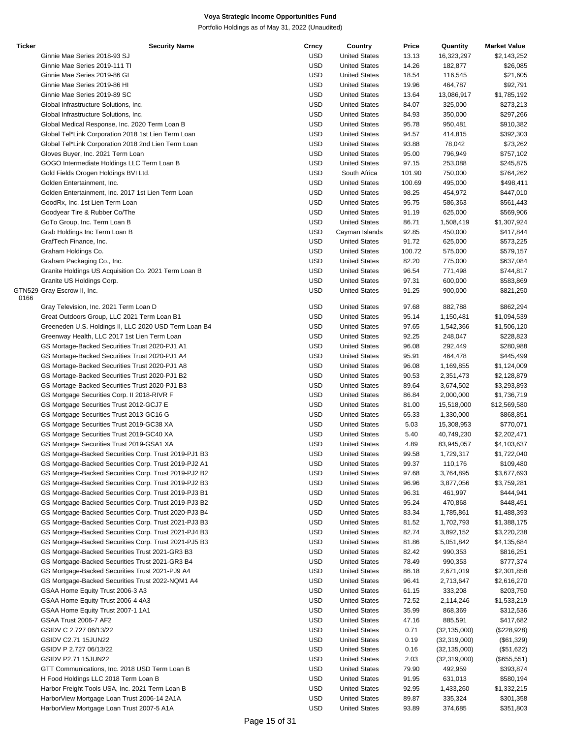**Voya Strategic Income Opportunities Fund**

Portfolio Holdings as of May 31, 2022 (Unaudited)

| Ticker | Security Name | Crncy | Country | Price | Quantity | Market Value |
|---|---|---|---|---|---|---|
| | Ginnie Mae Series 2018-93 SJ | USD | United States | 13.13 | 16,323,297 | $2,143,252 |
| | Ginnie Mae Series 2019-111 TI | USD | United States | 14.26 | 182,877 | $26,085 |
| | Ginnie Mae Series 2019-86 GI | USD | United States | 18.54 | 116,545 | $21,605 |
| | Ginnie Mae Series 2019-86 HI | USD | United States | 19.96 | 464,787 | $92,791 |
| | Ginnie Mae Series 2019-89 SC | USD | United States | 13.64 | 13,086,917 | $1,785,192 |
| | Global Infrastructure Solutions, Inc. | USD | United States | 84.07 | 325,000 | $273,213 |
| | Global Infrastructure Solutions, Inc. | USD | United States | 84.93 | 350,000 | $297,266 |
| | Global Medical Response, Inc. 2020 Term Loan B | USD | United States | 95.78 | 950,481 | $910,382 |
| | Global Tel*Link Corporation 2018 1st Lien Term Loan | USD | United States | 94.57 | 414,815 | $392,303 |
| | Global Tel*Link Corporation 2018 2nd Lien Term Loan | USD | United States | 93.88 | 78,042 | $73,262 |
| | Gloves Buyer, Inc. 2021 Term Loan | USD | United States | 95.00 | 796,949 | $757,102 |
| | GOGO Intermediate Holdings LLC Term Loan B | USD | United States | 97.15 | 253,088 | $245,875 |
| | Gold Fields Orogen Holdings BVI Ltd. | USD | South Africa | 101.90 | 750,000 | $764,262 |
| | Golden Entertainment, Inc. | USD | United States | 100.69 | 495,000 | $498,411 |
| | Golden Entertainment, Inc. 2017 1st Lien Term Loan | USD | United States | 98.25 | 454,972 | $447,010 |
| | GoodRx, Inc. 1st Lien Term Loan | USD | United States | 95.75 | 586,363 | $561,443 |
| | Goodyear Tire & Rubber Co/The | USD | United States | 91.19 | 625,000 | $569,906 |
| | GoTo Group, Inc. Term Loan B | USD | United States | 86.71 | 1,508,419 | $1,307,924 |
| | Grab Holdings Inc Term Loan B | USD | Cayman Islands | 92.85 | 450,000 | $417,844 |
| | GrafTech Finance, Inc. | USD | United States | 91.72 | 625,000 | $573,225 |
| | Graham Holdings Co. | USD | United States | 100.72 | 575,000 | $579,157 |
| | Graham Packaging Co., Inc. | USD | United States | 82.20 | 775,000 | $637,084 |
| | Granite Holdings US Acquisition Co. 2021 Term Loan B | USD | United States | 96.54 | 771,498 | $744,817 |
| | Granite US Holdings Corp. | USD | United States | 97.31 | 600,000 | $583,869 |
| GTN529 0166 | Gray Escrow II, Inc. | USD | United States | 91.25 | 900,000 | $821,250 |
| | Gray Television, Inc. 2021 Term Loan D | USD | United States | 97.68 | 882,788 | $862,294 |
| | Great Outdoors Group, LLC 2021 Term Loan B1 | USD | United States | 95.14 | 1,150,481 | $1,094,539 |
| | Greeneden U.S. Holdings II, LLC 2020 USD Term Loan B4 | USD | United States | 97.65 | 1,542,366 | $1,506,120 |
| | Greenway Health, LLC 2017 1st Lien Term Loan | USD | United States | 92.25 | 248,047 | $228,823 |
| | GS Mortgage-Backed Securities Trust 2020-PJ1 A1 | USD | United States | 96.08 | 292,449 | $280,988 |
| | GS Mortgage-Backed Securities Trust 2020-PJ1 A4 | USD | United States | 95.91 | 464,478 | $445,499 |
| | GS Mortgage-Backed Securities Trust 2020-PJ1 A8 | USD | United States | 96.08 | 1,169,855 | $1,124,009 |
| | GS Mortgage-Backed Securities Trust 2020-PJ1 B2 | USD | United States | 90.53 | 2,351,473 | $2,128,879 |
| | GS Mortgage-Backed Securities Trust 2020-PJ1 B3 | USD | United States | 89.64 | 3,674,502 | $3,293,893 |
| | GS Mortgage Securities Corp. II 2018-RIVR F | USD | United States | 86.84 | 2,000,000 | $1,736,719 |
| | GS Mortgage Securities Trust 2012-GCJ7 E | USD | United States | 81.00 | 15,518,000 | $12,569,580 |
| | GS Mortgage Securities Trust 2013-GC16 G | USD | United States | 65.33 | 1,330,000 | $868,851 |
| | GS Mortgage Securities Trust 2019-GC38 XA | USD | United States | 5.03 | 15,308,953 | $770,071 |
| | GS Mortgage Securities Trust 2019-GC40 XA | USD | United States | 5.40 | 40,749,230 | $2,202,471 |
| | GS Mortgage Securities Trust 2019-GSA1 XA | USD | United States | 4.89 | 83,945,057 | $4,103,637 |
| | GS Mortgage-Backed Securities Corp. Trust 2019-PJ1 B3 | USD | United States | 99.58 | 1,729,317 | $1,722,040 |
| | GS Mortgage-Backed Securities Corp. Trust 2019-PJ2 A1 | USD | United States | 99.37 | 110,176 | $109,480 |
| | GS Mortgage-Backed Securities Corp. Trust 2019-PJ2 B2 | USD | United States | 97.68 | 3,764,895 | $3,677,693 |
| | GS Mortgage-Backed Securities Corp. Trust 2019-PJ2 B3 | USD | United States | 96.96 | 3,877,056 | $3,759,281 |
| | GS Mortgage-Backed Securities Corp. Trust 2019-PJ3 B1 | USD | United States | 96.31 | 461,997 | $444,941 |
| | GS Mortgage-Backed Securities Corp. Trust 2019-PJ3 B2 | USD | United States | 95.24 | 470,868 | $448,451 |
| | GS Mortgage-Backed Securities Corp. Trust 2020-PJ3 B4 | USD | United States | 83.34 | 1,785,861 | $1,488,393 |
| | GS Mortgage-Backed Securities Corp. Trust 2021-PJ3 B3 | USD | United States | 81.52 | 1,702,793 | $1,388,175 |
| | GS Mortgage-Backed Securities Corp. Trust 2021-PJ4 B3 | USD | United States | 82.74 | 3,892,152 | $3,220,238 |
| | GS Mortgage-Backed Securities Corp. Trust 2021-PJ5 B3 | USD | United States | 81.86 | 5,051,842 | $4,135,684 |
| | GS Mortgage-Backed Securities Trust 2021-GR3 B3 | USD | United States | 82.42 | 990,353 | $816,251 |
| | GS Mortgage-Backed Securities Trust 2021-GR3 B4 | USD | United States | 78.49 | 990,353 | $777,374 |
| | GS Mortgage-Backed Securities Trust 2021-PJ9 A4 | USD | United States | 86.18 | 2,671,019 | $2,301,858 |
| | GS Mortgage-Backed Securities Trust 2022-NQM1 A4 | USD | United States | 96.41 | 2,713,647 | $2,616,270 |
| | GSAA Home Equity Trust 2006-3 A3 | USD | United States | 61.15 | 333,208 | $203,750 |
| | GSAA Home Equity Trust 2006-4 4A3 | USD | United States | 72.52 | 2,114,246 | $1,533,219 |
| | GSAA Home Equity Trust 2007-1 1A1 | USD | United States | 35.99 | 868,369 | $312,536 |
| | GSAA Trust 2006-7 AF2 | USD | United States | 47.16 | 885,591 | $417,682 |
| | GSIDV C 2.727 06/13/22 | USD | United States | 0.71 | (32,135,000) | ($228,928) |
| | GSIDV C2.71 15JUN22 | USD | United States | 0.19 | (32,319,000) | ($61,329) |
| | GSIDV P 2.727 06/13/22 | USD | United States | 0.16 | (32,135,000) | ($51,622) |
| | GSIDV P2.71 15JUN22 | USD | United States | 2.03 | (32,319,000) | ($655,551) |
| | GTT Communications, Inc. 2018 USD Term Loan B | USD | United States | 79.90 | 492,959 | $393,874 |
| | H Food Holdings LLC 2018 Term Loan B | USD | United States | 91.95 | 631,013 | $580,194 |
| | Harbor Freight Tools USA, Inc. 2021 Term Loan B | USD | United States | 92.95 | 1,433,260 | $1,332,215 |
| | HarborView Mortgage Loan Trust 2006-14 2A1A | USD | United States | 89.87 | 335,324 | $301,358 |
| | HarborView Mortgage Loan Trust 2007-5 A1A | USD | United States | 93.89 | 374,685 | $351,803 |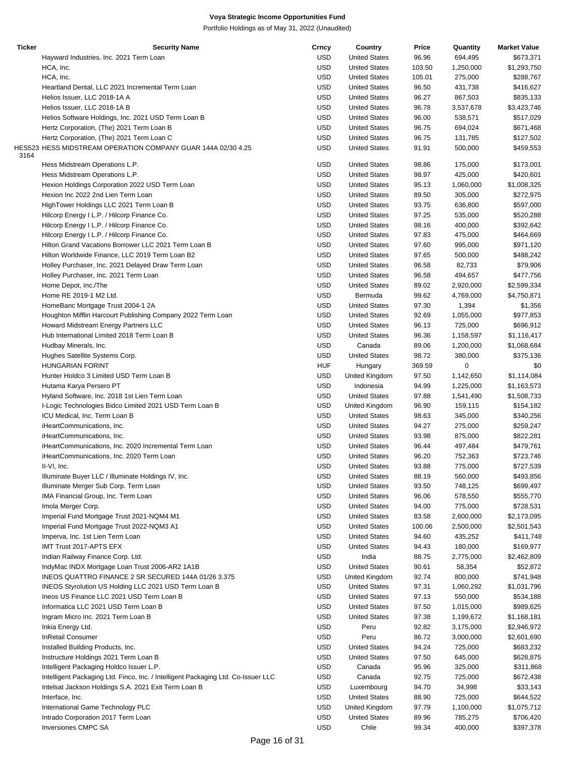**Voya Strategic Income Opportunities Fund**

Portfolio Holdings as of May 31, 2022 (Unaudited)

| Ticker | Security Name | Crncy | Country | Price | Quantity | Market Value |
|---|---|---|---|---|---|---|
| | Hayward Industries, Inc. 2021 Term Loan | USD | United States | 96.96 | 694,495 | $673,371 |
| | HCA, Inc. | USD | United States | 103.50 | 1,250,000 | $1,293,750 |
| | HCA, Inc. | USD | United States | 105.01 | 275,000 | $288,767 |
| | Heartland Dental, LLC 2021 Incremental Term Loan | USD | United States | 96.50 | 431,738 | $416,627 |
| | Helios Issuer, LLC 2018-1A A | USD | United States | 96.27 | 867,503 | $835,133 |
| | Helios Issuer, LLC 2018-1A B | USD | United States | 96.78 | 3,537,678 | $3,423,746 |
| | Helios Software Holdings, Inc. 2021 USD Term Loan B | USD | United States | 96.00 | 538,571 | $517,029 |
| | Hertz Corporation, (The) 2021 Term Loan B | USD | United States | 96.75 | 694,024 | $671,468 |
| | Hertz Corporation, (The) 2021 Term Loan C | USD | United States | 96.75 | 131,785 | $127,502 |
| HES5233164 | HESS MIDSTREAM OPERATION COMPANY GUAR 144A 02/30 4.25 | USD | United States | 91.91 | 500,000 | $459,553 |
| | Hess Midstream Operations L.P. | USD | United States | 98.86 | 175,000 | $173,001 |
| | Hess Midstream Operations L.P. | USD | United States | 98.97 | 425,000 | $420,601 |
| | Hexion Holdings Corporation 2022 USD Term Loan | USD | United States | 95.13 | 1,060,000 | $1,008,325 |
| | Hexion Inc 2022 2nd Lien Term Loan | USD | United States | 89.50 | 305,000 | $272,975 |
| | HighTower Holdings LLC 2021 Term Loan B | USD | United States | 93.75 | 636,800 | $597,000 |
| | Hilcorp Energy I L.P. / Hilcorp Finance Co. | USD | United States | 97.25 | 535,000 | $520,288 |
| | Hilcorp Energy I L.P. / Hilcorp Finance Co. | USD | United States | 98.16 | 400,000 | $392,642 |
| | Hilcorp Energy I L.P. / Hilcorp Finance Co. | USD | United States | 97.83 | 475,000 | $464,669 |
| | Hilton Grand Vacations Borrower LLC 2021 Term Loan B | USD | United States | 97.60 | 995,000 | $971,120 |
| | Hilton Worldwide Finance, LLC 2019 Term Loan B2 | USD | United States | 97.65 | 500,000 | $488,242 |
| | Holley Purchaser, Inc. 2021 Delayed Draw Term Loan | USD | United States | 96.58 | 82,733 | $79,906 |
| | Holley Purchaser, Inc. 2021 Term Loan | USD | United States | 96.58 | 494,657 | $477,756 |
| | Home Depot, Inc./The | USD | United States | 89.02 | 2,920,000 | $2,599,334 |
| | Home RE 2019-1 M2 Ltd. | USD | Bermuda | 99.62 | 4,769,000 | $4,750,871 |
| | HomeBanc Mortgage Trust 2004-1 2A | USD | United States | 97.30 | 1,394 | $1,356 |
| | Houghton Mifflin Harcourt Publishing Company 2022 Term Loan | USD | United States | 92.69 | 1,055,000 | $977,853 |
| | Howard Midstream Energy Partners LLC | USD | United States | 96.13 | 725,000 | $696,912 |
| | Hub International Limited 2018 Term Loan B | USD | United States | 96.36 | 1,158,597 | $1,116,417 |
| | Hudbay Minerals, Inc. | USD | Canada | 89.06 | 1,200,000 | $1,068,684 |
| | Hughes Satellite Systems Corp. | USD | United States | 98.72 | 380,000 | $375,136 |
| | HUNGARIAN FORINT | HUF | Hungary | 369.59 | 0 | $0 |
| | Hunter Holdco 3 Limited USD Term Loan B | USD | United Kingdom | 97.50 | 1,142,650 | $1,114,084 |
| | Hutama Karya Persero PT | USD | Indonesia | 94.99 | 1,225,000 | $1,163,573 |
| | Hyland Software, Inc. 2018 1st Lien Term Loan | USD | United States | 97.88 | 1,541,490 | $1,508,733 |
| | I-Logic Technologies Bidco Limited 2021 USD Term Loan B | USD | United Kingdom | 96.90 | 159,115 | $154,182 |
| | ICU Medical, Inc. Term Loan B | USD | United States | 98.63 | 345,000 | $340,256 |
| | iHeartCommunications, Inc. | USD | United States | 94.27 | 275,000 | $259,247 |
| | iHeartCommunications, Inc. | USD | United States | 93.98 | 875,000 | $822,281 |
| | iHeartCommunications, Inc. 2020 Incremental Term Loan | USD | United States | 96.44 | 497,484 | $479,761 |
| | iHeartCommunications, Inc. 2020 Term Loan | USD | United States | 96.20 | 752,363 | $723,746 |
| | II-VI, Inc. | USD | United States | 93.88 | 775,000 | $727,539 |
| | Illuminate Buyer LLC / Illuminate Holdings IV, Inc. | USD | United States | 88.19 | 560,000 | $493,856 |
| | Illuminate Merger Sub Corp. Term Loan | USD | United States | 93.50 | 748,125 | $699,497 |
| | IMA Financial Group, Inc. Term Loan | USD | United States | 96.06 | 578,550 | $555,770 |
| | Imola Merger Corp. | USD | United States | 94.00 | 775,000 | $728,531 |
| | Imperial Fund Mortgage Trust 2021-NQM4 M1 | USD | United States | 83.58 | 2,600,000 | $2,173,095 |
| | Imperial Fund Mortgage Trust 2022-NQM3 A1 | USD | United States | 100.06 | 2,500,000 | $2,501,543 |
| | Imperva, Inc. 1st Lien Term Loan | USD | United States | 94.60 | 435,252 | $411,748 |
| | IMT Trust 2017-APTS EFX | USD | United States | 94.43 | 180,000 | $169,977 |
| | Indian Railway Finance Corp. Ltd. | USD | India | 88.75 | 2,775,000 | $2,462,809 |
| | IndyMac INDX Mortgage Loan Trust 2006-AR2 1A1B | USD | United States | 90.61 | 58,354 | $52,872 |
| | INEOS QUATTRO FINANCE 2 SR SECURED 144A 01/26 3.375 | USD | United Kingdom | 92.74 | 800,000 | $741,948 |
| | INEOS Styrolution US Holding LLC 2021 USD Term Loan B | USD | United States | 97.31 | 1,060,292 | $1,031,796 |
| | Ineos US Finance LLC 2021 USD Term Loan B | USD | United States | 97.13 | 550,000 | $534,188 |
| | Informatica LLC 2021 USD Term Loan B | USD | United States | 97.50 | 1,015,000 | $989,625 |
| | Ingram Micro Inc. 2021 Term Loan B | USD | United States | 97.38 | 1,199,672 | $1,168,181 |
| | Inkia Energy Ltd. | USD | Peru | 92.82 | 3,175,000 | $2,946,972 |
| | InRetail Consumer | USD | Peru | 86.72 | 3,000,000 | $2,601,690 |
| | Installed Building Products, Inc. | USD | United States | 94.24 | 725,000 | $683,232 |
| | Instructure Holdings 2021 Term Loan B | USD | United States | 97.50 | 645,000 | $628,875 |
| | Intelligent Packaging Holdco Issuer L.P. | USD | Canada | 95.96 | 325,000 | $311,868 |
| | Intelligent Packaging Ltd. Finco, Inc. / Intelligent Packaging Ltd. Co-Issuer LLC | USD | Canada | 92.75 | 725,000 | $672,438 |
| | Intelsat Jackson Holdings S.A. 2021 Exit Term Loan B | USD | Luxembourg | 94.70 | 34,998 | $33,143 |
| | Interface, Inc. | USD | United States | 88.90 | 725,000 | $644,522 |
| | International Game Technology PLC | USD | United Kingdom | 97.79 | 1,100,000 | $1,075,712 |
| | Intrado Corporation 2017 Term Loan | USD | United States | 89.96 | 785,275 | $706,420 |
| | Inversiones CMPC SA | USD | Chile | 99.34 | 400,000 | $397,378 |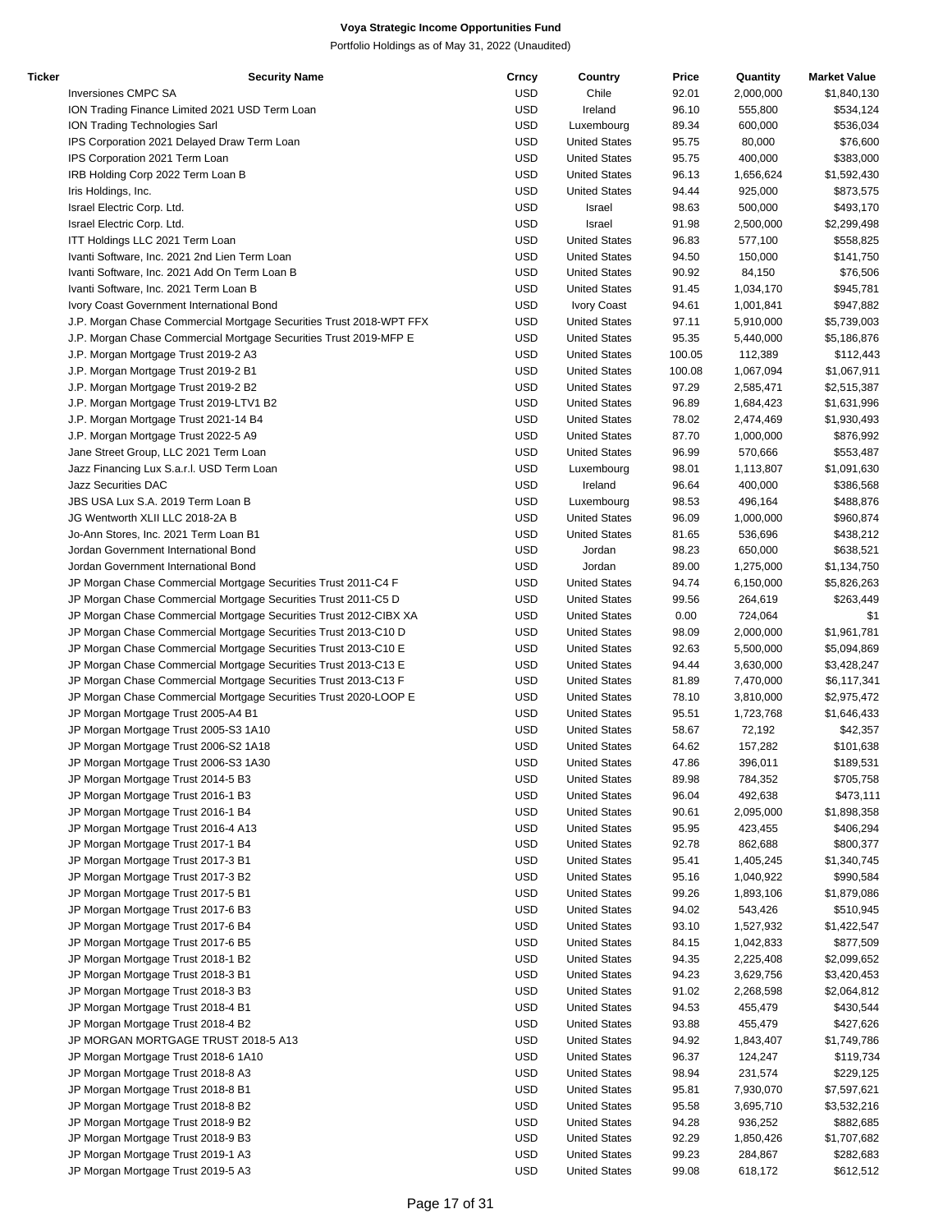**Voya Strategic Income Opportunities Fund**

Portfolio Holdings as of May 31, 2022 (Unaudited)

| Ticker | Security Name | Crncy | Country | Price | Quantity | Market Value |
|---|---|---|---|---|---|---|
| | Inversiones CMPC SA | USD | Chile | 92.01 | 2,000,000 | $1,840,130 |
| | ION Trading Finance Limited 2021 USD Term Loan | USD | Ireland | 96.10 | 555,800 | $534,124 |
| | ION Trading Technologies Sarl | USD | Luxembourg | 89.34 | 600,000 | $536,034 |
| | IPS Corporation 2021 Delayed Draw Term Loan | USD | United States | 95.75 | 80,000 | $76,600 |
| | IPS Corporation 2021 Term Loan | USD | United States | 95.75 | 400,000 | $383,000 |
| | IRB Holding Corp 2022 Term Loan B | USD | United States | 96.13 | 1,656,624 | $1,592,430 |
| | Iris Holdings, Inc. | USD | United States | 94.44 | 925,000 | $873,575 |
| | Israel Electric Corp. Ltd. | USD | Israel | 98.63 | 500,000 | $493,170 |
| | Israel Electric Corp. Ltd. | USD | Israel | 91.98 | 2,500,000 | $2,299,498 |
| | ITT Holdings LLC 2021 Term Loan | USD | United States | 96.83 | 577,100 | $558,825 |
| | Ivanti Software, Inc. 2021 2nd Lien Term Loan | USD | United States | 94.50 | 150,000 | $141,750 |
| | Ivanti Software, Inc. 2021 Add On Term Loan B | USD | United States | 90.92 | 84,150 | $76,506 |
| | Ivanti Software, Inc. 2021 Term Loan B | USD | United States | 91.45 | 1,034,170 | $945,781 |
| | Ivory Coast Government International Bond | USD | Ivory Coast | 94.61 | 1,001,841 | $947,882 |
| | J.P. Morgan Chase Commercial Mortgage Securities Trust 2018-WPT FFX | USD | United States | 97.11 | 5,910,000 | $5,739,003 |
| | J.P. Morgan Chase Commercial Mortgage Securities Trust 2019-MFP E | USD | United States | 95.35 | 5,440,000 | $5,186,876 |
| | J.P. Morgan Mortgage Trust 2019-2 A3 | USD | United States | 100.05 | 112,389 | $112,443 |
| | J.P. Morgan Mortgage Trust 2019-2 B1 | USD | United States | 100.08 | 1,067,094 | $1,067,911 |
| | J.P. Morgan Mortgage Trust 2019-2 B2 | USD | United States | 97.29 | 2,585,471 | $2,515,387 |
| | J.P. Morgan Mortgage Trust 2019-LTV1 B2 | USD | United States | 96.89 | 1,684,423 | $1,631,996 |
| | J.P. Morgan Mortgage Trust 2021-14 B4 | USD | United States | 78.02 | 2,474,469 | $1,930,493 |
| | J.P. Morgan Mortgage Trust 2022-5 A9 | USD | United States | 87.70 | 1,000,000 | $876,992 |
| | Jane Street Group, LLC 2021 Term Loan | USD | United States | 96.99 | 570,666 | $553,487 |
| | Jazz Financing Lux S.a.r.l. USD Term Loan | USD | Luxembourg | 98.01 | 1,113,807 | $1,091,630 |
| | Jazz Securities DAC | USD | Ireland | 96.64 | 400,000 | $386,568 |
| | JBS USA Lux S.A. 2019 Term Loan B | USD | Luxembourg | 98.53 | 496,164 | $488,876 |
| | JG Wentworth XLII LLC 2018-2A B | USD | United States | 96.09 | 1,000,000 | $960,874 |
| | Jo-Ann Stores, Inc. 2021 Term Loan B1 | USD | United States | 81.65 | 536,696 | $438,212 |
| | Jordan Government International Bond | USD | Jordan | 98.23 | 650,000 | $638,521 |
| | Jordan Government International Bond | USD | Jordan | 89.00 | 1,275,000 | $1,134,750 |
| | JP Morgan Chase Commercial Mortgage Securities Trust 2011-C4 F | USD | United States | 94.74 | 6,150,000 | $5,826,263 |
| | JP Morgan Chase Commercial Mortgage Securities Trust 2011-C5 D | USD | United States | 99.56 | 264,619 | $263,449 |
| | JP Morgan Chase Commercial Mortgage Securities Trust 2012-CIBX XA | USD | United States | 0.00 | 724,064 | $1 |
| | JP Morgan Chase Commercial Mortgage Securities Trust 2013-C10 D | USD | United States | 98.09 | 2,000,000 | $1,961,781 |
| | JP Morgan Chase Commercial Mortgage Securities Trust 2013-C10 E | USD | United States | 92.63 | 5,500,000 | $5,094,869 |
| | JP Morgan Chase Commercial Mortgage Securities Trust 2013-C13 E | USD | United States | 94.44 | 3,630,000 | $3,428,247 |
| | JP Morgan Chase Commercial Mortgage Securities Trust 2013-C13 F | USD | United States | 81.89 | 7,470,000 | $6,117,341 |
| | JP Morgan Chase Commercial Mortgage Securities Trust 2020-LOOP E | USD | United States | 78.10 | 3,810,000 | $2,975,472 |
| | JP Morgan Mortgage Trust 2005-A4 B1 | USD | United States | 95.51 | 1,723,768 | $1,646,433 |
| | JP Morgan Mortgage Trust 2005-S3 1A10 | USD | United States | 58.67 | 72,192 | $42,357 |
| | JP Morgan Mortgage Trust 2006-S2 1A18 | USD | United States | 64.62 | 157,282 | $101,638 |
| | JP Morgan Mortgage Trust 2006-S3 1A30 | USD | United States | 47.86 | 396,011 | $189,531 |
| | JP Morgan Mortgage Trust 2014-5 B3 | USD | United States | 89.98 | 784,352 | $705,758 |
| | JP Morgan Mortgage Trust 2016-1 B3 | USD | United States | 96.04 | 492,638 | $473,111 |
| | JP Morgan Mortgage Trust 2016-1 B4 | USD | United States | 90.61 | 2,095,000 | $1,898,358 |
| | JP Morgan Mortgage Trust 2016-4 A13 | USD | United States | 95.95 | 423,455 | $406,294 |
| | JP Morgan Mortgage Trust 2017-1 B4 | USD | United States | 92.78 | 862,688 | $800,377 |
| | JP Morgan Mortgage Trust 2017-3 B1 | USD | United States | 95.41 | 1,405,245 | $1,340,745 |
| | JP Morgan Mortgage Trust 2017-3 B2 | USD | United States | 95.16 | 1,040,922 | $990,584 |
| | JP Morgan Mortgage Trust 2017-5 B1 | USD | United States | 99.26 | 1,893,106 | $1,879,086 |
| | JP Morgan Mortgage Trust 2017-6 B3 | USD | United States | 94.02 | 543,426 | $510,945 |
| | JP Morgan Mortgage Trust 2017-6 B4 | USD | United States | 93.10 | 1,527,932 | $1,422,547 |
| | JP Morgan Mortgage Trust 2017-6 B5 | USD | United States | 84.15 | 1,042,833 | $877,509 |
| | JP Morgan Mortgage Trust 2018-1 B2 | USD | United States | 94.35 | 2,225,408 | $2,099,652 |
| | JP Morgan Mortgage Trust 2018-3 B1 | USD | United States | 94.23 | 3,629,756 | $3,420,453 |
| | JP Morgan Mortgage Trust 2018-3 B3 | USD | United States | 91.02 | 2,268,598 | $2,064,812 |
| | JP Morgan Mortgage Trust 2018-4 B1 | USD | United States | 94.53 | 455,479 | $430,544 |
| | JP Morgan Mortgage Trust 2018-4 B2 | USD | United States | 93.88 | 455,479 | $427,626 |
| | JP MORGAN MORTGAGE TRUST 2018-5 A13 | USD | United States | 94.92 | 1,843,407 | $1,749,786 |
| | JP Morgan Mortgage Trust 2018-6 1A10 | USD | United States | 96.37 | 124,247 | $119,734 |
| | JP Morgan Mortgage Trust 2018-8 A3 | USD | United States | 98.94 | 231,574 | $229,125 |
| | JP Morgan Mortgage Trust 2018-8 B1 | USD | United States | 95.81 | 7,930,070 | $7,597,621 |
| | JP Morgan Mortgage Trust 2018-8 B2 | USD | United States | 95.58 | 3,695,710 | $3,532,216 |
| | JP Morgan Mortgage Trust 2018-9 B2 | USD | United States | 94.28 | 936,252 | $882,685 |
| | JP Morgan Mortgage Trust 2018-9 B3 | USD | United States | 92.29 | 1,850,426 | $1,707,682 |
| | JP Morgan Mortgage Trust 2019-1 A3 | USD | United States | 99.23 | 284,867 | $282,683 |
| | JP Morgan Mortgage Trust 2019-5 A3 | USD | United States | 99.08 | 618,172 | $612,512 |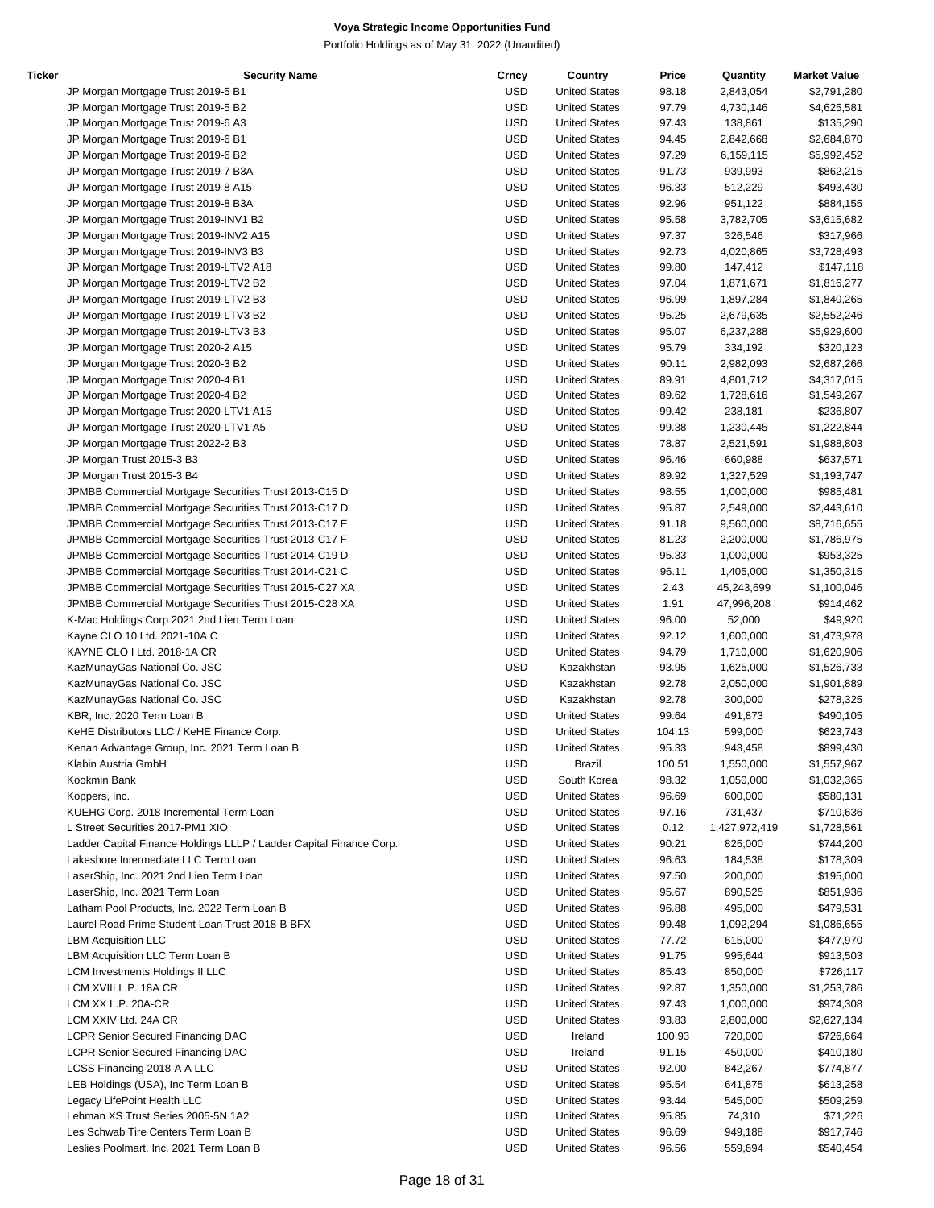# Voya Strategic Income Opportunities Fund

Portfolio Holdings as of May 31, 2022 (Unaudited)

| Ticker | Security Name | Crncy | Country | Price | Quantity | Market Value |
|---|---|---|---|---|---|---|
| | JP Morgan Mortgage Trust 2019-5 B1 | USD | United States | 98.18 | 2,843,054 | $2,791,280 |
| | JP Morgan Mortgage Trust 2019-5 B2 | USD | United States | 97.79 | 4,730,146 | $4,625,581 |
| | JP Morgan Mortgage Trust 2019-6 A3 | USD | United States | 97.43 | 138,861 | $135,290 |
| | JP Morgan Mortgage Trust 2019-6 B1 | USD | United States | 94.45 | 2,842,668 | $2,684,870 |
| | JP Morgan Mortgage Trust 2019-6 B2 | USD | United States | 97.29 | 6,159,115 | $5,992,452 |
| | JP Morgan Mortgage Trust 2019-7 B3A | USD | United States | 91.73 | 939,993 | $862,215 |
| | JP Morgan Mortgage Trust 2019-8 A15 | USD | United States | 96.33 | 512,229 | $493,430 |
| | JP Morgan Mortgage Trust 2019-8 B3A | USD | United States | 92.96 | 951,122 | $884,155 |
| | JP Morgan Mortgage Trust 2019-INV1 B2 | USD | United States | 95.58 | 3,782,705 | $3,615,682 |
| | JP Morgan Mortgage Trust 2019-INV2 A15 | USD | United States | 97.37 | 326,546 | $317,966 |
| | JP Morgan Mortgage Trust 2019-INV3 B3 | USD | United States | 92.73 | 4,020,865 | $3,728,493 |
| | JP Morgan Mortgage Trust 2019-LTV2 A18 | USD | United States | 99.80 | 147,412 | $147,118 |
| | JP Morgan Mortgage Trust 2019-LTV2 B2 | USD | United States | 97.04 | 1,871,671 | $1,816,277 |
| | JP Morgan Mortgage Trust 2019-LTV2 B3 | USD | United States | 96.99 | 1,897,284 | $1,840,265 |
| | JP Morgan Mortgage Trust 2019-LTV3 B2 | USD | United States | 95.25 | 2,679,635 | $2,552,246 |
| | JP Morgan Mortgage Trust 2019-LTV3 B3 | USD | United States | 95.07 | 6,237,288 | $5,929,600 |
| | JP Morgan Mortgage Trust 2020-2 A15 | USD | United States | 95.79 | 334,192 | $320,123 |
| | JP Morgan Mortgage Trust 2020-3 B2 | USD | United States | 90.11 | 2,982,093 | $2,687,266 |
| | JP Morgan Mortgage Trust 2020-4 B1 | USD | United States | 89.91 | 4,801,712 | $4,317,015 |
| | JP Morgan Mortgage Trust 2020-4 B2 | USD | United States | 89.62 | 1,728,616 | $1,549,267 |
| | JP Morgan Mortgage Trust 2020-LTV1 A15 | USD | United States | 99.42 | 238,181 | $236,807 |
| | JP Morgan Mortgage Trust 2020-LTV1 A5 | USD | United States | 99.38 | 1,230,445 | $1,222,844 |
| | JP Morgan Mortgage Trust 2022-2 B3 | USD | United States | 78.87 | 2,521,591 | $1,988,803 |
| | JP Morgan Trust 2015-3 B3 | USD | United States | 96.46 | 660,988 | $637,571 |
| | JP Morgan Trust 2015-3 B4 | USD | United States | 89.92 | 1,327,529 | $1,193,747 |
| | JPMBB Commercial Mortgage Securities Trust 2013-C15 D | USD | United States | 98.55 | 1,000,000 | $985,481 |
| | JPMBB Commercial Mortgage Securities Trust 2013-C17 D | USD | United States | 95.87 | 2,549,000 | $2,443,610 |
| | JPMBB Commercial Mortgage Securities Trust 2013-C17 E | USD | United States | 91.18 | 9,560,000 | $8,716,655 |
| | JPMBB Commercial Mortgage Securities Trust 2013-C17 F | USD | United States | 81.23 | 2,200,000 | $1,786,975 |
| | JPMBB Commercial Mortgage Securities Trust 2014-C19 D | USD | United States | 95.33 | 1,000,000 | $953,325 |
| | JPMBB Commercial Mortgage Securities Trust 2014-C21 C | USD | United States | 96.11 | 1,405,000 | $1,350,315 |
| | JPMBB Commercial Mortgage Securities Trust 2015-C27 XA | USD | United States | 2.43 | 45,243,699 | $1,100,046 |
| | JPMBB Commercial Mortgage Securities Trust 2015-C28 XA | USD | United States | 1.91 | 47,996,208 | $914,462 |
| | K-Mac Holdings Corp 2021 2nd Lien Term Loan | USD | United States | 96.00 | 52,000 | $49,920 |
| | Kayne CLO 10 Ltd. 2021-10A C | USD | United States | 92.12 | 1,600,000 | $1,473,978 |
| | KAYNE CLO I Ltd. 2018-1A CR | USD | United States | 94.79 | 1,710,000 | $1,620,906 |
| | KazMunayGas National Co. JSC | USD | Kazakhstan | 93.95 | 1,625,000 | $1,526,733 |
| | KazMunayGas National Co. JSC | USD | Kazakhstan | 92.78 | 2,050,000 | $1,901,889 |
| | KazMunayGas National Co. JSC | USD | Kazakhstan | 92.78 | 300,000 | $278,325 |
| | KBR, Inc. 2020 Term Loan B | USD | United States | 99.64 | 491,873 | $490,105 |
| | KeHE Distributors LLC / KeHE Finance Corp. | USD | United States | 104.13 | 599,000 | $623,743 |
| | Kenan Advantage Group, Inc. 2021 Term Loan B | USD | United States | 95.33 | 943,458 | $899,430 |
| | Klabin Austria GmbH | USD | Brazil | 100.51 | 1,550,000 | $1,557,967 |
| | Kookmin Bank | USD | South Korea | 98.32 | 1,050,000 | $1,032,365 |
| | Koppers, Inc. | USD | United States | 96.69 | 600,000 | $580,131 |
| | KUEHG Corp. 2018 Incremental Term Loan | USD | United States | 97.16 | 731,437 | $710,636 |
| | L Street Securities 2017-PM1 XIO | USD | United States | 0.12 | 1,427,972,419 | $1,728,561 |
| | Ladder Capital Finance Holdings LLLP / Ladder Capital Finance Corp. | USD | United States | 90.21 | 825,000 | $744,200 |
| | Lakeshore Intermediate LLC Term Loan | USD | United States | 96.63 | 184,538 | $178,309 |
| | LaserShip, Inc. 2021 2nd Lien Term Loan | USD | United States | 97.50 | 200,000 | $195,000 |
| | LaserShip, Inc. 2021 Term Loan | USD | United States | 95.67 | 890,525 | $851,936 |
| | Latham Pool Products, Inc. 2022 Term Loan B | USD | United States | 96.88 | 495,000 | $479,531 |
| | Laurel Road Prime Student Loan Trust 2018-B BFX | USD | United States | 99.48 | 1,092,294 | $1,086,655 |
| | LBM Acquisition LLC | USD | United States | 77.72 | 615,000 | $477,970 |
| | LBM Acquisition LLC Term Loan B | USD | United States | 91.75 | 995,644 | $913,503 |
| | LCM Investments Holdings II LLC | USD | United States | 85.43 | 850,000 | $726,117 |
| | LCM XVIII L.P. 18A CR | USD | United States | 92.87 | 1,350,000 | $1,253,786 |
| | LCM XX L.P. 20A-CR | USD | United States | 97.43 | 1,000,000 | $974,308 |
| | LCM XXIV Ltd. 24A CR | USD | United States | 93.83 | 2,800,000 | $2,627,134 |
| | LCPR Senior Secured Financing DAC | USD | Ireland | 100.93 | 720,000 | $726,664 |
| | LCPR Senior Secured Financing DAC | USD | Ireland | 91.15 | 450,000 | $410,180 |
| | LCSS Financing 2018-A A LLC | USD | United States | 92.00 | 842,267 | $774,877 |
| | LEB Holdings (USA), Inc Term Loan B | USD | United States | 95.54 | 641,875 | $613,258 |
| | Legacy LifePoint Health LLC | USD | United States | 93.44 | 545,000 | $509,259 |
| | Lehman XS Trust Series 2005-5N 1A2 | USD | United States | 95.85 | 74,310 | $71,226 |
| | Les Schwab Tire Centers Term Loan B | USD | United States | 96.69 | 949,188 | $917,746 |
| | Leslies Poolmart, Inc. 2021 Term Loan B | USD | United States | 96.56 | 559,694 | $540,454 |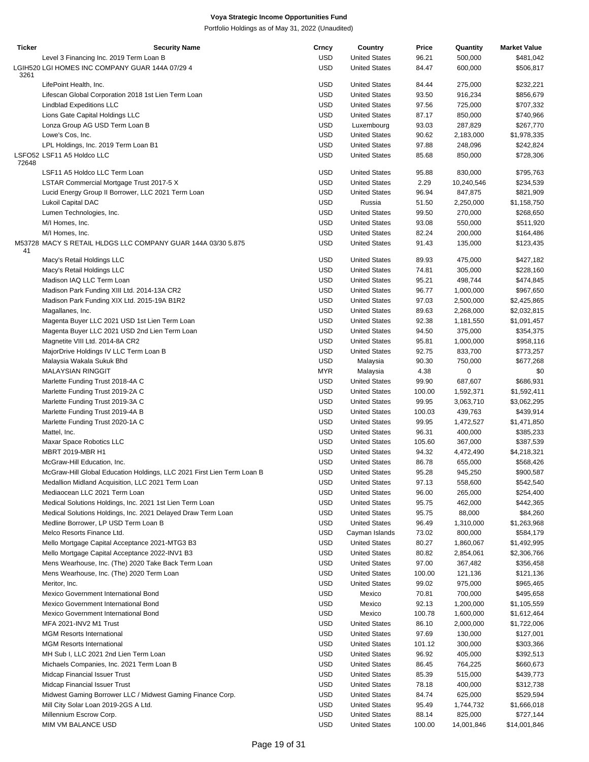**Voya Strategic Income Opportunities Fund**

Portfolio Holdings as of May 31, 2022 (Unaudited)

| Ticker | Security Name | Crncy | Country | Price | Quantity | Market Value |
|---|---|---|---|---|---|---|
| | Level 3 Financing Inc. 2019 Term Loan B | USD | United States | 96.21 | 500,000 | $481,042 |
| LGIH520 3261 | LGI HOMES INC COMPANY GUAR 144A 07/29 4 | USD | United States | 84.47 | 600,000 | $506,817 |
| | LifePoint Health, Inc. | USD | United States | 84.44 | 275,000 | $232,221 |
| | Lifescan Global Corporation 2018 1st Lien Term Loan | USD | United States | 93.50 | 916,234 | $856,679 |
| | Lindblad Expeditions LLC | USD | United States | 97.56 | 725,000 | $707,332 |
| | Lions Gate Capital Holdings LLC | USD | United States | 87.17 | 850,000 | $740,966 |
| | Lonza Group AG USD Term Loan B | USD | Luxembourg | 93.03 | 287,829 | $267,770 |
| | Lowe's Cos, Inc. | USD | United States | 90.62 | 2,183,000 | $1,978,335 |
| | LPL Holdings, Inc. 2019 Term Loan B1 | USD | United States | 97.88 | 248,096 | $242,824 |
| LSFO52 72648 | LSF11 A5 Holdco LLC | USD | United States | 85.68 | 850,000 | $728,306 |
| | LSF11 A5 Holdco LLC Term Loan | USD | United States | 95.88 | 830,000 | $795,763 |
| | LSTAR Commercial Mortgage Trust 2017-5 X | USD | United States | 2.29 | 10,240,546 | $234,539 |
| | Lucid Energy Group II Borrower, LLC 2021 Term Loan | USD | United States | 96.94 | 847,875 | $821,909 |
| | Lukoil Capital DAC | USD | Russia | 51.50 | 2,250,000 | $1,158,750 |
| | Lumen Technologies, Inc. | USD | United States | 99.50 | 270,000 | $268,650 |
| | M/I Homes, Inc. | USD | United States | 93.08 | 550,000 | $511,920 |
| | M/I Homes, Inc. | USD | United States | 82.24 | 200,000 | $164,486 |
| M53728 41 | MACY S RETAIL HLDGS LLC COMPANY GUAR 144A 03/30 5.875 | USD | United States | 91.43 | 135,000 | $123,435 |
| | Macy's Retail Holdings LLC | USD | United States | 89.93 | 475,000 | $427,182 |
| | Macy's Retail Holdings LLC | USD | United States | 74.81 | 305,000 | $228,160 |
| | Madison IAQ LLC Term Loan | USD | United States | 95.21 | 498,744 | $474,845 |
| | Madison Park Funding XIII Ltd. 2014-13A CR2 | USD | United States | 96.77 | 1,000,000 | $967,650 |
| | Madison Park Funding XIX Ltd. 2015-19A B1R2 | USD | United States | 97.03 | 2,500,000 | $2,425,865 |
| | Magallanes, Inc. | USD | United States | 89.63 | 2,268,000 | $2,032,815 |
| | Magenta Buyer LLC 2021 USD 1st Lien Term Loan | USD | United States | 92.38 | 1,181,550 | $1,091,457 |
| | Magenta Buyer LLC 2021 USD 2nd Lien Term Loan | USD | United States | 94.50 | 375,000 | $354,375 |
| | Magnetite VIII Ltd. 2014-8A CR2 | USD | United States | 95.81 | 1,000,000 | $958,116 |
| | MajorDrive Holdings IV LLC Term Loan B | USD | United States | 92.75 | 833,700 | $773,257 |
| | Malaysia Wakala Sukuk Bhd | USD | Malaysia | 90.30 | 750,000 | $677,268 |
| | MALAYSIAN RINGGIT | MYR | Malaysia | 4.38 | 0 | $0 |
| | Marlette Funding Trust 2018-4A C | USD | United States | 99.90 | 687,607 | $686,931 |
| | Marlette Funding Trust 2019-2A C | USD | United States | 100.00 | 1,592,371 | $1,592,411 |
| | Marlette Funding Trust 2019-3A C | USD | United States | 99.95 | 3,063,710 | $3,062,295 |
| | Marlette Funding Trust 2019-4A B | USD | United States | 100.03 | 439,763 | $439,914 |
| | Marlette Funding Trust 2020-1A C | USD | United States | 99.95 | 1,472,527 | $1,471,850 |
| | Mattel, Inc. | USD | United States | 96.31 | 400,000 | $385,233 |
| | Maxar Space Robotics LLC | USD | United States | 105.60 | 367,000 | $387,539 |
| | MBRT 2019-MBR H1 | USD | United States | 94.32 | 4,472,490 | $4,218,321 |
| | McGraw-Hill Education, Inc. | USD | United States | 86.78 | 655,000 | $568,426 |
| | McGraw-Hill Global Education Holdings, LLC 2021 First Lien Term Loan B | USD | United States | 95.28 | 945,250 | $900,587 |
| | Medallion Midland Acquisition, LLC 2021 Term Loan | USD | United States | 97.13 | 558,600 | $542,540 |
| | Mediaocean LLC 2021 Term Loan | USD | United States | 96.00 | 265,000 | $254,400 |
| | Medical Solutions Holdings, Inc. 2021 1st Lien Term Loan | USD | United States | 95.75 | 462,000 | $442,365 |
| | Medical Solutions Holdings, Inc. 2021 Delayed Draw Term Loan | USD | United States | 95.75 | 88,000 | $84,260 |
| | Medline Borrower, LP USD Term Loan B | USD | United States | 96.49 | 1,310,000 | $1,263,968 |
| | Melco Resorts Finance Ltd. | USD | Cayman Islands | 73.02 | 800,000 | $584,179 |
| | Mello Mortgage Capital Acceptance 2021-MTG3 B3 | USD | United States | 80.27 | 1,860,067 | $1,492,995 |
| | Mello Mortgage Capital Acceptance 2022-INV1 B3 | USD | United States | 80.82 | 2,854,061 | $2,306,766 |
| | Mens Wearhouse, Inc. (The) 2020 Take Back Term Loan | USD | United States | 97.00 | 367,482 | $356,458 |
| | Mens Wearhouse, Inc. (The) 2020 Term Loan | USD | United States | 100.00 | 121,136 | $121,136 |
| | Meritor, Inc. | USD | United States | 99.02 | 975,000 | $965,465 |
| | Mexico Government International Bond | USD | Mexico | 70.81 | 700,000 | $495,658 |
| | Mexico Government International Bond | USD | Mexico | 92.13 | 1,200,000 | $1,105,559 |
| | Mexico Government International Bond | USD | Mexico | 100.78 | 1,600,000 | $1,612,464 |
| | MFA 2021-INV2 M1 Trust | USD | United States | 86.10 | 2,000,000 | $1,722,006 |
| | MGM Resorts International | USD | United States | 97.69 | 130,000 | $127,001 |
| | MGM Resorts International | USD | United States | 101.12 | 300,000 | $303,366 |
| | MH Sub I, LLC 2021 2nd Lien Term Loan | USD | United States | 96.92 | 405,000 | $392,513 |
| | Michaels Companies, Inc. 2021 Term Loan B | USD | United States | 86.45 | 764,225 | $660,673 |
| | Midcap Financial Issuer Trust | USD | United States | 85.39 | 515,000 | $439,773 |
| | Midcap Financial Issuer Trust | USD | United States | 78.18 | 400,000 | $312,738 |
| | Midwest Gaming Borrower LLC / Midwest Gaming Finance Corp. | USD | United States | 84.74 | 625,000 | $529,594 |
| | Mill City Solar Loan 2019-2GS A Ltd. | USD | United States | 95.49 | 1,744,732 | $1,666,018 |
| | Millennium Escrow Corp. | USD | United States | 88.14 | 825,000 | $727,144 |
| | MIM VM BALANCE USD | USD | United States | 100.00 | 14,001,846 | $14,001,846 |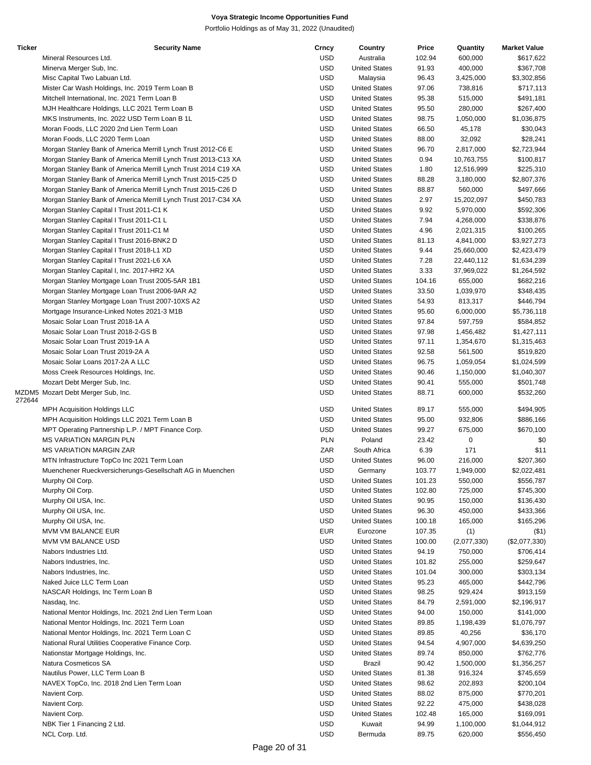# Voya Strategic Income Opportunities Fund

Portfolio Holdings as of May 31, 2022 (Unaudited)

| Ticker | Security Name | Crncy | Country | Price | Quantity | Market Value |
|---|---|---|---|---|---|---|
| | Mineral Resources Ltd. | USD | Australia | 102.94 | 600,000 | $617,622 |
| | Minerva Merger Sub, Inc. | USD | United States | 91.93 | 400,000 | $367,708 |
| | Misc Capital Two Labuan Ltd. | USD | Malaysia | 96.43 | 3,425,000 | $3,302,856 |
| | Mister Car Wash Holdings, Inc. 2019 Term Loan B | USD | United States | 97.06 | 738,816 | $717,113 |
| | Mitchell International, Inc. 2021 Term Loan B | USD | United States | 95.38 | 515,000 | $491,181 |
| | MJH Healthcare Holdings, LLC 2021 Term Loan B | USD | United States | 95.50 | 280,000 | $267,400 |
| | MKS Instruments, Inc. 2022 USD Term Loan B 1L | USD | United States | 98.75 | 1,050,000 | $1,036,875 |
| | Moran Foods, LLC 2020 2nd Lien Term Loan | USD | United States | 66.50 | 45,178 | $30,043 |
| | Moran Foods, LLC 2020 Term Loan | USD | United States | 88.00 | 32,092 | $28,241 |
| | Morgan Stanley Bank of America Merrill Lynch Trust 2012-C6 E | USD | United States | 96.70 | 2,817,000 | $2,723,944 |
| | Morgan Stanley Bank of America Merrill Lynch Trust 2013-C13 XA | USD | United States | 0.94 | 10,763,755 | $100,817 |
| | Morgan Stanley Bank of America Merrill Lynch Trust 2014 C19 XA | USD | United States | 1.80 | 12,516,999 | $225,310 |
| | Morgan Stanley Bank of America Merrill Lynch Trust 2015-C25 D | USD | United States | 88.28 | 3,180,000 | $2,807,376 |
| | Morgan Stanley Bank of America Merrill Lynch Trust 2015-C26 D | USD | United States | 88.87 | 560,000 | $497,666 |
| | Morgan Stanley Bank of America Merrill Lynch Trust 2017-C34 XA | USD | United States | 2.97 | 15,202,097 | $450,783 |
| | Morgan Stanley Capital I Trust 2011-C1 K | USD | United States | 9.92 | 5,970,000 | $592,306 |
| | Morgan Stanley Capital I Trust 2011-C1 L | USD | United States | 7.94 | 4,268,000 | $338,876 |
| | Morgan Stanley Capital I Trust 2011-C1 M | USD | United States | 4.96 | 2,021,315 | $100,265 |
| | Morgan Stanley Capital I Trust 2016-BNK2 D | USD | United States | 81.13 | 4,841,000 | $3,927,273 |
| | Morgan Stanley Capital I Trust 2018-L1 XD | USD | United States | 9.44 | 25,660,000 | $2,423,479 |
| | Morgan Stanley Capital I Trust 2021-L6 XA | USD | United States | 7.28 | 22,440,112 | $1,634,239 |
| | Morgan Stanley Capital I, Inc. 2017-HR2 XA | USD | United States | 3.33 | 37,969,022 | $1,264,592 |
| | Morgan Stanley Mortgage Loan Trust 2005-5AR 1B1 | USD | United States | 104.16 | 655,000 | $682,216 |
| | Morgan Stanley Mortgage Loan Trust 2006-9AR A2 | USD | United States | 33.50 | 1,039,970 | $348,435 |
| | Morgan Stanley Mortgage Loan Trust 2007-10XS A2 | USD | United States | 54.93 | 813,317 | $446,794 |
| | Mortgage Insurance-Linked Notes 2021-3 M1B | USD | United States | 95.60 | 6,000,000 | $5,736,118 |
| | Mosaic Solar Loan Trust 2018-1A A | USD | United States | 97.84 | 597,759 | $584,852 |
| | Mosaic Solar Loan Trust 2018-2-GS B | USD | United States | 97.98 | 1,456,482 | $1,427,111 |
| | Mosaic Solar Loan Trust 2019-1A A | USD | United States | 97.11 | 1,354,670 | $1,315,463 |
| | Mosaic Solar Loan Trust 2019-2A A | USD | United States | 92.58 | 561,500 | $519,820 |
| | Mosaic Solar Loans 2017-2A A LLC | USD | United States | 96.75 | 1,059,054 | $1,024,599 |
| | Moss Creek Resources Holdings, Inc. | USD | United States | 90.46 | 1,150,000 | $1,040,307 |
| | Mozart Debt Merger Sub, Inc. | USD | United States | 90.41 | 555,000 | $501,748 |
| MZDM5 272644 | Mozart Debt Merger Sub, Inc. | USD | United States | 88.71 | 600,000 | $532,260 |
| | MPH Acquisition Holdings LLC | USD | United States | 89.17 | 555,000 | $494,905 |
| | MPH Acquisition Holdings LLC 2021 Term Loan B | USD | United States | 95.00 | 932,806 | $886,166 |
| | MPT Operating Partnership L.P. / MPT Finance Corp. | USD | United States | 99.27 | 675,000 | $670,100 |
| | MS VARIATION MARGIN PLN | PLN | Poland | 23.42 | 0 | $0 |
| | MS VARIATION MARGIN ZAR | ZAR | South Africa | 6.39 | 171 | $11 |
| | MTN Infrastructure TopCo Inc 2021 Term Loan | USD | United States | 96.00 | 216,000 | $207,360 |
| | Muenchener Rueckversicherungs-Gesellschaft AG in Muenchen | USD | Germany | 103.77 | 1,949,000 | $2,022,481 |
| | Murphy Oil Corp. | USD | United States | 101.23 | 550,000 | $556,787 |
| | Murphy Oil Corp. | USD | United States | 102.80 | 725,000 | $745,300 |
| | Murphy Oil USA, Inc. | USD | United States | 90.95 | 150,000 | $136,430 |
| | Murphy Oil USA, Inc. | USD | United States | 96.30 | 450,000 | $433,366 |
| | Murphy Oil USA, Inc. | USD | United States | 100.18 | 165,000 | $165,296 |
| | MVM VM BALANCE EUR | EUR | Eurozone | 107.35 | (1) | ($1) |
| | MVM VM BALANCE USD | USD | United States | 100.00 | (2,077,330) | ($2,077,330) |
| | Nabors Industries Ltd. | USD | United States | 94.19 | 750,000 | $706,414 |
| | Nabors Industries, Inc. | USD | United States | 101.82 | 255,000 | $259,647 |
| | Nabors Industries, Inc. | USD | United States | 101.04 | 300,000 | $303,134 |
| | Naked Juice LLC Term Loan | USD | United States | 95.23 | 465,000 | $442,796 |
| | NASCAR Holdings, Inc Term Loan B | USD | United States | 98.25 | 929,424 | $913,159 |
| | Nasdaq, Inc. | USD | United States | 84.79 | 2,591,000 | $2,196,917 |
| | National Mentor Holdings, Inc. 2021 2nd Lien Term Loan | USD | United States | 94.00 | 150,000 | $141,000 |
| | National Mentor Holdings, Inc. 2021 Term Loan | USD | United States | 89.85 | 1,198,439 | $1,076,797 |
| | National Mentor Holdings, Inc. 2021 Term Loan C | USD | United States | 89.85 | 40,256 | $36,170 |
| | National Rural Utilities Cooperative Finance Corp. | USD | United States | 94.54 | 4,907,000 | $4,639,250 |
| | Nationstar Mortgage Holdings, Inc. | USD | United States | 89.74 | 850,000 | $762,776 |
| | Natura Cosmeticos SA | USD | Brazil | 90.42 | 1,500,000 | $1,356,257 |
| | Nautilus Power, LLC Term Loan B | USD | United States | 81.38 | 916,324 | $745,659 |
| | NAVEX TopCo, Inc. 2018 2nd Lien Term Loan | USD | United States | 98.62 | 202,893 | $200,104 |
| | Navient Corp. | USD | United States | 88.02 | 875,000 | $770,201 |
| | Navient Corp. | USD | United States | 92.22 | 475,000 | $438,028 |
| | Navient Corp. | USD | United States | 102.48 | 165,000 | $169,091 |
| | NBK Tier 1 Financing 2 Ltd. | USD | Kuwait | 94.99 | 1,100,000 | $1,044,912 |
| | NCL Corp. Ltd. | USD | Bermuda | 89.75 | 620,000 | $556,450 |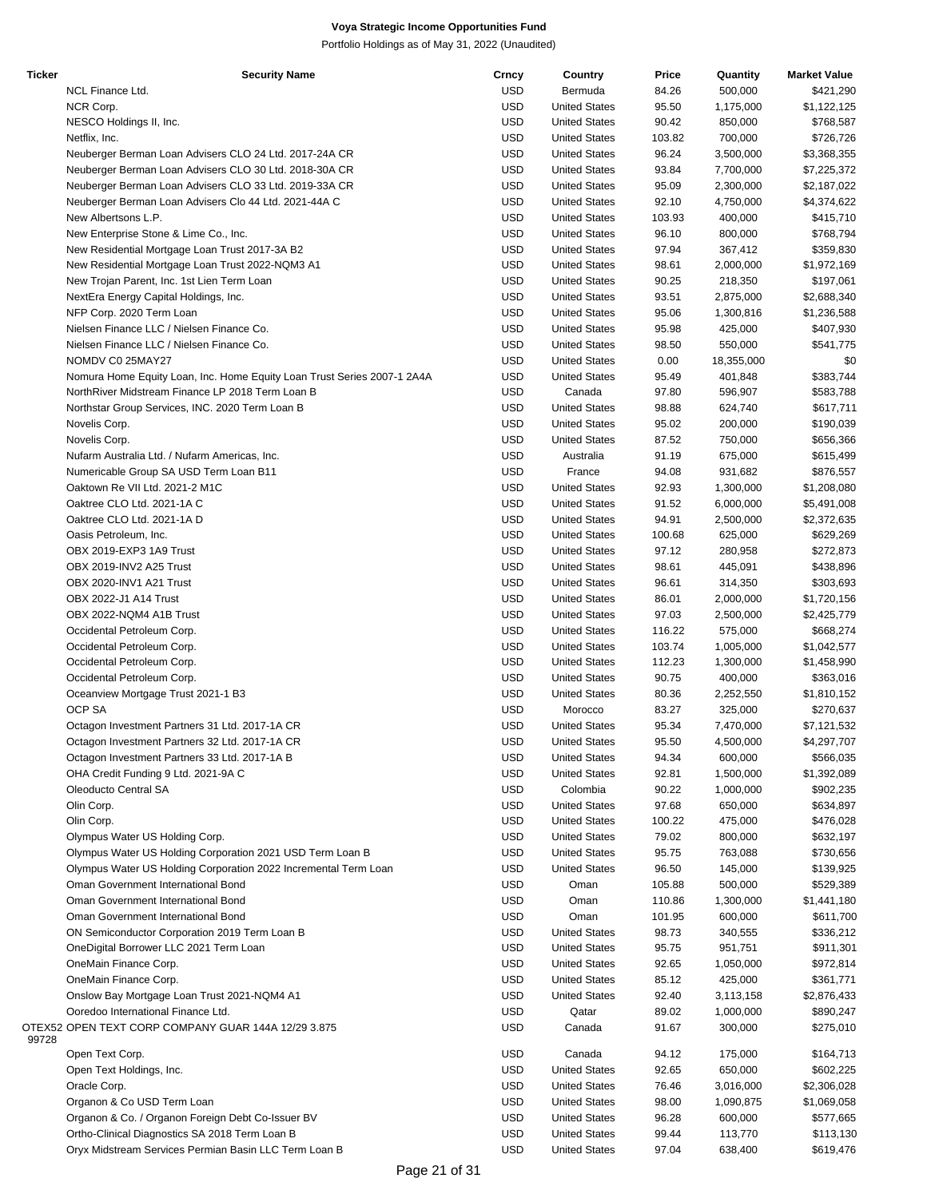**Voya Strategic Income Opportunities Fund**

Portfolio Holdings as of May 31, 2022 (Unaudited)

| Ticker | Security Name | Crncy | Country | Price | Quantity | Market Value |
|---|---|---|---|---|---|---|
| | NCL Finance Ltd. | USD | Bermuda | 84.26 | 500,000 | $421,290 |
| | NCR Corp. | USD | United States | 95.50 | 1,175,000 | $1,122,125 |
| | NESCO Holdings II, Inc. | USD | United States | 90.42 | 850,000 | $768,587 |
| | Netflix, Inc. | USD | United States | 103.82 | 700,000 | $726,726 |
| | Neuberger Berman Loan Advisers CLO 24 Ltd. 2017-24A CR | USD | United States | 96.24 | 3,500,000 | $3,368,355 |
| | Neuberger Berman Loan Advisers CLO 30 Ltd. 2018-30A CR | USD | United States | 93.84 | 7,700,000 | $7,225,372 |
| | Neuberger Berman Loan Advisers CLO 33 Ltd. 2019-33A CR | USD | United States | 95.09 | 2,300,000 | $2,187,022 |
| | Neuberger Berman Loan Advisers Clo 44 Ltd. 2021-44A C | USD | United States | 92.10 | 4,750,000 | $4,374,622 |
| | New Albertsons L.P. | USD | United States | 103.93 | 400,000 | $415,710 |
| | New Enterprise Stone & Lime Co., Inc. | USD | United States | 96.10 | 800,000 | $768,794 |
| | New Residential Mortgage Loan Trust 2017-3A B2 | USD | United States | 97.94 | 367,412 | $359,830 |
| | New Residential Mortgage Loan Trust 2022-NQM3 A1 | USD | United States | 98.61 | 2,000,000 | $1,972,169 |
| | New Trojan Parent, Inc. 1st Lien Term Loan | USD | United States | 90.25 | 218,350 | $197,061 |
| | NextEra Energy Capital Holdings, Inc. | USD | United States | 93.51 | 2,875,000 | $2,688,340 |
| | NFP Corp. 2020 Term Loan | USD | United States | 95.06 | 1,300,816 | $1,236,588 |
| | Nielsen Finance LLC / Nielsen Finance Co. | USD | United States | 95.98 | 425,000 | $407,930 |
| | Nielsen Finance LLC / Nielsen Finance Co. | USD | United States | 98.50 | 550,000 | $541,775 |
| | NOMDV C0 25MAY27 | USD | United States | 0.00 | 18,355,000 | $0 |
| | Nomura Home Equity Loan, Inc. Home Equity Loan Trust Series 2007-1 2A4A | USD | United States | 95.49 | 401,848 | $383,744 |
| | NorthRiver Midstream Finance LP 2018 Term Loan B | USD | Canada | 97.80 | 596,907 | $583,788 |
| | Northstar Group Services, INC. 2020 Term Loan B | USD | United States | 98.88 | 624,740 | $617,711 |
| | Novelis Corp. | USD | United States | 95.02 | 200,000 | $190,039 |
| | Novelis Corp. | USD | United States | 87.52 | 750,000 | $656,366 |
| | Nufarm Australia Ltd. / Nufarm Americas, Inc. | USD | Australia | 91.19 | 675,000 | $615,499 |
| | Numericable Group SA USD Term Loan B11 | USD | France | 94.08 | 931,682 | $876,557 |
| | Oaktown Re VII Ltd. 2021-2 M1C | USD | United States | 92.93 | 1,300,000 | $1,208,080 |
| | Oaktree CLO Ltd. 2021-1A C | USD | United States | 91.52 | 6,000,000 | $5,491,008 |
| | Oaktree CLO Ltd. 2021-1A D | USD | United States | 94.91 | 2,500,000 | $2,372,635 |
| | Oasis Petroleum, Inc. | USD | United States | 100.68 | 625,000 | $629,269 |
| | OBX 2019-EXP3 1A9 Trust | USD | United States | 97.12 | 280,958 | $272,873 |
| | OBX 2019-INV2 A25 Trust | USD | United States | 98.61 | 445,091 | $438,896 |
| | OBX 2020-INV1 A21 Trust | USD | United States | 96.61 | 314,350 | $303,693 |
| | OBX 2022-J1 A14 Trust | USD | United States | 86.01 | 2,000,000 | $1,720,156 |
| | OBX 2022-NQM4 A1B Trust | USD | United States | 97.03 | 2,500,000 | $2,425,779 |
| | Occidental Petroleum Corp. | USD | United States | 116.22 | 575,000 | $668,274 |
| | Occidental Petroleum Corp. | USD | United States | 103.74 | 1,005,000 | $1,042,577 |
| | Occidental Petroleum Corp. | USD | United States | 112.23 | 1,300,000 | $1,458,990 |
| | Occidental Petroleum Corp. | USD | United States | 90.75 | 400,000 | $363,016 |
| | Oceanview Mortgage Trust 2021-1 B3 | USD | United States | 80.36 | 2,252,550 | $1,810,152 |
| | OCP SA | USD | Morocco | 83.27 | 325,000 | $270,637 |
| | Octagon Investment Partners 31 Ltd. 2017-1A CR | USD | United States | 95.34 | 7,470,000 | $7,121,532 |
| | Octagon Investment Partners 32 Ltd. 2017-1A CR | USD | United States | 95.50 | 4,500,000 | $4,297,707 |
| | Octagon Investment Partners 33 Ltd. 2017-1A B | USD | United States | 94.34 | 600,000 | $566,035 |
| | OHA Credit Funding 9 Ltd. 2021-9A C | USD | United States | 92.81 | 1,500,000 | $1,392,089 |
| | Oleoducto Central SA | USD | Colombia | 90.22 | 1,000,000 | $902,235 |
| | Olin Corp. | USD | United States | 97.68 | 650,000 | $634,897 |
| | Olin Corp. | USD | United States | 100.22 | 475,000 | $476,028 |
| | Olympus Water US Holding Corp. | USD | United States | 79.02 | 800,000 | $632,197 |
| | Olympus Water US Holding Corporation 2021 USD Term Loan B | USD | United States | 95.75 | 763,088 | $730,656 |
| | Olympus Water US Holding Corporation 2022 Incremental Term Loan | USD | United States | 96.50 | 145,000 | $139,925 |
| | Oman Government International Bond | USD | Oman | 105.88 | 500,000 | $529,389 |
| | Oman Government International Bond | USD | Oman | 110.86 | 1,300,000 | $1,441,180 |
| | Oman Government International Bond | USD | Oman | 101.95 | 600,000 | $611,700 |
| | ON Semiconductor Corporation 2019 Term Loan B | USD | United States | 98.73 | 340,555 | $336,212 |
| | OneDigital Borrower LLC 2021 Term Loan | USD | United States | 95.75 | 951,751 | $911,301 |
| | OneMain Finance Corp. | USD | United States | 92.65 | 1,050,000 | $972,814 |
| | OneMain Finance Corp. | USD | United States | 85.12 | 425,000 | $361,771 |
| | Onslow Bay Mortgage Loan Trust 2021-NQM4 A1 | USD | United States | 92.40 | 3,113,158 | $2,876,433 |
| | Ooredoo International Finance Ltd. | USD | Qatar | 89.02 | 1,000,000 | $890,247 |
| OTEX5299728 | OPEN TEXT CORP COMPANY GUAR 144A 12/29 3.875 | USD | Canada | 91.67 | 300,000 | $275,010 |
| | Open Text Corp. | USD | Canada | 94.12 | 175,000 | $164,713 |
| | Open Text Holdings, Inc. | USD | United States | 92.65 | 650,000 | $602,225 |
| | Oracle Corp. | USD | United States | 76.46 | 3,016,000 | $2,306,028 |
| | Organon & Co USD Term Loan | USD | United States | 98.00 | 1,090,875 | $1,069,058 |
| | Organon & Co. / Organon Foreign Debt Co-Issuer BV | USD | United States | 96.28 | 600,000 | $577,665 |
| | Ortho-Clinical Diagnostics SA 2018 Term Loan B | USD | United States | 99.44 | 113,770 | $113,130 |
| | Oryx Midstream Services Permian Basin LLC Term Loan B | USD | United States | 97.04 | 638,400 | $619,476 |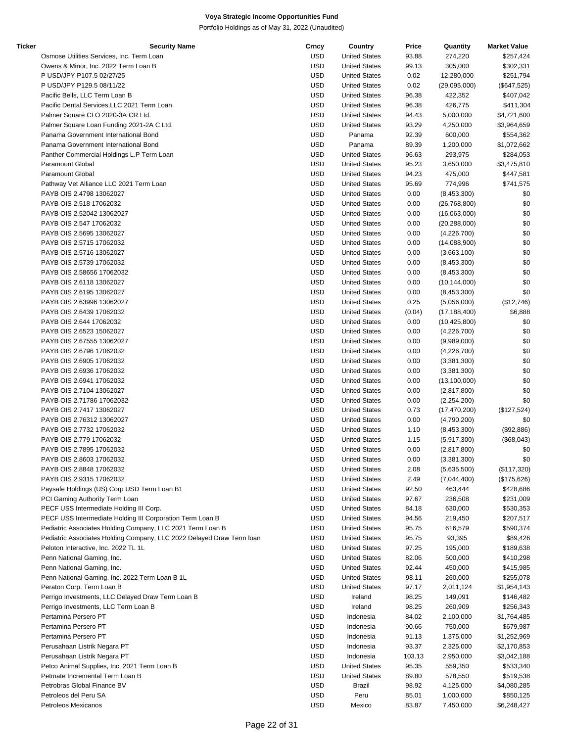**Voya Strategic Income Opportunities Fund**

Portfolio Holdings as of May 31, 2022 (Unaudited)

| Ticker | Security Name | Crncy | Country | Price | Quantity | Market Value |
|---|---|---|---|---|---|---|
| | Osmose Utilities Services, Inc. Term Loan | USD | United States | 93.88 | 274,220 | $257,424 |
| | Owens & Minor, Inc. 2022 Term Loan B | USD | United States | 99.13 | 305,000 | $302,331 |
| | P USD/JPY P107.5 02/27/25 | USD | United States | 0.02 | 12,280,000 | $251,794 |
| | P USD/JPY P129.5 08/11/22 | USD | United States | 0.02 | (29,095,000) | ($647,525) |
| | Pacific Bells, LLC Term Loan B | USD | United States | 96.38 | 422,352 | $407,042 |
| | Pacific Dental Services,LLC 2021 Term Loan | USD | United States | 96.38 | 426,775 | $411,304 |
| | Palmer Square CLO 2020-3A CR Ltd. | USD | United States | 94.43 | 5,000,000 | $4,721,600 |
| | Palmer Square Loan Funding 2021-2A C Ltd. | USD | United States | 93.29 | 4,250,000 | $3,964,659 |
| | Panama Government International Bond | USD | Panama | 92.39 | 600,000 | $554,362 |
| | Panama Government International Bond | USD | Panama | 89.39 | 1,200,000 | $1,072,662 |
| | Panther Commercial Holdings L.P Term Loan | USD | United States | 96.63 | 293,975 | $284,053 |
| | Paramount Global | USD | United States | 95.23 | 3,650,000 | $3,475,810 |
| | Paramount Global | USD | United States | 94.23 | 475,000 | $447,581 |
| | Pathway Vet Alliance LLC 2021 Term Loan | USD | United States | 95.69 | 774,996 | $741,575 |
| | PAYB OIS 2.4798 13062027 | USD | United States | 0.00 | (8,453,300) | $0 |
| | PAYB OIS 2.518 17062032 | USD | United States | 0.00 | (26,768,800) | $0 |
| | PAYB OIS 2.52042 13062027 | USD | United States | 0.00 | (16,063,000) | $0 |
| | PAYB OIS 2.547 17062032 | USD | United States | 0.00 | (20,288,000) | $0 |
| | PAYB OIS 2.5695 13062027 | USD | United States | 0.00 | (4,226,700) | $0 |
| | PAYB OIS 2.5715 17062032 | USD | United States | 0.00 | (14,088,900) | $0 |
| | PAYB OIS 2.5716 13062027 | USD | United States | 0.00 | (3,663,100) | $0 |
| | PAYB OIS 2.5739 17062032 | USD | United States | 0.00 | (8,453,300) | $0 |
| | PAYB OIS 2.58656 17062032 | USD | United States | 0.00 | (8,453,300) | $0 |
| | PAYB OIS 2.6118 13062027 | USD | United States | 0.00 | (10,144,000) | $0 |
| | PAYB OIS 2.6195 13062027 | USD | United States | 0.00 | (8,453,300) | $0 |
| | PAYB OIS 2.63996 13062027 | USD | United States | 0.25 | (5,056,000) | ($12,746) |
| | PAYB OIS 2.6439 17062032 | USD | United States | (0.04) | (17,188,400) | $6,888 |
| | PAYB OIS 2.644 17062032 | USD | United States | 0.00 | (10,425,800) | $0 |
| | PAYB OIS 2.6523 15062027 | USD | United States | 0.00 | (4,226,700) | $0 |
| | PAYB OIS 2.67555 13062027 | USD | United States | 0.00 | (9,989,000) | $0 |
| | PAYB OIS 2.6796 17062032 | USD | United States | 0.00 | (4,226,700) | $0 |
| | PAYB OIS 2.6905 17062032 | USD | United States | 0.00 | (3,381,300) | $0 |
| | PAYB OIS 2.6936 17062032 | USD | United States | 0.00 | (3,381,300) | $0 |
| | PAYB OIS 2.6941 17062032 | USD | United States | 0.00 | (13,100,000) | $0 |
| | PAYB OIS 2.7104 13062027 | USD | United States | 0.00 | (2,817,800) | $0 |
| | PAYB OIS 2.71786 17062032 | USD | United States | 0.00 | (2,254,200) | $0 |
| | PAYB OIS 2.7417 13062027 | USD | United States | 0.73 | (17,470,200) | ($127,524) |
| | PAYB OIS 2.76312 13062027 | USD | United States | 0.00 | (4,790,200) | $0 |
| | PAYB OIS 2.7732 17062032 | USD | United States | 1.10 | (8,453,300) | ($92,886) |
| | PAYB OIS 2.779 17062032 | USD | United States | 1.15 | (5,917,300) | ($68,043) |
| | PAYB OIS 2.7895 17062032 | USD | United States | 0.00 | (2,817,800) | $0 |
| | PAYB OIS 2.8603 17062032 | USD | United States | 0.00 | (3,381,300) | $0 |
| | PAYB OIS 2.8848 17062032 | USD | United States | 2.08 | (5,635,500) | ($117,320) |
| | PAYB OIS 2.9315 17062032 | USD | United States | 2.49 | (7,044,400) | ($175,626) |
| | Paysafe Holdings (US) Corp USD Term Loan B1 | USD | United States | 92.50 | 463,444 | $428,686 |
| | PCI Gaming Authority Term Loan | USD | United States | 97.67 | 236,508 | $231,009 |
| | PECF USS Intermediate Holding III Corp. | USD | United States | 84.18 | 630,000 | $530,353 |
| | PECF USS Intermediate Holding III Corporation Term Loan B | USD | United States | 94.56 | 219,450 | $207,517 |
| | Pediatric Associates Holding Company, LLC 2021 Term Loan B | USD | United States | 95.75 | 616,579 | $590,374 |
| | Pediatric Associates Holding Company, LLC 2022 Delayed Draw Term loan | USD | United States | 95.75 | 93,395 | $89,426 |
| | Peloton Interactive, Inc. 2022 TL 1L | USD | United States | 97.25 | 195,000 | $189,638 |
| | Penn National Gaming, Inc. | USD | United States | 82.06 | 500,000 | $410,298 |
| | Penn National Gaming, Inc. | USD | United States | 92.44 | 450,000 | $415,985 |
| | Penn National Gaming, Inc. 2022 Term Loan B 1L | USD | United States | 98.11 | 260,000 | $255,078 |
| | Peraton Corp. Term Loan B | USD | United States | 97.17 | 2,011,124 | $1,954,143 |
| | Perrigo Investments, LLC Delayed Draw Term Loan B | USD | Ireland | 98.25 | 149,091 | $146,482 |
| | Perrigo Investments, LLC Term Loan B | USD | Ireland | 98.25 | 260,909 | $256,343 |
| | Pertamina Persero PT | USD | Indonesia | 84.02 | 2,100,000 | $1,764,485 |
| | Pertamina Persero PT | USD | Indonesia | 90.66 | 750,000 | $679,987 |
| | Pertamina Persero PT | USD | Indonesia | 91.13 | 1,375,000 | $1,252,969 |
| | Perusahaan Listrik Negara PT | USD | Indonesia | 93.37 | 2,325,000 | $2,170,853 |
| | Perusahaan Listrik Negara PT | USD | Indonesia | 103.13 | 2,950,000 | $3,042,188 |
| | Petco Animal Supplies, Inc. 2021 Term Loan B | USD | United States | 95.35 | 559,350 | $533,340 |
| | Petmate Incremental Term Loan B | USD | United States | 89.80 | 578,550 | $519,538 |
| | Petrobras Global Finance BV | USD | Brazil | 98.92 | 4,125,000 | $4,080,285 |
| | Petroleos del Peru SA | USD | Peru | 85.01 | 1,000,000 | $850,125 |
| | Petroleos Mexicanos | USD | Mexico | 83.87 | 7,450,000 | $6,248,427 |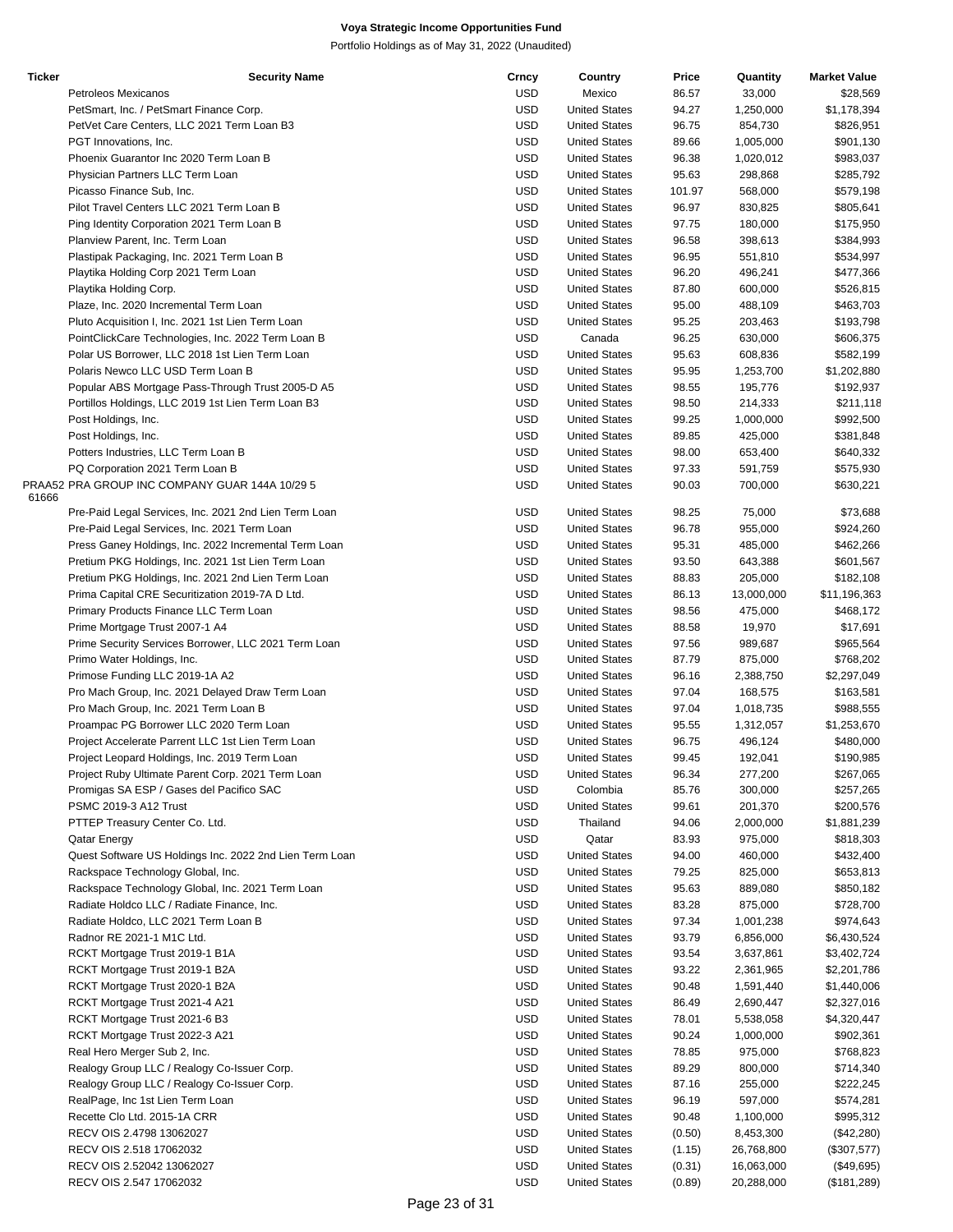**Voya Strategic Income Opportunities Fund**

Portfolio Holdings as of May 31, 2022 (Unaudited)

| Ticker | Security Name | Crncy | Country | Price | Quantity | Market Value |
|---|---|---|---|---|---|---|
| | Petroleos Mexicanos | USD | Mexico | 86.57 | 33,000 | $28,569 |
| | PetSmart, Inc. / PetSmart Finance Corp. | USD | United States | 94.27 | 1,250,000 | $1,178,394 |
| | PetVet Care Centers, LLC 2021 Term Loan B3 | USD | United States | 96.75 | 854,730 | $826,951 |
| | PGT Innovations, Inc. | USD | United States | 89.66 | 1,005,000 | $901,130 |
| | Phoenix Guarantor Inc 2020 Term Loan B | USD | United States | 96.38 | 1,020,012 | $983,037 |
| | Physician Partners LLC Term Loan | USD | United States | 95.63 | 298,868 | $285,792 |
| | Picasso Finance Sub, Inc. | USD | United States | 101.97 | 568,000 | $579,198 |
| | Pilot Travel Centers LLC 2021 Term Loan B | USD | United States | 96.97 | 830,825 | $805,641 |
| | Ping Identity Corporation 2021 Term Loan B | USD | United States | 97.75 | 180,000 | $175,950 |
| | Planview Parent, Inc. Term Loan | USD | United States | 96.58 | 398,613 | $384,993 |
| | Plastipak Packaging, Inc. 2021 Term Loan B | USD | United States | 96.95 | 551,810 | $534,997 |
| | Playtika Holding Corp 2021 Term Loan | USD | United States | 96.20 | 496,241 | $477,366 |
| | Playtika Holding Corp. | USD | United States | 87.80 | 600,000 | $526,815 |
| | Plaze, Inc. 2020 Incremental Term Loan | USD | United States | 95.00 | 488,109 | $463,703 |
| | Pluto Acquisition I, Inc. 2021 1st Lien Term Loan | USD | United States | 95.25 | 203,463 | $193,798 |
| | PointClickCare Technologies, Inc. 2022 Term Loan B | USD | Canada | 96.25 | 630,000 | $606,375 |
| | Polar US Borrower, LLC 2018 1st Lien Term Loan | USD | United States | 95.63 | 608,836 | $582,199 |
| | Polaris Newco LLC USD Term Loan B | USD | United States | 95.95 | 1,253,700 | $1,202,880 |
| | Popular ABS Mortgage Pass-Through Trust 2005-D A5 | USD | United States | 98.55 | 195,776 | $192,937 |
| | Portillos Holdings, LLC 2019 1st Lien Term Loan B3 | USD | United States | 98.50 | 214,333 | $211,118 |
| | Post Holdings, Inc. | USD | United States | 99.25 | 1,000,000 | $992,500 |
| | Post Holdings, Inc. | USD | United States | 89.85 | 425,000 | $381,848 |
| | Potters Industries, LLC Term Loan B | USD | United States | 98.00 | 653,400 | $640,332 |
| | PQ Corporation 2021 Term Loan B | USD | United States | 97.33 | 591,759 | $575,930 |
| PRAA52 61666 | PRA GROUP INC COMPANY GUAR 144A 10/29 5 | USD | United States | 90.03 | 700,000 | $630,221 |
| | Pre-Paid Legal Services, Inc. 2021 2nd Lien Term Loan | USD | United States | 98.25 | 75,000 | $73,688 |
| | Pre-Paid Legal Services, Inc. 2021 Term Loan | USD | United States | 96.78 | 955,000 | $924,260 |
| | Press Ganey Holdings, Inc. 2022 Incremental Term Loan | USD | United States | 95.31 | 485,000 | $462,266 |
| | Pretium PKG Holdings, Inc. 2021 1st Lien Term Loan | USD | United States | 93.50 | 643,388 | $601,567 |
| | Pretium PKG Holdings, Inc. 2021 2nd Lien Term Loan | USD | United States | 88.83 | 205,000 | $182,108 |
| | Prima Capital CRE Securitization 2019-7A D Ltd. | USD | United States | 86.13 | 13,000,000 | $11,196,363 |
| | Primary Products Finance LLC Term Loan | USD | United States | 98.56 | 475,000 | $468,172 |
| | Prime Mortgage Trust 2007-1 A4 | USD | United States | 88.58 | 19,970 | $17,691 |
| | Prime Security Services Borrower, LLC 2021 Term Loan | USD | United States | 97.56 | 989,687 | $965,564 |
| | Primo Water Holdings, Inc. | USD | United States | 87.79 | 875,000 | $768,202 |
| | Primose Funding LLC 2019-1A A2 | USD | United States | 96.16 | 2,388,750 | $2,297,049 |
| | Pro Mach Group, Inc. 2021 Delayed Draw Term Loan | USD | United States | 97.04 | 168,575 | $163,581 |
| | Pro Mach Group, Inc. 2021 Term Loan B | USD | United States | 97.04 | 1,018,735 | $988,555 |
| | Proampac PG Borrower LLC 2020 Term Loan | USD | United States | 95.55 | 1,312,057 | $1,253,670 |
| | Project Accelerate Parrent LLC 1st Lien Term Loan | USD | United States | 96.75 | 496,124 | $480,000 |
| | Project Leopard Holdings, Inc. 2019 Term Loan | USD | United States | 99.45 | 192,041 | $190,985 |
| | Project Ruby Ultimate Parent Corp. 2021 Term Loan | USD | United States | 96.34 | 277,200 | $267,065 |
| | Promigas SA ESP / Gases del Pacifico SAC | USD | Colombia | 85.76 | 300,000 | $257,265 |
| | PSMC 2019-3 A12 Trust | USD | United States | 99.61 | 201,370 | $200,576 |
| | PTTEP Treasury Center Co. Ltd. | USD | Thailand | 94.06 | 2,000,000 | $1,881,239 |
| | Qatar Energy | USD | Qatar | 83.93 | 975,000 | $818,303 |
| | Quest Software US Holdings Inc. 2022 2nd Lien Term Loan | USD | United States | 94.00 | 460,000 | $432,400 |
| | Rackspace Technology Global, Inc. | USD | United States | 79.25 | 825,000 | $653,813 |
| | Rackspace Technology Global, Inc. 2021 Term Loan | USD | United States | 95.63 | 889,080 | $850,182 |
| | Radiate Holdco LLC / Radiate Finance, Inc. | USD | United States | 83.28 | 875,000 | $728,700 |
| | Radiate Holdco, LLC 2021 Term Loan B | USD | United States | 97.34 | 1,001,238 | $974,643 |
| | Radnor RE 2021-1 M1C Ltd. | USD | United States | 93.79 | 6,856,000 | $6,430,524 |
| | RCKT Mortgage Trust 2019-1 B1A | USD | United States | 93.54 | 3,637,861 | $3,402,724 |
| | RCKT Mortgage Trust 2019-1 B2A | USD | United States | 93.22 | 2,361,965 | $2,201,786 |
| | RCKT Mortgage Trust 2020-1 B2A | USD | United States | 90.48 | 1,591,440 | $1,440,006 |
| | RCKT Mortgage Trust 2021-4 A21 | USD | United States | 86.49 | 2,690,447 | $2,327,016 |
| | RCKT Mortgage Trust 2021-6 B3 | USD | United States | 78.01 | 5,538,058 | $4,320,447 |
| | RCKT Mortgage Trust 2022-3 A21 | USD | United States | 90.24 | 1,000,000 | $902,361 |
| | Real Hero Merger Sub 2, Inc. | USD | United States | 78.85 | 975,000 | $768,823 |
| | Realogy Group LLC / Realogy Co-Issuer Corp. | USD | United States | 89.29 | 800,000 | $714,340 |
| | Realogy Group LLC / Realogy Co-Issuer Corp. | USD | United States | 87.16 | 255,000 | $222,245 |
| | RealPage, Inc 1st Lien Term Loan | USD | United States | 96.19 | 597,000 | $574,281 |
| | Recette Clo Ltd. 2015-1A CRR | USD | United States | 90.48 | 1,100,000 | $995,312 |
| | RECV OIS 2.4798 13062027 | USD | United States | (0.50) | 8,453,300 | ($42,280) |
| | RECV OIS 2.518 17062032 | USD | United States | (1.15) | 26,768,800 | ($307,577) |
| | RECV OIS 2.52042 13062027 | USD | United States | (0.31) | 16,063,000 | ($49,695) |
| | RECV OIS 2.547 17062032 | USD | United States | (0.89) | 20,288,000 | ($181,289) |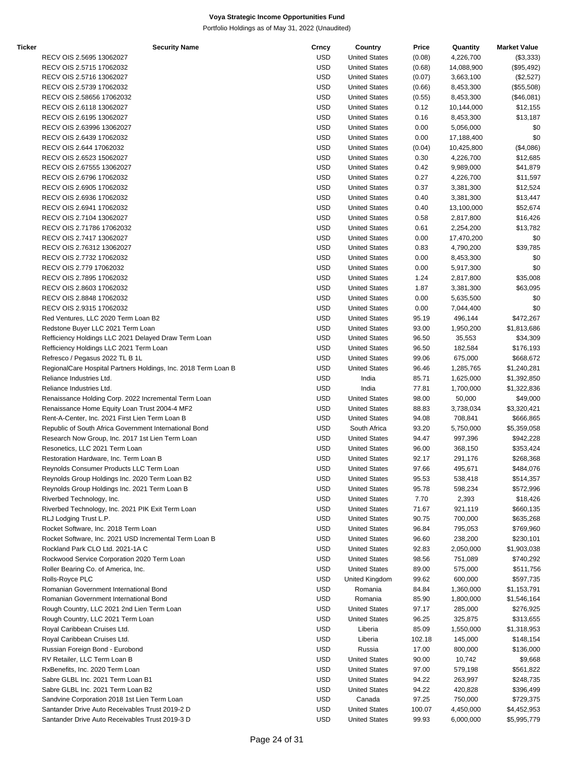# Voya Strategic Income Opportunities Fund

Portfolio Holdings as of May 31, 2022 (Unaudited)

| Ticker | Security Name | Crncy | Country | Price | Quantity | Market Value |
|---|---|---|---|---|---|---|
| | RECV OIS 2.5695 13062027 | USD | United States | (0.08) | 4,226,700 | ($3,333) |
| | RECV OIS 2.5715 17062032 | USD | United States | (0.68) | 14,088,900 | ($95,492) |
| | RECV OIS 2.5716 13062027 | USD | United States | (0.07) | 3,663,100 | ($2,527) |
| | RECV OIS 2.5739 17062032 | USD | United States | (0.66) | 8,453,300 | ($55,508) |
| | RECV OIS 2.58656 17062032 | USD | United States | (0.55) | 8,453,300 | ($46,081) |
| | RECV OIS 2.6118 13062027 | USD | United States | 0.12 | 10,144,000 | $12,155 |
| | RECV OIS 2.6195 13062027 | USD | United States | 0.16 | 8,453,300 | $13,187 |
| | RECV OIS 2.63996 13062027 | USD | United States | 0.00 | 5,056,000 | $0 |
| | RECV OIS 2.6439 17062032 | USD | United States | 0.00 | 17,188,400 | $0 |
| | RECV OIS 2.644 17062032 | USD | United States | (0.04) | 10,425,800 | ($4,086) |
| | RECV OIS 2.6523 15062027 | USD | United States | 0.30 | 4,226,700 | $12,685 |
| | RECV OIS 2.67555 13062027 | USD | United States | 0.42 | 9,989,000 | $41,879 |
| | RECV OIS 2.6796 17062032 | USD | United States | 0.27 | 4,226,700 | $11,597 |
| | RECV OIS 2.6905 17062032 | USD | United States | 0.37 | 3,381,300 | $12,524 |
| | RECV OIS 2.6936 17062032 | USD | United States | 0.40 | 3,381,300 | $13,447 |
| | RECV OIS 2.6941 17062032 | USD | United States | 0.40 | 13,100,000 | $52,674 |
| | RECV OIS 2.7104 13062027 | USD | United States | 0.58 | 2,817,800 | $16,426 |
| | RECV OIS 2.71786 17062032 | USD | United States | 0.61 | 2,254,200 | $13,782 |
| | RECV OIS 2.7417 13062027 | USD | United States | 0.00 | 17,470,200 | $0 |
| | RECV OIS 2.76312 13062027 | USD | United States | 0.83 | 4,790,200 | $39,785 |
| | RECV OIS 2.7732 17062032 | USD | United States | 0.00 | 8,453,300 | $0 |
| | RECV OIS 2.779 17062032 | USD | United States | 0.00 | 5,917,300 | $0 |
| | RECV OIS 2.7895 17062032 | USD | United States | 1.24 | 2,817,800 | $35,008 |
| | RECV OIS 2.8603 17062032 | USD | United States | 1.87 | 3,381,300 | $63,095 |
| | RECV OIS 2.8848 17062032 | USD | United States | 0.00 | 5,635,500 | $0 |
| | RECV OIS 2.9315 17062032 | USD | United States | 0.00 | 7,044,400 | $0 |
| | Red Ventures, LLC 2020 Term Loan B2 | USD | United States | 95.19 | 496,144 | $472,267 |
| | Redstone Buyer LLC 2021 Term Loan | USD | United States | 93.00 | 1,950,200 | $1,813,686 |
| | Refficiency Holdings LLC 2021 Delayed Draw Term Loan | USD | United States | 96.50 | 35,553 | $34,309 |
| | Refficiency Holdings LLC 2021 Term Loan | USD | United States | 96.50 | 182,584 | $176,193 |
| | Refresco / Pegasus 2022 TL B 1L | USD | United States | 99.06 | 675,000 | $668,672 |
| | RegionalCare Hospital Partners Holdings, Inc. 2018 Term Loan B | USD | United States | 96.46 | 1,285,765 | $1,240,281 |
| | Reliance Industries Ltd. | USD | India | 85.71 | 1,625,000 | $1,392,850 |
| | Reliance Industries Ltd. | USD | India | 77.81 | 1,700,000 | $1,322,836 |
| | Renaissance Holding Corp. 2022 Incremental Term Loan | USD | United States | 98.00 | 50,000 | $49,000 |
| | Renaissance Home Equity Loan Trust 2004-4 MF2 | USD | United States | 88.83 | 3,738,034 | $3,320,421 |
| | Rent-A-Center, Inc. 2021 First Lien Term Loan B | USD | United States | 94.08 | 708,841 | $666,865 |
| | Republic of South Africa Government International Bond | USD | South Africa | 93.20 | 5,750,000 | $5,359,058 |
| | Research Now Group, Inc. 2017 1st Lien Term Loan | USD | United States | 94.47 | 997,396 | $942,228 |
| | Resonetics, LLC 2021 Term Loan | USD | United States | 96.00 | 368,150 | $353,424 |
| | Restoration Hardware, Inc. Term Loan B | USD | United States | 92.17 | 291,176 | $268,368 |
| | Reynolds Consumer Products LLC Term Loan | USD | United States | 97.66 | 495,671 | $484,076 |
| | Reynolds Group Holdings Inc. 2020 Term Loan B2 | USD | United States | 95.53 | 538,418 | $514,357 |
| | Reynolds Group Holdings Inc. 2021 Term Loan B | USD | United States | 95.78 | 598,234 | $572,996 |
| | Riverbed Technology, Inc. | USD | United States | 7.70 | 2,393 | $18,426 |
| | Riverbed Technology, Inc. 2021 PIK Exit Term Loan | USD | United States | 71.67 | 921,119 | $660,135 |
| | RLJ Lodging Trust L.P. | USD | United States | 90.75 | 700,000 | $635,268 |
| | Rocket Software, Inc. 2018 Term Loan | USD | United States | 96.84 | 795,053 | $769,960 |
| | Rocket Software, Inc. 2021 USD Incremental Term Loan B | USD | United States | 96.60 | 238,200 | $230,101 |
| | Rockland Park CLO Ltd. 2021-1A C | USD | United States | 92.83 | 2,050,000 | $1,903,038 |
| | Rockwood Service Corporation 2020 Term Loan | USD | United States | 98.56 | 751,089 | $740,292 |
| | Roller Bearing Co. of America, Inc. | USD | United States | 89.00 | 575,000 | $511,756 |
| | Rolls-Royce PLC | USD | United Kingdom | 99.62 | 600,000 | $597,735 |
| | Romanian Government International Bond | USD | Romania | 84.84 | 1,360,000 | $1,153,791 |
| | Romanian Government International Bond | USD | Romania | 85.90 | 1,800,000 | $1,546,164 |
| | Rough Country, LLC 2021 2nd Lien Term Loan | USD | United States | 97.17 | 285,000 | $276,925 |
| | Rough Country, LLC 2021 Term Loan | USD | United States | 96.25 | 325,875 | $313,655 |
| | Royal Caribbean Cruises Ltd. | USD | Liberia | 85.09 | 1,550,000 | $1,318,953 |
| | Royal Caribbean Cruises Ltd. | USD | Liberia | 102.18 | 145,000 | $148,154 |
| | Russian Foreign Bond - Eurobond | USD | Russia | 17.00 | 800,000 | $136,000 |
| | RV Retailer, LLC Term Loan B | USD | United States | 90.00 | 10,742 | $9,668 |
| | RxBenefits, Inc. 2020 Term Loan | USD | United States | 97.00 | 579,198 | $561,822 |
| | Sabre GLBL Inc. 2021 Term Loan B1 | USD | United States | 94.22 | 263,997 | $248,735 |
| | Sabre GLBL Inc. 2021 Term Loan B2 | USD | United States | 94.22 | 420,828 | $396,499 |
| | Sandvine Corporation 2018 1st Lien Term Loan | USD | Canada | 97.25 | 750,000 | $729,375 |
| | Santander Drive Auto Receivables Trust 2019-2 D | USD | United States | 100.07 | 4,450,000 | $4,452,953 |
| | Santander Drive Auto Receivables Trust 2019-3 D | USD | United States | 99.93 | 6,000,000 | $5,995,779 |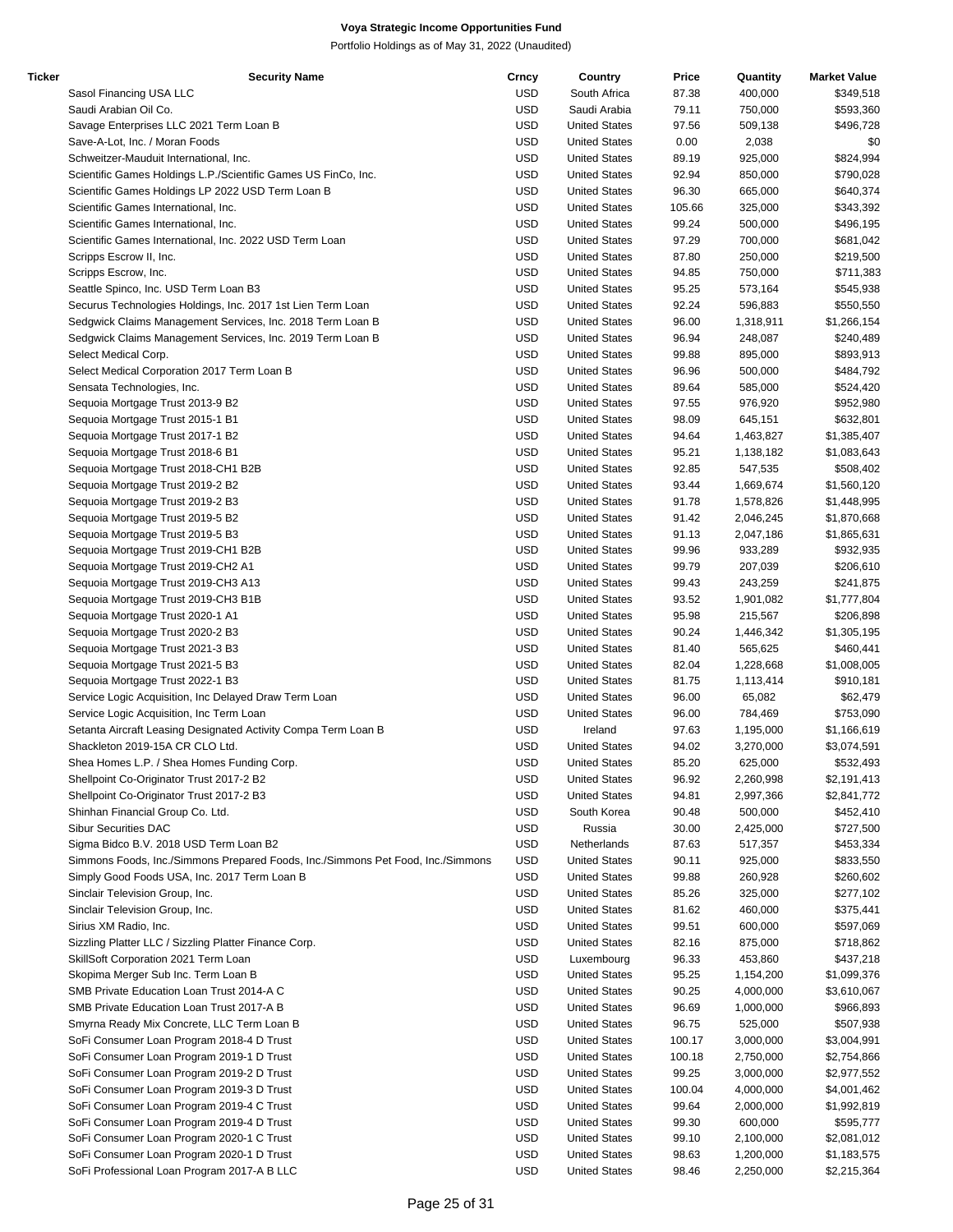**Voya Strategic Income Opportunities Fund**

Portfolio Holdings as of May 31, 2022 (Unaudited)

| Ticker | Security Name | Crncy | Country | Price | Quantity | Market Value |
|---|---|---|---|---|---|---|
| | Sasol Financing USA LLC | USD | South Africa | 87.38 | 400,000 | $349,518 |
| | Saudi Arabian Oil Co. | USD | Saudi Arabia | 79.11 | 750,000 | $593,360 |
| | Savage Enterprises LLC 2021 Term Loan B | USD | United States | 97.56 | 509,138 | $496,728 |
| | Save-A-Lot, Inc. / Moran Foods | USD | United States | 0.00 | 2,038 | $0 |
| | Schweitzer-Mauduit International, Inc. | USD | United States | 89.19 | 925,000 | $824,994 |
| | Scientific Games Holdings L.P./Scientific Games US FinCo, Inc. | USD | United States | 92.94 | 850,000 | $790,028 |
| | Scientific Games Holdings LP 2022 USD Term Loan B | USD | United States | 96.30 | 665,000 | $640,374 |
| | Scientific Games International, Inc. | USD | United States | 105.66 | 325,000 | $343,392 |
| | Scientific Games International, Inc. | USD | United States | 99.24 | 500,000 | $496,195 |
| | Scientific Games International, Inc. 2022 USD Term Loan | USD | United States | 97.29 | 700,000 | $681,042 |
| | Scripps Escrow II, Inc. | USD | United States | 87.80 | 250,000 | $219,500 |
| | Scripps Escrow, Inc. | USD | United States | 94.85 | 750,000 | $711,383 |
| | Seattle Spinco, Inc. USD Term Loan B3 | USD | United States | 95.25 | 573,164 | $545,938 |
| | Securus Technologies Holdings, Inc. 2017 1st Lien Term Loan | USD | United States | 92.24 | 596,883 | $550,550 |
| | Sedgwick Claims Management Services, Inc. 2018 Term Loan B | USD | United States | 96.00 | 1,318,911 | $1,266,154 |
| | Sedgwick Claims Management Services, Inc. 2019 Term Loan B | USD | United States | 96.94 | 248,087 | $240,489 |
| | Select Medical Corp. | USD | United States | 99.88 | 895,000 | $893,913 |
| | Select Medical Corporation 2017 Term Loan B | USD | United States | 96.96 | 500,000 | $484,792 |
| | Sensata Technologies, Inc. | USD | United States | 89.64 | 585,000 | $524,420 |
| | Sequoia Mortgage Trust 2013-9 B2 | USD | United States | 97.55 | 976,920 | $952,980 |
| | Sequoia Mortgage Trust 2015-1 B1 | USD | United States | 98.09 | 645,151 | $632,801 |
| | Sequoia Mortgage Trust 2017-1 B2 | USD | United States | 94.64 | 1,463,827 | $1,385,407 |
| | Sequoia Mortgage Trust 2018-6 B1 | USD | United States | 95.21 | 1,138,182 | $1,083,643 |
| | Sequoia Mortgage Trust 2018-CH1 B2B | USD | United States | 92.85 | 547,535 | $508,402 |
| | Sequoia Mortgage Trust 2019-2 B2 | USD | United States | 93.44 | 1,669,674 | $1,560,120 |
| | Sequoia Mortgage Trust 2019-2 B3 | USD | United States | 91.78 | 1,578,826 | $1,448,995 |
| | Sequoia Mortgage Trust 2019-5 B2 | USD | United States | 91.42 | 2,046,245 | $1,870,668 |
| | Sequoia Mortgage Trust 2019-5 B3 | USD | United States | 91.13 | 2,047,186 | $1,865,631 |
| | Sequoia Mortgage Trust 2019-CH1 B2B | USD | United States | 99.96 | 933,289 | $932,935 |
| | Sequoia Mortgage Trust 2019-CH2 A1 | USD | United States | 99.79 | 207,039 | $206,610 |
| | Sequoia Mortgage Trust 2019-CH3 A13 | USD | United States | 99.43 | 243,259 | $241,875 |
| | Sequoia Mortgage Trust 2019-CH3 B1B | USD | United States | 93.52 | 1,901,082 | $1,777,804 |
| | Sequoia Mortgage Trust 2020-1 A1 | USD | United States | 95.98 | 215,567 | $206,898 |
| | Sequoia Mortgage Trust 2020-2 B3 | USD | United States | 90.24 | 1,446,342 | $1,305,195 |
| | Sequoia Mortgage Trust 2021-3 B3 | USD | United States | 81.40 | 565,625 | $460,441 |
| | Sequoia Mortgage Trust 2021-5 B3 | USD | United States | 82.04 | 1,228,668 | $1,008,005 |
| | Sequoia Mortgage Trust 2022-1 B3 | USD | United States | 81.75 | 1,113,414 | $910,181 |
| | Service Logic Acquisition, Inc Delayed Draw Term Loan | USD | United States | 96.00 | 65,082 | $62,479 |
| | Service Logic Acquisition, Inc Term Loan | USD | United States | 96.00 | 784,469 | $753,090 |
| | Setanta Aircraft Leasing Designated Activity Compa Term Loan B | USD | Ireland | 97.63 | 1,195,000 | $1,166,619 |
| | Shackleton 2019-15A CR CLO Ltd. | USD | United States | 94.02 | 3,270,000 | $3,074,591 |
| | Shea Homes L.P. / Shea Homes Funding Corp. | USD | United States | 85.20 | 625,000 | $532,493 |
| | Shellpoint Co-Originator Trust 2017-2 B2 | USD | United States | 96.92 | 2,260,998 | $2,191,413 |
| | Shellpoint Co-Originator Trust 2017-2 B3 | USD | United States | 94.81 | 2,997,366 | $2,841,772 |
| | Shinhan Financial Group Co. Ltd. | USD | South Korea | 90.48 | 500,000 | $452,410 |
| | Sibur Securities DAC | USD | Russia | 30.00 | 2,425,000 | $727,500 |
| | Sigma Bidco B.V. 2018 USD Term Loan B2 | USD | Netherlands | 87.63 | 517,357 | $453,334 |
| | Simmons Foods, Inc./Simmons Prepared Foods, Inc./Simmons Pet Food, Inc./Simmons | USD | United States | 90.11 | 925,000 | $833,550 |
| | Simply Good Foods USA, Inc. 2017 Term Loan B | USD | United States | 99.88 | 260,928 | $260,602 |
| | Sinclair Television Group, Inc. | USD | United States | 85.26 | 325,000 | $277,102 |
| | Sinclair Television Group, Inc. | USD | United States | 81.62 | 460,000 | $375,441 |
| | Sirius XM Radio, Inc. | USD | United States | 99.51 | 600,000 | $597,069 |
| | Sizzling Platter LLC / Sizzling Platter Finance Corp. | USD | United States | 82.16 | 875,000 | $718,862 |
| | SkillSoft Corporation 2021 Term Loan | USD | Luxembourg | 96.33 | 453,860 | $437,218 |
| | Skopima Merger Sub Inc. Term Loan B | USD | United States | 95.25 | 1,154,200 | $1,099,376 |
| | SMB Private Education Loan Trust 2014-A C | USD | United States | 90.25 | 4,000,000 | $3,610,067 |
| | SMB Private Education Loan Trust 2017-A B | USD | United States | 96.69 | 1,000,000 | $966,893 |
| | Smyrna Ready Mix Concrete, LLC Term Loan B | USD | United States | 96.75 | 525,000 | $507,938 |
| | SoFi Consumer Loan Program 2018-4 D Trust | USD | United States | 100.17 | 3,000,000 | $3,004,991 |
| | SoFi Consumer Loan Program 2019-1 D Trust | USD | United States | 100.18 | 2,750,000 | $2,754,866 |
| | SoFi Consumer Loan Program 2019-2 D Trust | USD | United States | 99.25 | 3,000,000 | $2,977,552 |
| | SoFi Consumer Loan Program 2019-3 D Trust | USD | United States | 100.04 | 4,000,000 | $4,001,462 |
| | SoFi Consumer Loan Program 2019-4 C Trust | USD | United States | 99.64 | 2,000,000 | $1,992,819 |
| | SoFi Consumer Loan Program 2019-4 D Trust | USD | United States | 99.30 | 600,000 | $595,777 |
| | SoFi Consumer Loan Program 2020-1 C Trust | USD | United States | 99.10 | 2,100,000 | $2,081,012 |
| | SoFi Consumer Loan Program 2020-1 D Trust | USD | United States | 98.63 | 1,200,000 | $1,183,575 |
| | SoFi Professional Loan Program 2017-A B LLC | USD | United States | 98.46 | 2,250,000 | $2,215,364 |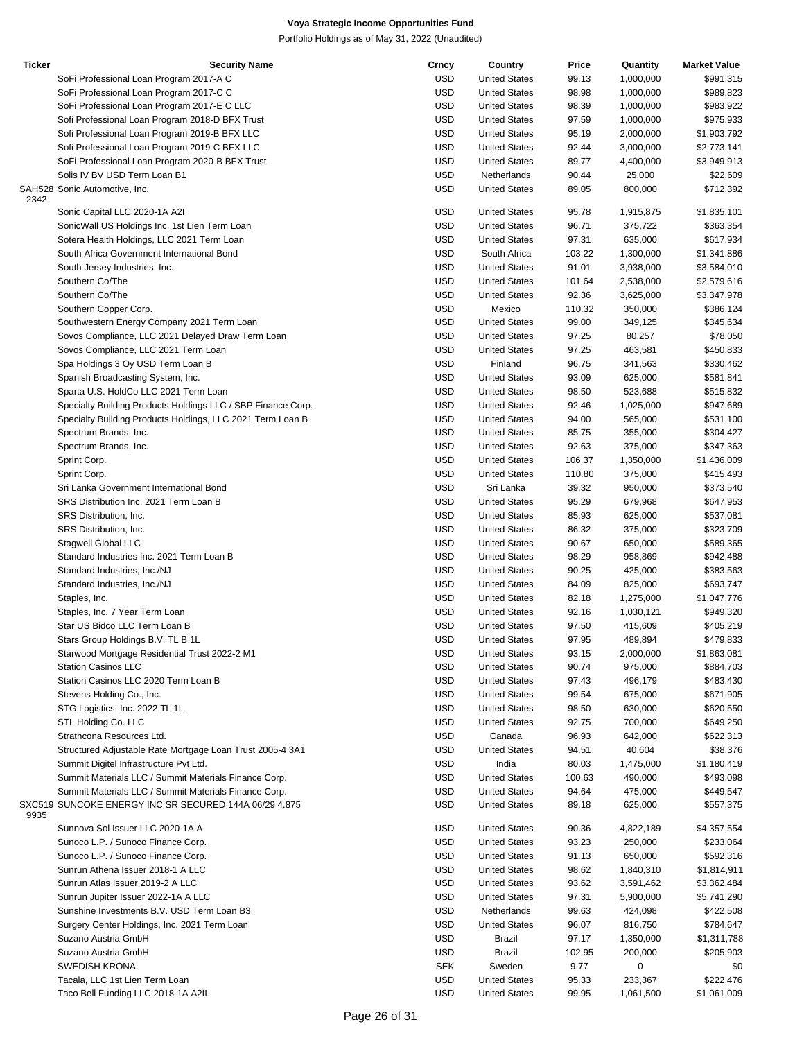# Voya Strategic Income Opportunities Fund

Portfolio Holdings as of May 31, 2022 (Unaudited)

| Ticker | Security Name | Crncy | Country | Price | Quantity | Market Value |
|---|---|---|---|---|---|---|
| | SoFi Professional Loan Program 2017-A C | USD | United States | 99.13 | 1,000,000 | $991,315 |
| | SoFi Professional Loan Program 2017-C C | USD | United States | 98.98 | 1,000,000 | $989,823 |
| | SoFi Professional Loan Program 2017-E C LLC | USD | United States | 98.39 | 1,000,000 | $983,922 |
| | Sofi Professional Loan Program 2018-D BFX Trust | USD | United States | 97.59 | 1,000,000 | $975,933 |
| | Sofi Professional Loan Program 2019-B BFX LLC | USD | United States | 95.19 | 2,000,000 | $1,903,792 |
| | Sofi Professional Loan Program 2019-C BFX LLC | USD | United States | 92.44 | 3,000,000 | $2,773,141 |
| | SoFi Professional Loan Program 2020-B BFX Trust | USD | United States | 89.77 | 4,400,000 | $3,949,913 |
| | Solis IV BV USD Term Loan B1 | USD | Netherlands | 90.44 | 25,000 | $22,609 |
| SAH528 2342 | Sonic Automotive, Inc. | USD | United States | 89.05 | 800,000 | $712,392 |
| | Sonic Capital LLC 2020-1A A2I | USD | United States | 95.78 | 1,915,875 | $1,835,101 |
| | SonicWall US Holdings Inc. 1st Lien Term Loan | USD | United States | 96.71 | 375,722 | $363,354 |
| | Sotera Health Holdings, LLC 2021 Term Loan | USD | United States | 97.31 | 635,000 | $617,934 |
| | South Africa Government International Bond | USD | South Africa | 103.22 | 1,300,000 | $1,341,886 |
| | South Jersey Industries, Inc. | USD | United States | 91.01 | 3,938,000 | $3,584,010 |
| | Southern Co/The | USD | United States | 101.64 | 2,538,000 | $2,579,616 |
| | Southern Co/The | USD | United States | 92.36 | 3,625,000 | $3,347,978 |
| | Southern Copper Corp. | USD | Mexico | 110.32 | 350,000 | $386,124 |
| | Southwestern Energy Company 2021 Term Loan | USD | United States | 99.00 | 349,125 | $345,634 |
| | Sovos Compliance, LLC 2021 Delayed Draw Term Loan | USD | United States | 97.25 | 80,257 | $78,050 |
| | Sovos Compliance, LLC 2021 Term Loan | USD | United States | 97.25 | 463,581 | $450,833 |
| | Spa Holdings 3 Oy USD Term Loan B | USD | Finland | 96.75 | 341,563 | $330,462 |
| | Spanish Broadcasting System, Inc. | USD | United States | 93.09 | 625,000 | $581,841 |
| | Sparta U.S. HoldCo LLC 2021 Term Loan | USD | United States | 98.50 | 523,688 | $515,832 |
| | Specialty Building Products Holdings LLC / SBP Finance Corp. | USD | United States | 92.46 | 1,025,000 | $947,689 |
| | Specialty Building Products Holdings, LLC 2021 Term Loan B | USD | United States | 94.00 | 565,000 | $531,100 |
| | Spectrum Brands, Inc. | USD | United States | 85.75 | 355,000 | $304,427 |
| | Spectrum Brands, Inc. | USD | United States | 92.63 | 375,000 | $347,363 |
| | Sprint Corp. | USD | United States | 106.37 | 1,350,000 | $1,436,009 |
| | Sprint Corp. | USD | United States | 110.80 | 375,000 | $415,493 |
| | Sri Lanka Government International Bond | USD | Sri Lanka | 39.32 | 950,000 | $373,540 |
| | SRS Distribution Inc. 2021 Term Loan B | USD | United States | 95.29 | 679,968 | $647,953 |
| | SRS Distribution, Inc. | USD | United States | 85.93 | 625,000 | $537,081 |
| | SRS Distribution, Inc. | USD | United States | 86.32 | 375,000 | $323,709 |
| | Stagwell Global LLC | USD | United States | 90.67 | 650,000 | $589,365 |
| | Standard Industries Inc. 2021 Term Loan B | USD | United States | 98.29 | 958,869 | $942,488 |
| | Standard Industries, Inc./NJ | USD | United States | 90.25 | 425,000 | $383,563 |
| | Standard Industries, Inc./NJ | USD | United States | 84.09 | 825,000 | $693,747 |
| | Staples, Inc. | USD | United States | 82.18 | 1,275,000 | $1,047,776 |
| | Staples, Inc. 7 Year Term Loan | USD | United States | 92.16 | 1,030,121 | $949,320 |
| | Star US Bidco LLC Term Loan B | USD | United States | 97.50 | 415,609 | $405,219 |
| | Stars Group Holdings B.V. TL B 1L | USD | United States | 97.95 | 489,894 | $479,833 |
| | Starwood Mortgage Residential Trust 2022-2 M1 | USD | United States | 93.15 | 2,000,000 | $1,863,081 |
| | Station Casinos LLC | USD | United States | 90.74 | 975,000 | $884,703 |
| | Station Casinos LLC 2020 Term Loan B | USD | United States | 97.43 | 496,179 | $483,430 |
| | Stevens Holding Co., Inc. | USD | United States | 99.54 | 675,000 | $671,905 |
| | STG Logistics, Inc. 2022 TL 1L | USD | United States | 98.50 | 630,000 | $620,550 |
| | STL Holding Co. LLC | USD | United States | 92.75 | 700,000 | $649,250 |
| | Strathcona Resources Ltd. | USD | Canada | 96.93 | 642,000 | $622,313 |
| | Structured Adjustable Rate Mortgage Loan Trust 2005-4 3A1 | USD | United States | 94.51 | 40,604 | $38,376 |
| | Summit Digitel Infrastructure Pvt Ltd. | USD | India | 80.03 | 1,475,000 | $1,180,419 |
| | Summit Materials LLC / Summit Materials Finance Corp. | USD | United States | 100.63 | 490,000 | $493,098 |
| | Summit Materials LLC / Summit Materials Finance Corp. | USD | United States | 94.64 | 475,000 | $449,547 |
| SXC519 9935 | SUNCOKE ENERGY INC SR SECURED 144A 06/29 4.875 | USD | United States | 89.18 | 625,000 | $557,375 |
| | Sunnova Sol Issuer LLC 2020-1A A | USD | United States | 90.36 | 4,822,189 | $4,357,554 |
| | Sunoco L.P. / Sunoco Finance Corp. | USD | United States | 93.23 | 250,000 | $233,064 |
| | Sunoco L.P. / Sunoco Finance Corp. | USD | United States | 91.13 | 650,000 | $592,316 |
| | Sunrun Athena Issuer 2018-1 A LLC | USD | United States | 98.62 | 1,840,310 | $1,814,911 |
| | Sunrun Atlas Issuer 2019-2 A LLC | USD | United States | 93.62 | 3,591,462 | $3,362,484 |
| | Sunrun Jupiter Issuer 2022-1A A LLC | USD | United States | 97.31 | 5,900,000 | $5,741,290 |
| | Sunshine Investments B.V. USD Term Loan B3 | USD | Netherlands | 99.63 | 424,098 | $422,508 |
| | Surgery Center Holdings, Inc. 2021 Term Loan | USD | United States | 96.07 | 816,750 | $784,647 |
| | Suzano Austria GmbH | USD | Brazil | 97.17 | 1,350,000 | $1,311,788 |
| | Suzano Austria GmbH | USD | Brazil | 102.95 | 200,000 | $205,903 |
| | SWEDISH KRONA | SEK | Sweden | 9.77 | 0 | $0 |
| | Tacala, LLC 1st Lien Term Loan | USD | United States | 95.33 | 233,367 | $222,476 |
| | Taco Bell Funding LLC 2018-1A A2II | USD | United States | 99.95 | 1,061,500 | $1,061,009 |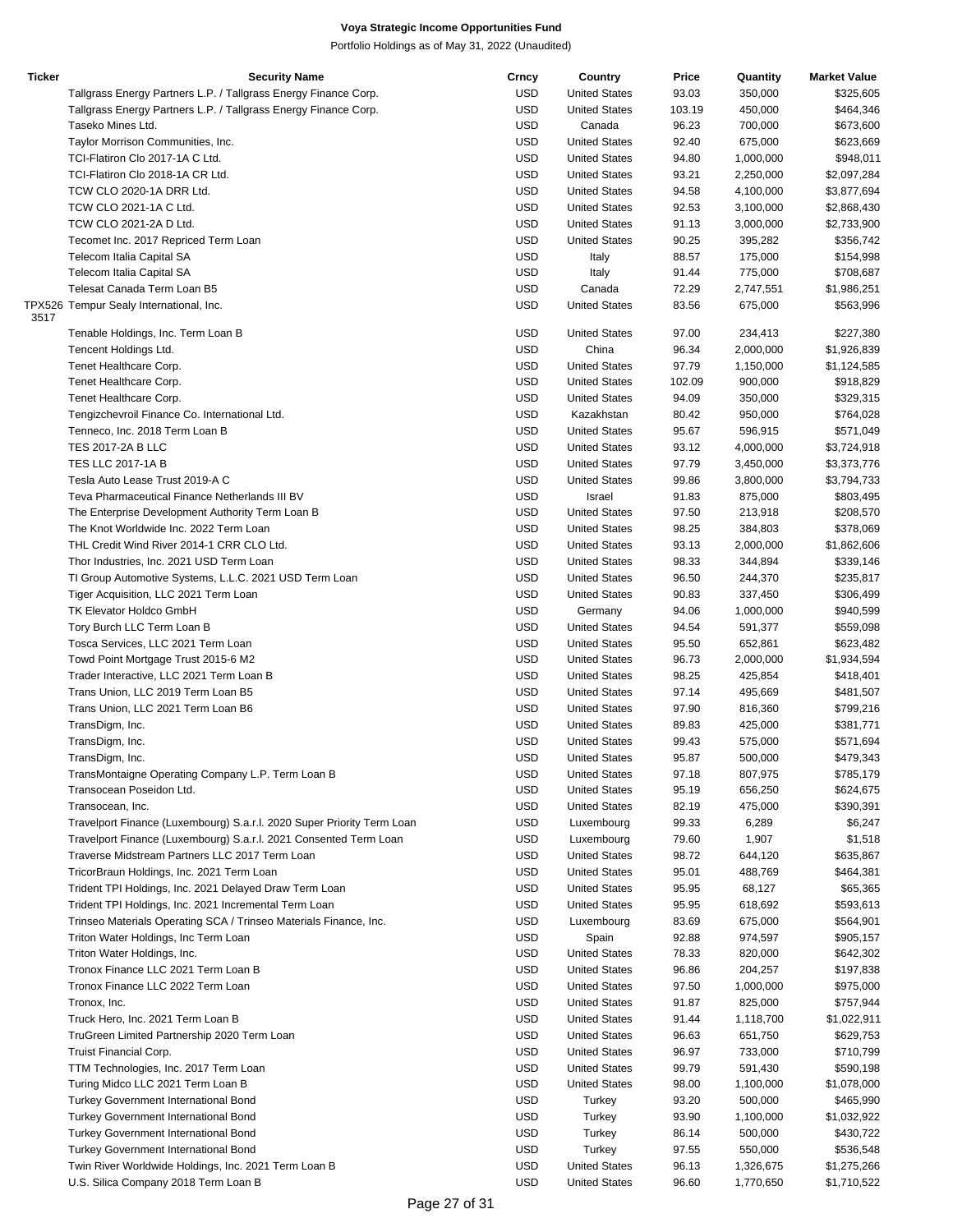**Voya Strategic Income Opportunities Fund**

Portfolio Holdings as of May 31, 2022 (Unaudited)

| Ticker | Security Name | Crncy | Country | Price | Quantity | Market Value |
|---|---|---|---|---|---|---|
| | Tallgrass Energy Partners L.P. / Tallgrass Energy Finance Corp. | USD | United States | 93.03 | 350,000 | $325,605 |
| | Tallgrass Energy Partners L.P. / Tallgrass Energy Finance Corp. | USD | United States | 103.19 | 450,000 | $464,346 |
| | Taseko Mines Ltd. | USD | Canada | 96.23 | 700,000 | $673,600 |
| | Taylor Morrison Communities, Inc. | USD | United States | 92.40 | 675,000 | $623,669 |
| | TCI-Flatiron Clo 2017-1A C Ltd. | USD | United States | 94.80 | 1,000,000 | $948,011 |
| | TCI-Flatiron Clo 2018-1A CR Ltd. | USD | United States | 93.21 | 2,250,000 | $2,097,284 |
| | TCW CLO 2020-1A DRR Ltd. | USD | United States | 94.58 | 4,100,000 | $3,877,694 |
| | TCW CLO 2021-1A C Ltd. | USD | United States | 92.53 | 3,100,000 | $2,868,430 |
| | TCW CLO 2021-2A D Ltd. | USD | United States | 91.13 | 3,000,000 | $2,733,900 |
| | Tecomet Inc. 2017 Repriced Term Loan | USD | United States | 90.25 | 395,282 | $356,742 |
| | Telecom Italia Capital SA | USD | Italy | 88.57 | 175,000 | $154,998 |
| | Telecom Italia Capital SA | USD | Italy | 91.44 | 775,000 | $708,687 |
| | Telesat Canada Term Loan B5 | USD | Canada | 72.29 | 2,747,551 | $1,986,251 |
| TPX5263517 | Tempur Sealy International, Inc. | USD | United States | 83.56 | 675,000 | $563,996 |
| | Tenable Holdings, Inc. Term Loan B | USD | United States | 97.00 | 234,413 | $227,380 |
| | Tencent Holdings Ltd. | USD | China | 96.34 | 2,000,000 | $1,926,839 |
| | Tenet Healthcare Corp. | USD | United States | 97.79 | 1,150,000 | $1,124,585 |
| | Tenet Healthcare Corp. | USD | United States | 102.09 | 900,000 | $918,829 |
| | Tenet Healthcare Corp. | USD | United States | 94.09 | 350,000 | $329,315 |
| | Tengizchevroil Finance Co. International Ltd. | USD | Kazakhstan | 80.42 | 950,000 | $764,028 |
| | Tenneco, Inc. 2018 Term Loan B | USD | United States | 95.67 | 596,915 | $571,049 |
| | TES 2017-2A B LLC | USD | United States | 93.12 | 4,000,000 | $3,724,918 |
| | TES LLC 2017-1A B | USD | United States | 97.79 | 3,450,000 | $3,373,776 |
| | Tesla Auto Lease Trust 2019-A C | USD | United States | 99.86 | 3,800,000 | $3,794,733 |
| | Teva Pharmaceutical Finance Netherlands III BV | USD | Israel | 91.83 | 875,000 | $803,495 |
| | The Enterprise Development Authority Term Loan B | USD | United States | 97.50 | 213,918 | $208,570 |
| | The Knot Worldwide Inc. 2022 Term Loan | USD | United States | 98.25 | 384,803 | $378,069 |
| | THL Credit Wind River 2014-1 CRR CLO Ltd. | USD | United States | 93.13 | 2,000,000 | $1,862,606 |
| | Thor Industries, Inc. 2021 USD Term Loan | USD | United States | 98.33 | 344,894 | $339,146 |
| | TI Group Automotive Systems, L.L.C. 2021 USD Term Loan | USD | United States | 96.50 | 244,370 | $235,817 |
| | Tiger Acquisition, LLC 2021 Term Loan | USD | United States | 90.83 | 337,450 | $306,499 |
| | TK Elevator Holdco GmbH | USD | Germany | 94.06 | 1,000,000 | $940,599 |
| | Tory Burch LLC Term Loan B | USD | United States | 94.54 | 591,377 | $559,098 |
| | Tosca Services, LLC 2021 Term Loan | USD | United States | 95.50 | 652,861 | $623,482 |
| | Towd Point Mortgage Trust 2015-6 M2 | USD | United States | 96.73 | 2,000,000 | $1,934,594 |
| | Trader Interactive, LLC 2021 Term Loan B | USD | United States | 98.25 | 425,854 | $418,401 |
| | Trans Union, LLC 2019 Term Loan B5 | USD | United States | 97.14 | 495,669 | $481,507 |
| | Trans Union, LLC 2021 Term Loan B6 | USD | United States | 97.90 | 816,360 | $799,216 |
| | TransDigm, Inc. | USD | United States | 89.83 | 425,000 | $381,771 |
| | TransDigm, Inc. | USD | United States | 99.43 | 575,000 | $571,694 |
| | TransDigm, Inc. | USD | United States | 95.87 | 500,000 | $479,343 |
| | TransMontaigne Operating Company L.P. Term Loan B | USD | United States | 97.18 | 807,975 | $785,179 |
| | Transocean Poseidon Ltd. | USD | United States | 95.19 | 656,250 | $624,675 |
| | Transocean, Inc. | USD | United States | 82.19 | 475,000 | $390,391 |
| | Travelport Finance (Luxembourg) S.a.r.l. 2020 Super Priority Term Loan | USD | Luxembourg | 99.33 | 6,289 | $6,247 |
| | Travelport Finance (Luxembourg) S.a.r.l. 2021 Consented Term Loan | USD | Luxembourg | 79.60 | 1,907 | $1,518 |
| | Traverse Midstream Partners LLC 2017 Term Loan | USD | United States | 98.72 | 644,120 | $635,867 |
| | TricorBraun Holdings, Inc. 2021 Term Loan | USD | United States | 95.01 | 488,769 | $464,381 |
| | Trident TPI Holdings, Inc. 2021 Delayed Draw Term Loan | USD | United States | 95.95 | 68,127 | $65,365 |
| | Trident TPI Holdings, Inc. 2021 Incremental Term Loan | USD | United States | 95.95 | 618,692 | $593,613 |
| | Trinseo Materials Operating SCA / Trinseo Materials Finance, Inc. | USD | Luxembourg | 83.69 | 675,000 | $564,901 |
| | Triton Water Holdings, Inc Term Loan | USD | Spain | 92.88 | 974,597 | $905,157 |
| | Triton Water Holdings, Inc. | USD | United States | 78.33 | 820,000 | $642,302 |
| | Tronox Finance LLC 2021 Term Loan B | USD | United States | 96.86 | 204,257 | $197,838 |
| | Tronox Finance LLC 2022 Term Loan | USD | United States | 97.50 | 1,000,000 | $975,000 |
| | Tronox, Inc. | USD | United States | 91.87 | 825,000 | $757,944 |
| | Truck Hero, Inc. 2021 Term Loan B | USD | United States | 91.44 | 1,118,700 | $1,022,911 |
| | TruGreen Limited Partnership 2020 Term Loan | USD | United States | 96.63 | 651,750 | $629,753 |
| | Truist Financial Corp. | USD | United States | 96.97 | 733,000 | $710,799 |
| | TTM Technologies, Inc. 2017 Term Loan | USD | United States | 99.79 | 591,430 | $590,198 |
| | Turing Midco LLC 2021 Term Loan B | USD | United States | 98.00 | 1,100,000 | $1,078,000 |
| | Turkey Government International Bond | USD | Turkey | 93.20 | 500,000 | $465,990 |
| | Turkey Government International Bond | USD | Turkey | 93.90 | 1,100,000 | $1,032,922 |
| | Turkey Government International Bond | USD | Turkey | 86.14 | 500,000 | $430,722 |
| | Turkey Government International Bond | USD | Turkey | 97.55 | 550,000 | $536,548 |
| | Twin River Worldwide Holdings, Inc. 2021 Term Loan B | USD | United States | 96.13 | 1,326,675 | $1,275,266 |
| | U.S. Silica Company 2018 Term Loan B | USD | United States | 96.60 | 1,770,650 | $1,710,522 |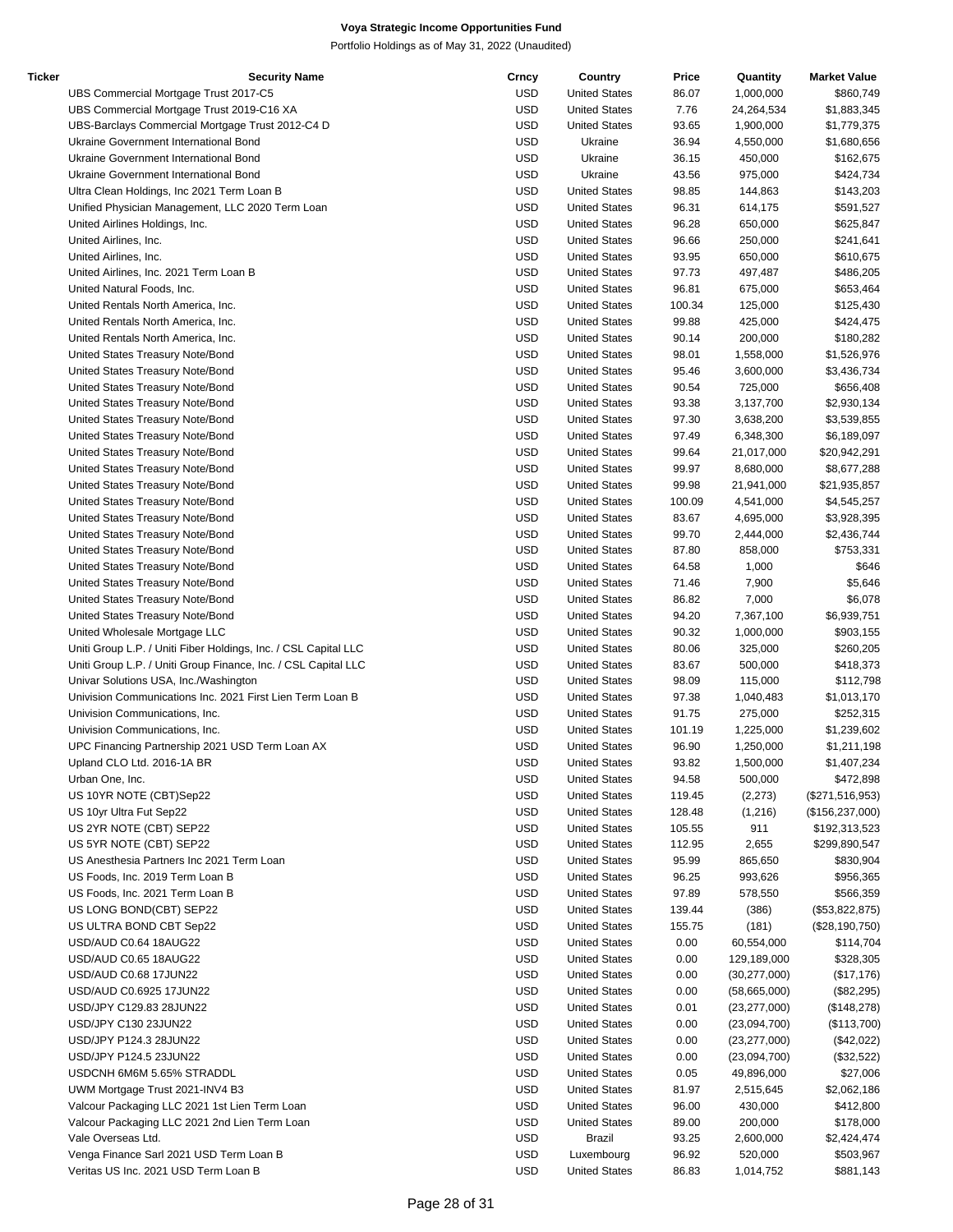**Voya Strategic Income Opportunities Fund**

Portfolio Holdings as of May 31, 2022 (Unaudited)

| Ticker | Security Name | Crncy | Country | Price | Quantity | Market Value |
|---|---|---|---|---|---|---|
| | UBS Commercial Mortgage Trust 2017-C5 | USD | United States | 86.07 | 1,000,000 | $860,749 |
| | UBS Commercial Mortgage Trust 2019-C16 XA | USD | United States | 7.76 | 24,264,534 | $1,883,345 |
| | UBS-Barclays Commercial Mortgage Trust 2012-C4 D | USD | United States | 93.65 | 1,900,000 | $1,779,375 |
| | Ukraine Government International Bond | USD | Ukraine | 36.94 | 4,550,000 | $1,680,656 |
| | Ukraine Government International Bond | USD | Ukraine | 36.15 | 450,000 | $162,675 |
| | Ukraine Government International Bond | USD | Ukraine | 43.56 | 975,000 | $424,734 |
| | Ultra Clean Holdings, Inc 2021 Term Loan B | USD | United States | 98.85 | 144,863 | $143,203 |
| | Unified Physician Management, LLC 2020 Term Loan | USD | United States | 96.31 | 614,175 | $591,527 |
| | United Airlines Holdings, Inc. | USD | United States | 96.28 | 650,000 | $625,847 |
| | United Airlines, Inc. | USD | United States | 96.66 | 250,000 | $241,641 |
| | United Airlines, Inc. | USD | United States | 93.95 | 650,000 | $610,675 |
| | United Airlines, Inc. 2021 Term Loan B | USD | United States | 97.73 | 497,487 | $486,205 |
| | United Natural Foods, Inc. | USD | United States | 96.81 | 675,000 | $653,464 |
| | United Rentals North America, Inc. | USD | United States | 100.34 | 125,000 | $125,430 |
| | United Rentals North America, Inc. | USD | United States | 99.88 | 425,000 | $424,475 |
| | United Rentals North America, Inc. | USD | United States | 90.14 | 200,000 | $180,282 |
| | United States Treasury Note/Bond | USD | United States | 98.01 | 1,558,000 | $1,526,976 |
| | United States Treasury Note/Bond | USD | United States | 95.46 | 3,600,000 | $3,436,734 |
| | United States Treasury Note/Bond | USD | United States | 90.54 | 725,000 | $656,408 |
| | United States Treasury Note/Bond | USD | United States | 93.38 | 3,137,700 | $2,930,134 |
| | United States Treasury Note/Bond | USD | United States | 97.30 | 3,638,200 | $3,539,855 |
| | United States Treasury Note/Bond | USD | United States | 97.49 | 6,348,300 | $6,189,097 |
| | United States Treasury Note/Bond | USD | United States | 99.64 | 21,017,000 | $20,942,291 |
| | United States Treasury Note/Bond | USD | United States | 99.97 | 8,680,000 | $8,677,288 |
| | United States Treasury Note/Bond | USD | United States | 99.98 | 21,941,000 | $21,935,857 |
| | United States Treasury Note/Bond | USD | United States | 100.09 | 4,541,000 | $4,545,257 |
| | United States Treasury Note/Bond | USD | United States | 83.67 | 4,695,000 | $3,928,395 |
| | United States Treasury Note/Bond | USD | United States | 99.70 | 2,444,000 | $2,436,744 |
| | United States Treasury Note/Bond | USD | United States | 87.80 | 858,000 | $753,331 |
| | United States Treasury Note/Bond | USD | United States | 64.58 | 1,000 | $646 |
| | United States Treasury Note/Bond | USD | United States | 71.46 | 7,900 | $5,646 |
| | United States Treasury Note/Bond | USD | United States | 86.82 | 7,000 | $6,078 |
| | United States Treasury Note/Bond | USD | United States | 94.20 | 7,367,100 | $6,939,751 |
| | United Wholesale Mortgage LLC | USD | United States | 90.32 | 1,000,000 | $903,155 |
| | Uniti Group L.P. / Uniti Fiber Holdings, Inc. / CSL Capital LLC | USD | United States | 80.06 | 325,000 | $260,205 |
| | Uniti Group L.P. / Uniti Group Finance, Inc. / CSL Capital LLC | USD | United States | 83.67 | 500,000 | $418,373 |
| | Univar Solutions USA, Inc./Washington | USD | United States | 98.09 | 115,000 | $112,798 |
| | Univision Communications Inc. 2021 First Lien Term Loan B | USD | United States | 97.38 | 1,040,483 | $1,013,170 |
| | Univision Communications, Inc. | USD | United States | 91.75 | 275,000 | $252,315 |
| | Univision Communications, Inc. | USD | United States | 101.19 | 1,225,000 | $1,239,602 |
| | UPC Financing Partnership 2021 USD Term Loan AX | USD | United States | 96.90 | 1,250,000 | $1,211,198 |
| | Upland CLO Ltd. 2016-1A BR | USD | United States | 93.82 | 1,500,000 | $1,407,234 |
| | Urban One, Inc. | USD | United States | 94.58 | 500,000 | $472,898 |
| | US 10YR NOTE (CBT)Sep22 | USD | United States | 119.45 | (2,273) | ($271,516,953) |
| | US 10yr Ultra Fut Sep22 | USD | United States | 128.48 | (1,216) | ($156,237,000) |
| | US 2YR NOTE (CBT) SEP22 | USD | United States | 105.55 | 911 | $192,313,523 |
| | US 5YR NOTE (CBT) SEP22 | USD | United States | 112.95 | 2,655 | $299,890,547 |
| | US Anesthesia Partners Inc 2021 Term Loan | USD | United States | 95.99 | 865,650 | $830,904 |
| | US Foods, Inc. 2019 Term Loan B | USD | United States | 96.25 | 993,626 | $956,365 |
| | US Foods, Inc. 2021 Term Loan B | USD | United States | 97.89 | 578,550 | $566,359 |
| | US LONG BOND(CBT) SEP22 | USD | United States | 139.44 | (386) | ($53,822,875) |
| | US ULTRA BOND CBT Sep22 | USD | United States | 155.75 | (181) | ($28,190,750) |
| | USD/AUD C0.64 18AUG22 | USD | United States | 0.00 | 60,554,000 | $114,704 |
| | USD/AUD C0.65 18AUG22 | USD | United States | 0.00 | 129,189,000 | $328,305 |
| | USD/AUD C0.68 17JUN22 | USD | United States | 0.00 | (30,277,000) | ($17,176) |
| | USD/AUD C0.6925 17JUN22 | USD | United States | 0.00 | (58,665,000) | ($82,295) |
| | USD/JPY C129.83 28JUN22 | USD | United States | 0.01 | (23,277,000) | ($148,278) |
| | USD/JPY C130 23JUN22 | USD | United States | 0.00 | (23,094,700) | ($113,700) |
| | USD/JPY P124.3 28JUN22 | USD | United States | 0.00 | (23,277,000) | ($42,022) |
| | USD/JPY P124.5 23JUN22 | USD | United States | 0.00 | (23,094,700) | ($32,522) |
| | USDCNH 6M6M 5.65% STRADDL | USD | United States | 0.05 | 49,896,000 | $27,006 |
| | UWM Mortgage Trust 2021-INV4 B3 | USD | United States | 81.97 | 2,515,645 | $2,062,186 |
| | Valcour Packaging LLC 2021 1st Lien Term Loan | USD | United States | 96.00 | 430,000 | $412,800 |
| | Valcour Packaging LLC 2021 2nd Lien Term Loan | USD | United States | 89.00 | 200,000 | $178,000 |
| | Vale Overseas Ltd. | USD | Brazil | 93.25 | 2,600,000 | $2,424,474 |
| | Venga Finance Sarl 2021 USD Term Loan B | USD | Luxembourg | 96.92 | 520,000 | $503,967 |
| | Veritas US Inc. 2021 USD Term Loan B | USD | United States | 86.83 | 1,014,752 | $881,143 |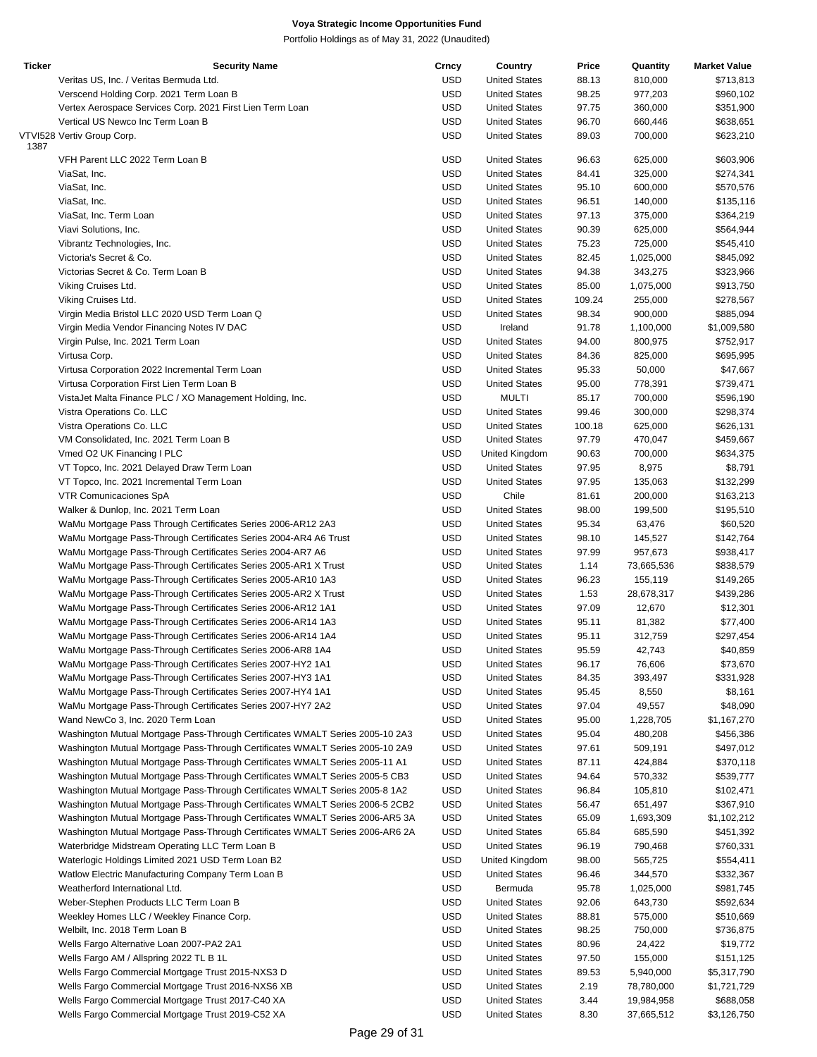# Voya Strategic Income Opportunities Fund

Portfolio Holdings as of May 31, 2022 (Unaudited)

| Ticker | Security Name | Crncy | Country | Price | Quantity | Market Value |
|---|---|---|---|---|---|---|
| | Veritas US, Inc. / Veritas Bermuda Ltd. | USD | United States | 88.13 | 810,000 | $713,813 |
| | Verscend Holding Corp. 2021 Term Loan B | USD | United States | 98.25 | 977,203 | $960,102 |
| | Vertex Aerospace Services Corp. 2021 First Lien Term Loan | USD | United States | 97.75 | 360,000 | $351,900 |
| | Vertical US Newco Inc Term Loan B | USD | United States | 96.70 | 660,446 | $638,651 |
| VTVI528 1387 | Vertiv Group Corp. | USD | United States | 89.03 | 700,000 | $623,210 |
| | VFH Parent LLC 2022 Term Loan B | USD | United States | 96.63 | 625,000 | $603,906 |
| | ViaSat, Inc. | USD | United States | 84.41 | 325,000 | $274,341 |
| | ViaSat, Inc. | USD | United States | 95.10 | 600,000 | $570,576 |
| | ViaSat, Inc. | USD | United States | 96.51 | 140,000 | $135,116 |
| | ViaSat, Inc. Term Loan | USD | United States | 97.13 | 375,000 | $364,219 |
| | Viavi Solutions, Inc. | USD | United States | 90.39 | 625,000 | $564,944 |
| | Vibrantz Technologies, Inc. | USD | United States | 75.23 | 725,000 | $545,410 |
| | Victoria's Secret & Co. | USD | United States | 82.45 | 1,025,000 | $845,092 |
| | Victorias Secret & Co. Term Loan B | USD | United States | 94.38 | 343,275 | $323,966 |
| | Viking Cruises Ltd. | USD | United States | 85.00 | 1,075,000 | $913,750 |
| | Viking Cruises Ltd. | USD | United States | 109.24 | 255,000 | $278,567 |
| | Virgin Media Bristol LLC 2020 USD Term Loan Q | USD | United States | 98.34 | 900,000 | $885,094 |
| | Virgin Media Vendor Financing Notes IV DAC | USD | Ireland | 91.78 | 1,100,000 | $1,009,580 |
| | Virgin Pulse, Inc. 2021 Term Loan | USD | United States | 94.00 | 800,975 | $752,917 |
| | Virtusa Corp. | USD | United States | 84.36 | 825,000 | $695,995 |
| | Virtusa Corporation 2022 Incremental Term Loan | USD | United States | 95.33 | 50,000 | $47,667 |
| | Virtusa Corporation First Lien Term Loan B | USD | United States | 95.00 | 778,391 | $739,471 |
| | VistaJet Malta Finance PLC / XO Management Holding, Inc. | USD | MULTI | 85.17 | 700,000 | $596,190 |
| | Vistra Operations Co. LLC | USD | United States | 99.46 | 300,000 | $298,374 |
| | Vistra Operations Co. LLC | USD | United States | 100.18 | 625,000 | $626,131 |
| | VM Consolidated, Inc. 2021 Term Loan B | USD | United States | 97.79 | 470,047 | $459,667 |
| | Vmed O2 UK Financing I PLC | USD | United Kingdom | 90.63 | 700,000 | $634,375 |
| | VT Topco, Inc. 2021 Delayed Draw Term Loan | USD | United States | 97.95 | 8,975 | $8,791 |
| | VT Topco, Inc. 2021 Incremental Term Loan | USD | United States | 97.95 | 135,063 | $132,299 |
| | VTR Comunicaciones SpA | USD | Chile | 81.61 | 200,000 | $163,213 |
| | Walker & Dunlop, Inc. 2021 Term Loan | USD | United States | 98.00 | 199,500 | $195,510 |
| | WaMu Mortgage Pass Through Certificates Series 2006-AR12 2A3 | USD | United States | 95.34 | 63,476 | $60,520 |
| | WaMu Mortgage Pass-Through Certificates Series 2004-AR4 A6 Trust | USD | United States | 98.10 | 145,527 | $142,764 |
| | WaMu Mortgage Pass-Through Certificates Series 2004-AR7 A6 | USD | United States | 97.99 | 957,673 | $938,417 |
| | WaMu Mortgage Pass-Through Certificates Series 2005-AR1 X Trust | USD | United States | 1.14 | 73,665,536 | $838,579 |
| | WaMu Mortgage Pass-Through Certificates Series 2005-AR10 1A3 | USD | United States | 96.23 | 155,119 | $149,265 |
| | WaMu Mortgage Pass-Through Certificates Series 2005-AR2 X Trust | USD | United States | 1.53 | 28,678,317 | $439,286 |
| | WaMu Mortgage Pass-Through Certificates Series 2006-AR12 1A1 | USD | United States | 97.09 | 12,670 | $12,301 |
| | WaMu Mortgage Pass-Through Certificates Series 2006-AR14 1A3 | USD | United States | 95.11 | 81,382 | $77,400 |
| | WaMu Mortgage Pass-Through Certificates Series 2006-AR14 1A4 | USD | United States | 95.11 | 312,759 | $297,454 |
| | WaMu Mortgage Pass-Through Certificates Series 2006-AR8 1A4 | USD | United States | 95.59 | 42,743 | $40,859 |
| | WaMu Mortgage Pass-Through Certificates Series 2007-HY2 1A1 | USD | United States | 96.17 | 76,606 | $73,670 |
| | WaMu Mortgage Pass-Through Certificates Series 2007-HY3 1A1 | USD | United States | 84.35 | 393,497 | $331,928 |
| | WaMu Mortgage Pass-Through Certificates Series 2007-HY4 1A1 | USD | United States | 95.45 | 8,550 | $8,161 |
| | WaMu Mortgage Pass-Through Certificates Series 2007-HY7 2A2 | USD | United States | 97.04 | 49,557 | $48,090 |
| | Wand NewCo 3, Inc. 2020 Term Loan | USD | United States | 95.00 | 1,228,705 | $1,167,270 |
| | Washington Mutual Mortgage Pass-Through Certificates WMALT Series 2005-10 2A3 | USD | United States | 95.04 | 480,208 | $456,386 |
| | Washington Mutual Mortgage Pass-Through Certificates WMALT Series 2005-10 2A9 | USD | United States | 97.61 | 509,191 | $497,012 |
| | Washington Mutual Mortgage Pass-Through Certificates WMALT Series 2005-11 A1 | USD | United States | 87.11 | 424,884 | $370,118 |
| | Washington Mutual Mortgage Pass-Through Certificates WMALT Series 2005-5 CB3 | USD | United States | 94.64 | 570,332 | $539,777 |
| | Washington Mutual Mortgage Pass-Through Certificates WMALT Series 2005-8 1A2 | USD | United States | 96.84 | 105,810 | $102,471 |
| | Washington Mutual Mortgage Pass-Through Certificates WMALT Series 2006-5 2CB2 | USD | United States | 56.47 | 651,497 | $367,910 |
| | Washington Mutual Mortgage Pass-Through Certificates WMALT Series 2006-AR5 3A | USD | United States | 65.09 | 1,693,309 | $1,102,212 |
| | Washington Mutual Mortgage Pass-Through Certificates WMALT Series 2006-AR6 2A | USD | United States | 65.84 | 685,590 | $451,392 |
| | Waterbridge Midstream Operating LLC Term Loan B | USD | United States | 96.19 | 790,468 | $760,331 |
| | Waterlogic Holdings Limited 2021 USD Term Loan B2 | USD | United Kingdom | 98.00 | 565,725 | $554,411 |
| | Watlow Electric Manufacturing Company Term Loan B | USD | United States | 96.46 | 344,570 | $332,367 |
| | Weatherford International Ltd. | USD | Bermuda | 95.78 | 1,025,000 | $981,745 |
| | Weber-Stephen Products LLC Term Loan B | USD | United States | 92.06 | 643,730 | $592,634 |
| | Weekley Homes LLC / Weekley Finance Corp. | USD | United States | 88.81 | 575,000 | $510,669 |
| | Welbilt, Inc. 2018 Term Loan B | USD | United States | 98.25 | 750,000 | $736,875 |
| | Wells Fargo Alternative Loan 2007-PA2 2A1 | USD | United States | 80.96 | 24,422 | $19,772 |
| | Wells Fargo AM / Allspring 2022 TL B 1L | USD | United States | 97.50 | 155,000 | $151,125 |
| | Wells Fargo Commercial Mortgage Trust 2015-NXS3 D | USD | United States | 89.53 | 5,940,000 | $5,317,790 |
| | Wells Fargo Commercial Mortgage Trust 2016-NXS6 XB | USD | United States | 2.19 | 78,780,000 | $1,721,729 |
| | Wells Fargo Commercial Mortgage Trust 2017-C40 XA | USD | United States | 3.44 | 19,984,958 | $688,058 |
| | Wells Fargo Commercial Mortgage Trust 2019-C52 XA | USD | United States | 8.30 | 37,665,512 | $3,126,750 |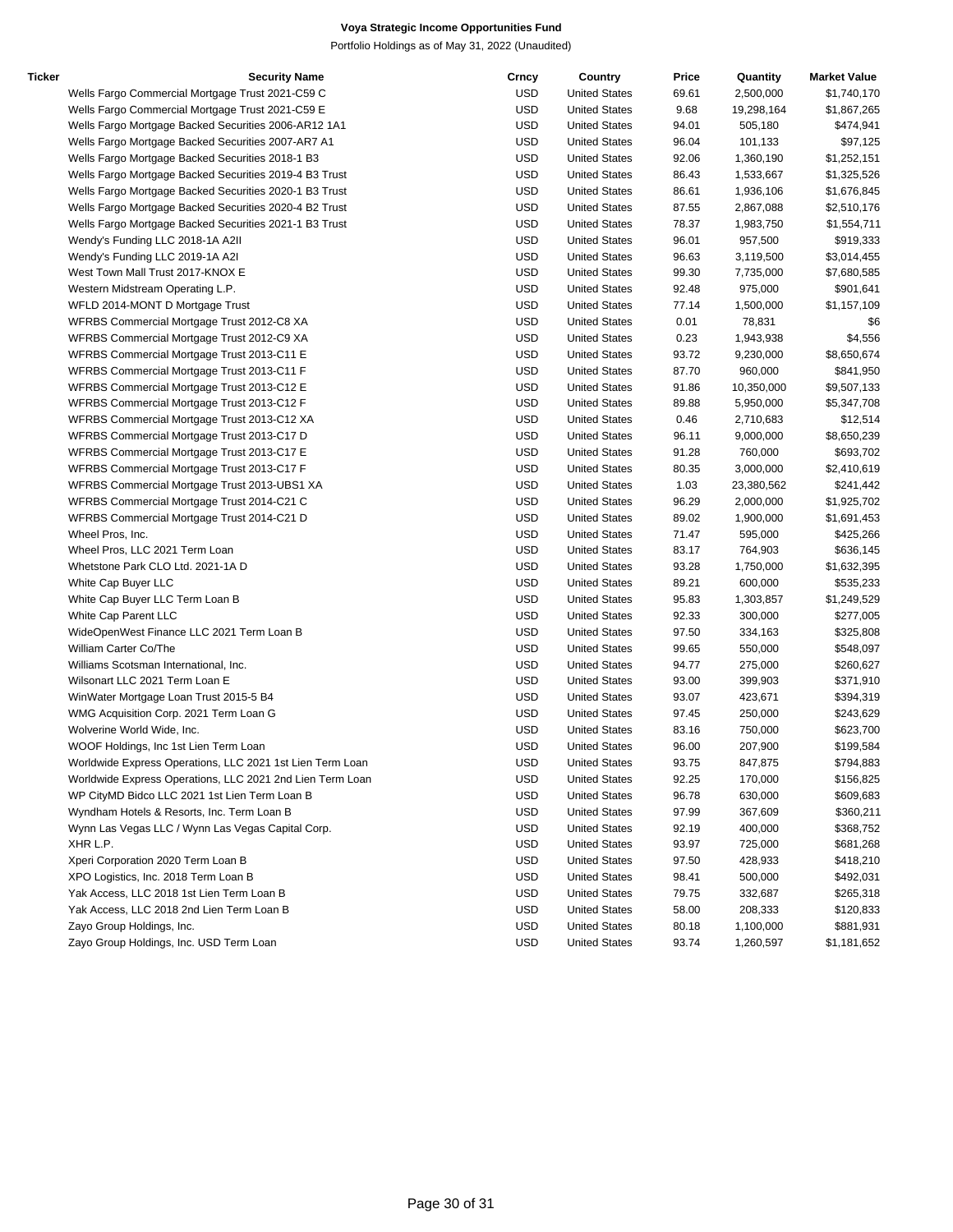**Voya Strategic Income Opportunities Fund**

Portfolio Holdings as of May 31, 2022 (Unaudited)

| Ticker | Security Name | Crncy | Country | Price | Quantity | Market Value |
|---|---|---|---|---|---|---|
| | Wells Fargo Commercial Mortgage Trust 2021-C59 C | USD | United States | 69.61 | 2,500,000 | $1,740,170 |
| | Wells Fargo Commercial Mortgage Trust 2021-C59 E | USD | United States | 9.68 | 19,298,164 | $1,867,265 |
| | Wells Fargo Mortgage Backed Securities 2006-AR12 1A1 | USD | United States | 94.01 | 505,180 | $474,941 |
| | Wells Fargo Mortgage Backed Securities 2007-AR7 A1 | USD | United States | 96.04 | 101,133 | $97,125 |
| | Wells Fargo Mortgage Backed Securities 2018-1 B3 | USD | United States | 92.06 | 1,360,190 | $1,252,151 |
| | Wells Fargo Mortgage Backed Securities 2019-4 B3 Trust | USD | United States | 86.43 | 1,533,667 | $1,325,526 |
| | Wells Fargo Mortgage Backed Securities 2020-1 B3 Trust | USD | United States | 86.61 | 1,936,106 | $1,676,845 |
| | Wells Fargo Mortgage Backed Securities 2020-4 B2 Trust | USD | United States | 87.55 | 2,867,088 | $2,510,176 |
| | Wells Fargo Mortgage Backed Securities 2021-1 B3 Trust | USD | United States | 78.37 | 1,983,750 | $1,554,711 |
| | Wendy's Funding LLC 2018-1A A2II | USD | United States | 96.01 | 957,500 | $919,333 |
| | Wendy's Funding LLC 2019-1A A2I | USD | United States | 96.63 | 3,119,500 | $3,014,455 |
| | West Town Mall Trust 2017-KNOX E | USD | United States | 99.30 | 7,735,000 | $7,680,585 |
| | Western Midstream Operating L.P. | USD | United States | 92.48 | 975,000 | $901,641 |
| | WFLD 2014-MONT D Mortgage Trust | USD | United States | 77.14 | 1,500,000 | $1,157,109 |
| | WFRBS Commercial Mortgage Trust 2012-C8 XA | USD | United States | 0.01 | 78,831 | $6 |
| | WFRBS Commercial Mortgage Trust 2012-C9 XA | USD | United States | 0.23 | 1,943,938 | $4,556 |
| | WFRBS Commercial Mortgage Trust 2013-C11 E | USD | United States | 93.72 | 9,230,000 | $8,650,674 |
| | WFRBS Commercial Mortgage Trust 2013-C11 F | USD | United States | 87.70 | 960,000 | $841,950 |
| | WFRBS Commercial Mortgage Trust 2013-C12 E | USD | United States | 91.86 | 10,350,000 | $9,507,133 |
| | WFRBS Commercial Mortgage Trust 2013-C12 F | USD | United States | 89.88 | 5,950,000 | $5,347,708 |
| | WFRBS Commercial Mortgage Trust 2013-C12 XA | USD | United States | 0.46 | 2,710,683 | $12,514 |
| | WFRBS Commercial Mortgage Trust 2013-C17 D | USD | United States | 96.11 | 9,000,000 | $8,650,239 |
| | WFRBS Commercial Mortgage Trust 2013-C17 E | USD | United States | 91.28 | 760,000 | $693,702 |
| | WFRBS Commercial Mortgage Trust 2013-C17 F | USD | United States | 80.35 | 3,000,000 | $2,410,619 |
| | WFRBS Commercial Mortgage Trust 2013-UBS1 XA | USD | United States | 1.03 | 23,380,562 | $241,442 |
| | WFRBS Commercial Mortgage Trust 2014-C21 C | USD | United States | 96.29 | 2,000,000 | $1,925,702 |
| | WFRBS Commercial Mortgage Trust 2014-C21 D | USD | United States | 89.02 | 1,900,000 | $1,691,453 |
| | Wheel Pros, Inc. | USD | United States | 71.47 | 595,000 | $425,266 |
| | Wheel Pros, LLC 2021 Term Loan | USD | United States | 83.17 | 764,903 | $636,145 |
| | Whetstone Park CLO Ltd. 2021-1A D | USD | United States | 93.28 | 1,750,000 | $1,632,395 |
| | White Cap Buyer LLC | USD | United States | 89.21 | 600,000 | $535,233 |
| | White Cap Buyer LLC Term Loan B | USD | United States | 95.83 | 1,303,857 | $1,249,529 |
| | White Cap Parent LLC | USD | United States | 92.33 | 300,000 | $277,005 |
| | WideOpenWest Finance LLC 2021 Term Loan B | USD | United States | 97.50 | 334,163 | $325,808 |
| | William Carter Co/The | USD | United States | 99.65 | 550,000 | $548,097 |
| | Williams Scotsman International, Inc. | USD | United States | 94.77 | 275,000 | $260,627 |
| | Wilsonart LLC 2021 Term Loan E | USD | United States | 93.00 | 399,903 | $371,910 |
| | WinWater Mortgage Loan Trust 2015-5 B4 | USD | United States | 93.07 | 423,671 | $394,319 |
| | WMG Acquisition Corp. 2021 Term Loan G | USD | United States | 97.45 | 250,000 | $243,629 |
| | Wolverine World Wide, Inc. | USD | United States | 83.16 | 750,000 | $623,700 |
| | WOOF Holdings, Inc 1st Lien Term Loan | USD | United States | 96.00 | 207,900 | $199,584 |
| | Worldwide Express Operations, LLC 2021 1st Lien Term Loan | USD | United States | 93.75 | 847,875 | $794,883 |
| | Worldwide Express Operations, LLC 2021 2nd Lien Term Loan | USD | United States | 92.25 | 170,000 | $156,825 |
| | WP CityMD Bidco LLC 2021 1st Lien Term Loan B | USD | United States | 96.78 | 630,000 | $609,683 |
| | Wyndham Hotels & Resorts, Inc. Term Loan B | USD | United States | 97.99 | 367,609 | $360,211 |
| | Wynn Las Vegas LLC / Wynn Las Vegas Capital Corp. | USD | United States | 92.19 | 400,000 | $368,752 |
| | XHR L.P. | USD | United States | 93.97 | 725,000 | $681,268 |
| | Xperi Corporation 2020 Term Loan B | USD | United States | 97.50 | 428,933 | $418,210 |
| | XPO Logistics, Inc. 2018 Term Loan B | USD | United States | 98.41 | 500,000 | $492,031 |
| | Yak Access, LLC 2018 1st Lien Term Loan B | USD | United States | 79.75 | 332,687 | $265,318 |
| | Yak Access, LLC 2018 2nd Lien Term Loan B | USD | United States | 58.00 | 208,333 | $120,833 |
| | Zayo Group Holdings, Inc. | USD | United States | 80.18 | 1,100,000 | $881,931 |
| | Zayo Group Holdings, Inc. USD Term Loan | USD | United States | 93.74 | 1,260,597 | $1,181,652 |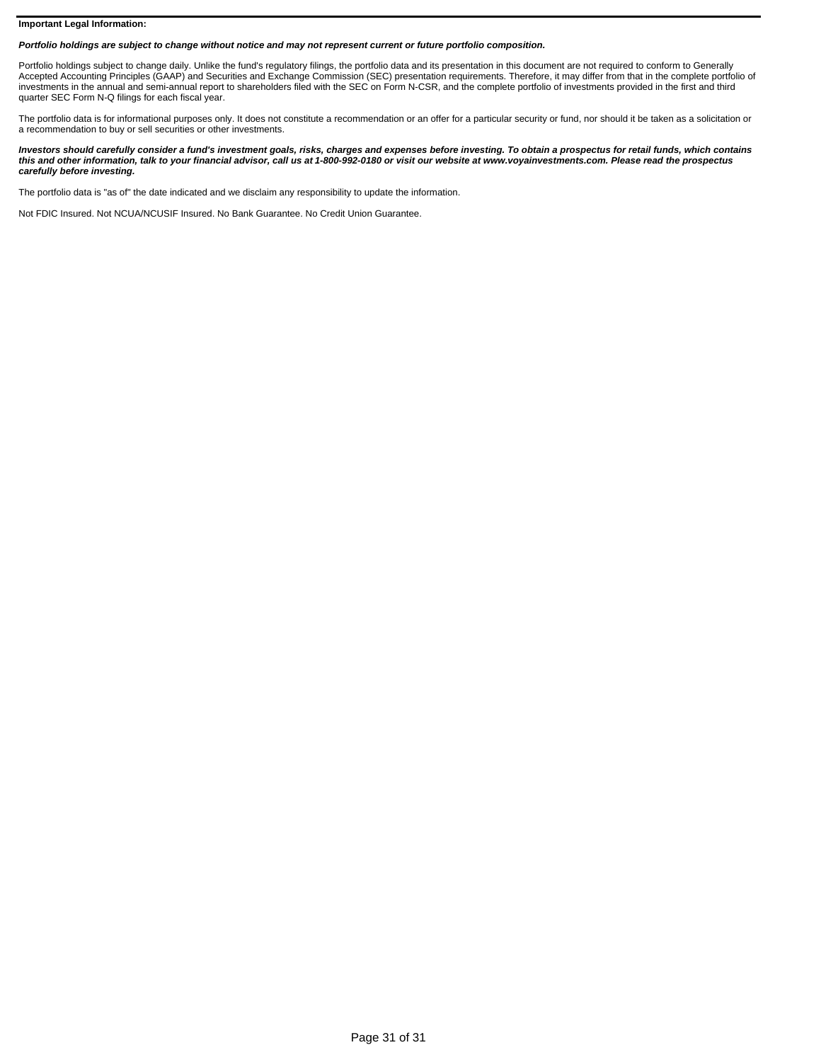**Important Legal Information:**

***Portfolio holdings are subject to change without notice and may not represent current or future portfolio composition.***

Portfolio holdings subject to change daily. Unlike the fund's regulatory filings, the portfolio data and its presentation in this document are not required to conform to Generally Accepted Accounting Principles (GAAP) and Securities and Exchange Commission (SEC) presentation requirements. Therefore, it may differ from that in the complete portfolio of investments in the annual and semi-annual report to shareholders filed with the SEC on Form N-CSR, and the complete portfolio of investments provided in the first and third quarter SEC Form N-Q filings for each fiscal year.

The portfolio data is for informational purposes only. It does not constitute a recommendation or an offer for a particular security or fund, nor should it be taken as a solicitation or a recommendation to buy or sell securities or other investments.

***Investors should carefully consider a fund's investment goals, risks, charges and expenses before investing. To obtain a prospectus for retail funds, which contains this and other information, talk to your financial advisor, call us at 1-800-992-0180 or visit our website at www.voyainvestments.com. Please read the prospectus carefully before investing.***

The portfolio data is "as of" the date indicated and we disclaim any responsibility to update the information.

Not FDIC Insured. Not NCUA/NCUSIF Insured. No Bank Guarantee. No Credit Union Guarantee.